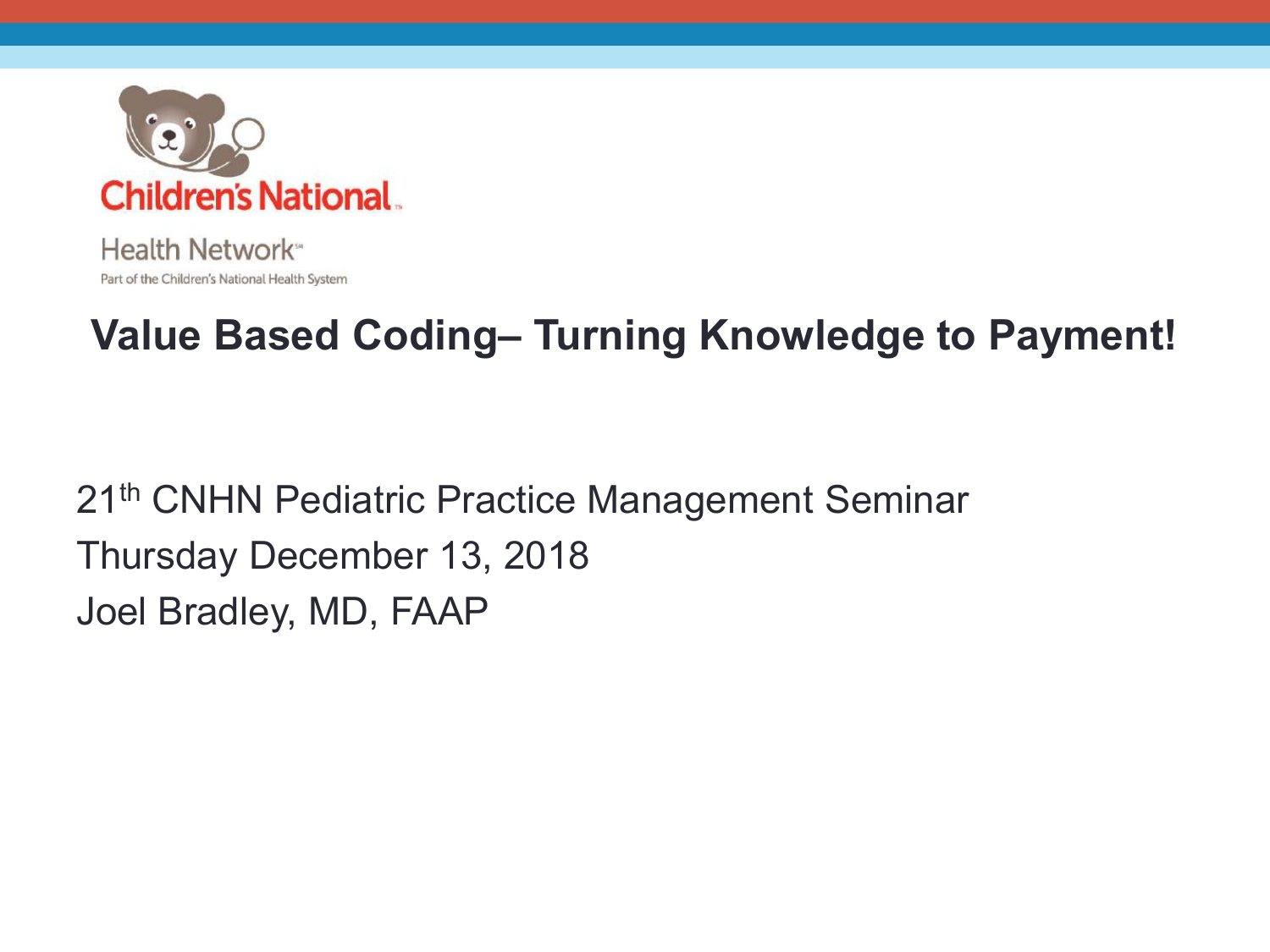Children's National

Health Network

Part of the Children's National Health System

# Value Based Coding– Turning Knowledge to Payment!

21th CNHN Pediatric Practice Management Seminar

Thursday December 13, 2018

Joel Bradley, MD, FAAP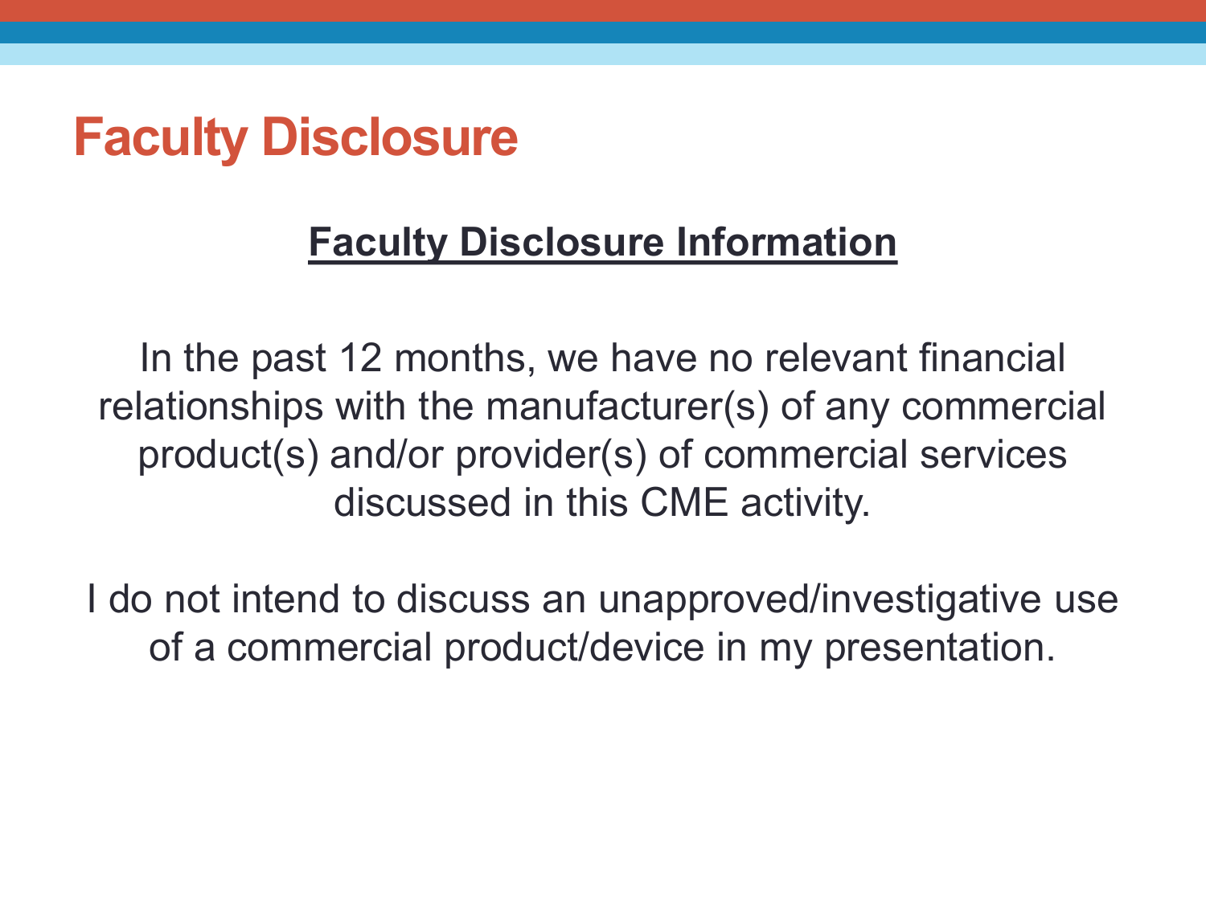# Faculty Disclosure

**Faculty Disclosure Information**

In the past 12 months, we have no relevant financial relationships with the manufacturer(s) of any commercial product(s) and/or provider(s) of commercial services discussed in this CME activity.

I do not intend to discuss an unapproved/investigative use of a commercial product/device in my presentation.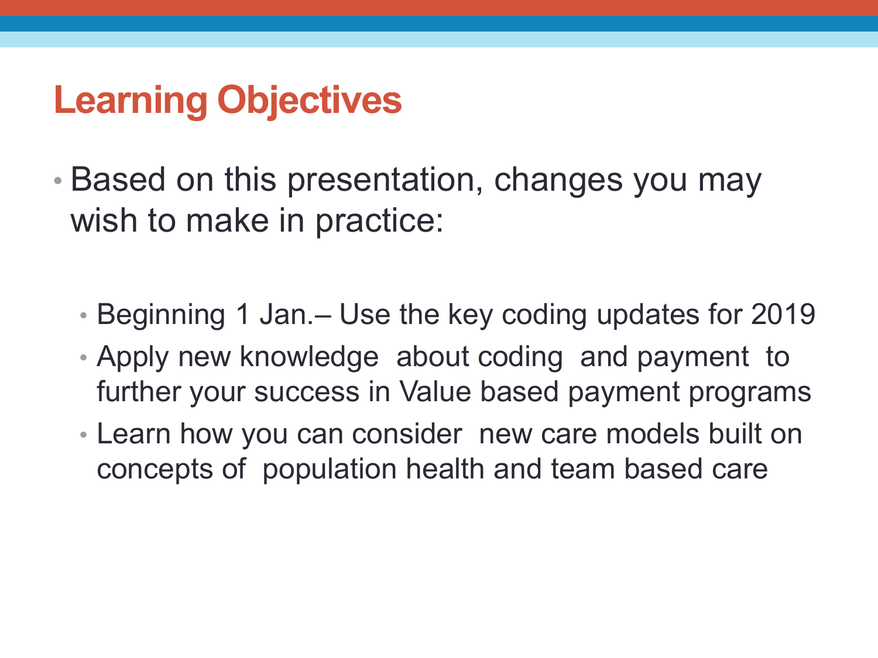# Learning Objectives

- Based on this presentation, changes you may wish to make in practice:
  - Beginning 1 Jan.– Use the key coding updates for 2019
  - Apply new knowledge about coding and payment to further your success in Value based payment programs
  - Learn how you can consider new care models built on concepts of population health and team based care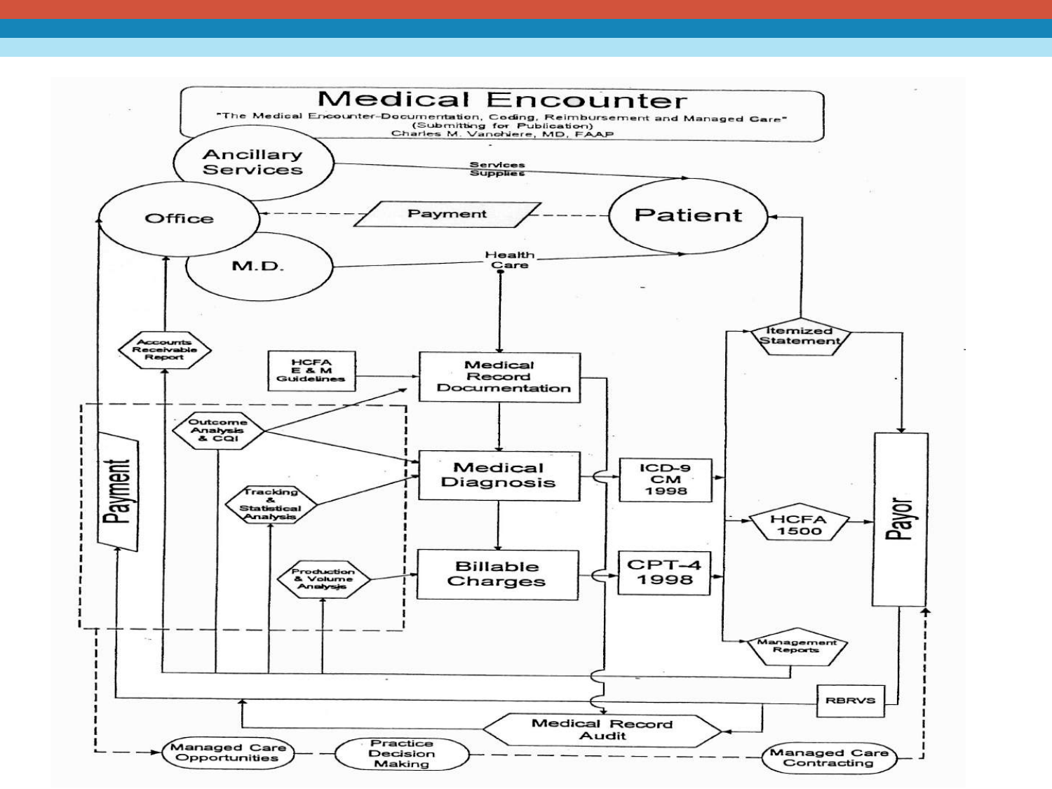# Medical Encounter

"The Medical Encounter-Documentation, Coding, Reimbursement and Managed Care"
(Submitting for Publication)
Charles M. Vanchiere, MD, FAAP

Ancillary Services

Services
Supplies

Office

Payment

Patient

M.D.

Health Care

Accounts Receivable Report

HCFA E & M Guidelines

Medical Record Documentation

Outcome Analysis & CQI

Itemized Statement

Payment

Medical Diagnosis

ICD-9 CM 1998

Tracking & Statistical Analysis

HCFA 1500

Payor

Production & Volume Analysis

Billable Charges

CPT-4 1998

Management Reports

RBRVS

Medical Record Audit

Managed Care Opportunities

Practice Decision Making

Managed Care Contracting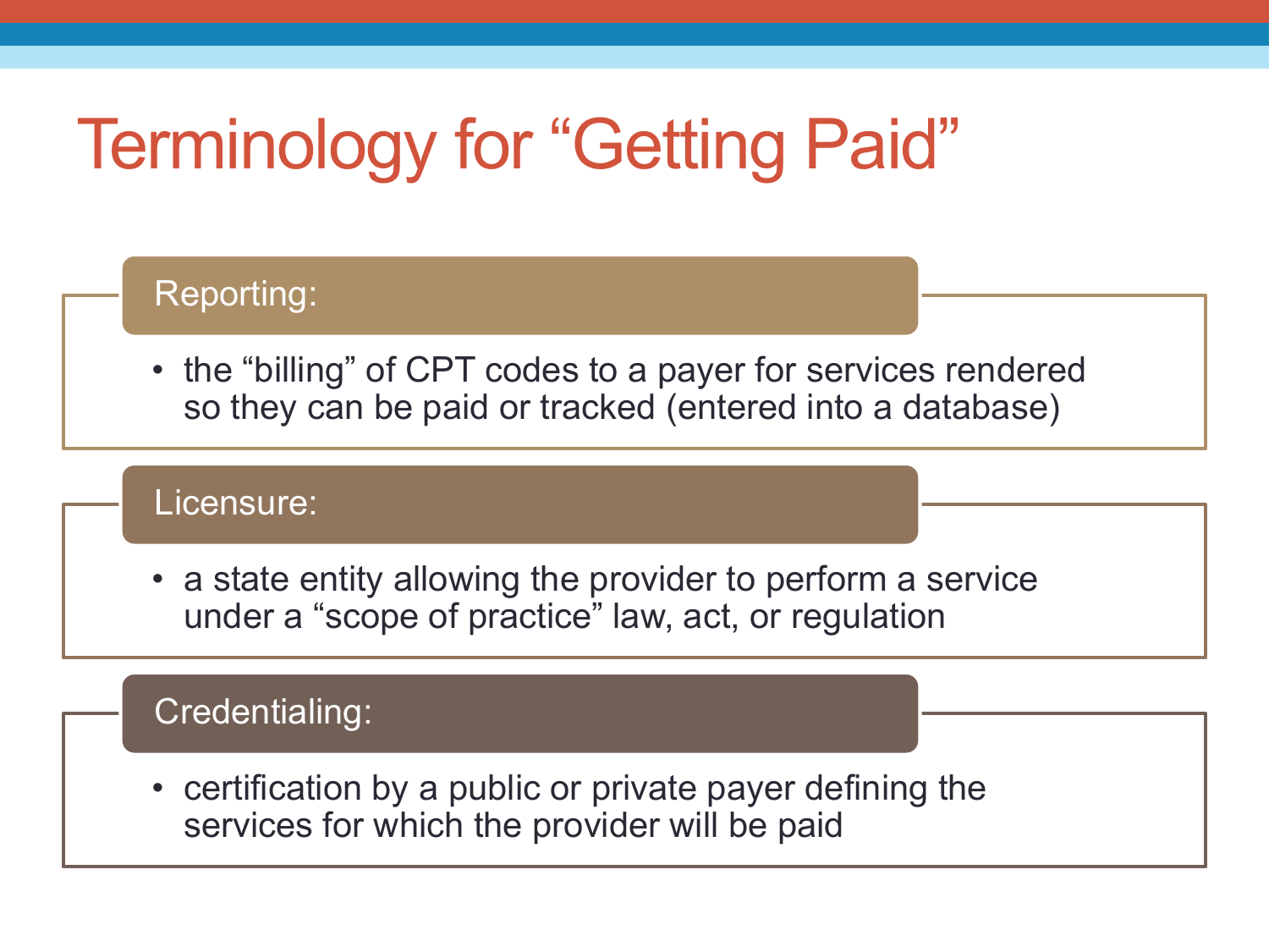# Terminology for "Getting Paid"

**Reporting:**

- the "billing" of CPT codes to a payer for services rendered so they can be paid or tracked (entered into a database)

**Licensure:**

- a state entity allowing the provider to perform a service under a "scope of practice" law, act, or regulation

**Credentialing:**

- certification by a public or private payer defining the services for which the provider will be paid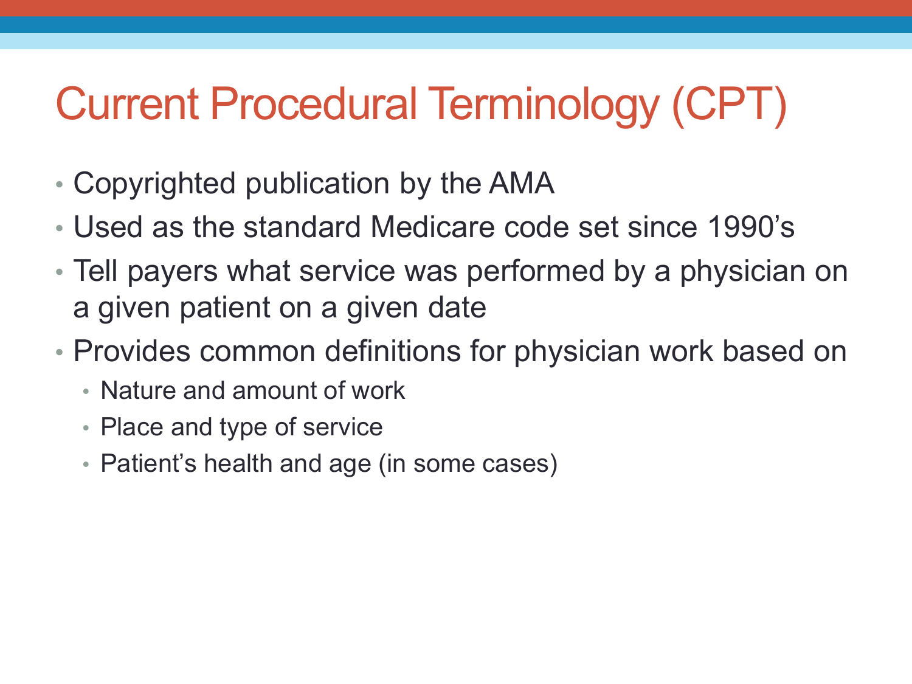# Current Procedural Terminology (CPT)

- Copyrighted publication by the AMA
- Used as the standard Medicare code set since 1990's
- Tell payers what service was performed by a physician on a given patient on a given date
- Provides common definitions for physician work based on
  - Nature and amount of work
  - Place and type of service
  - Patient's health and age (in some cases)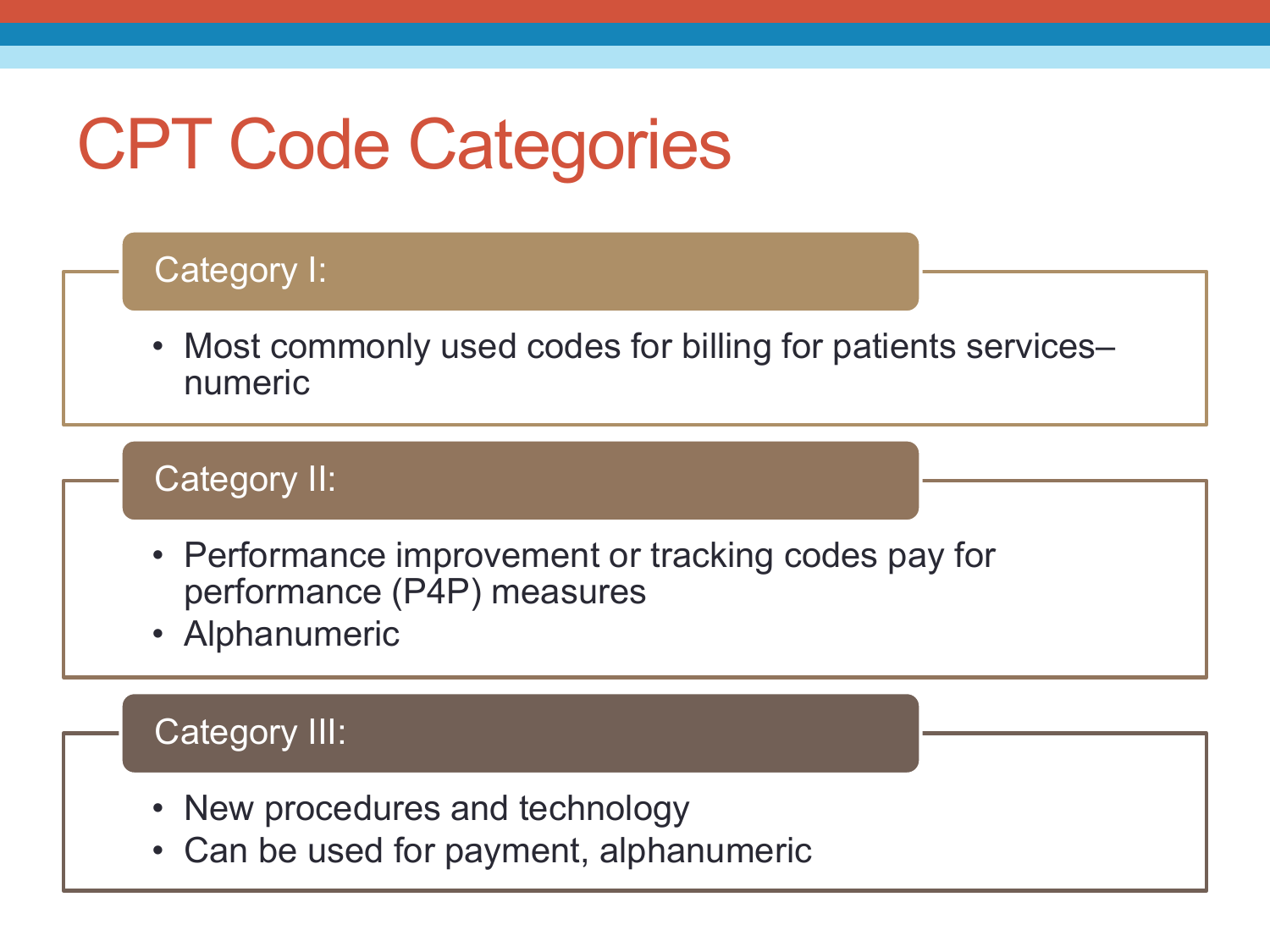# CPT Code Categories

## Category I:

- Most commonly used codes for billing for patients services– numeric

## Category II:

- Performance improvement or tracking codes pay for performance (P4P) measures
- Alphanumeric

## Category III:

- New procedures and technology
- Can be used for payment, alphanumeric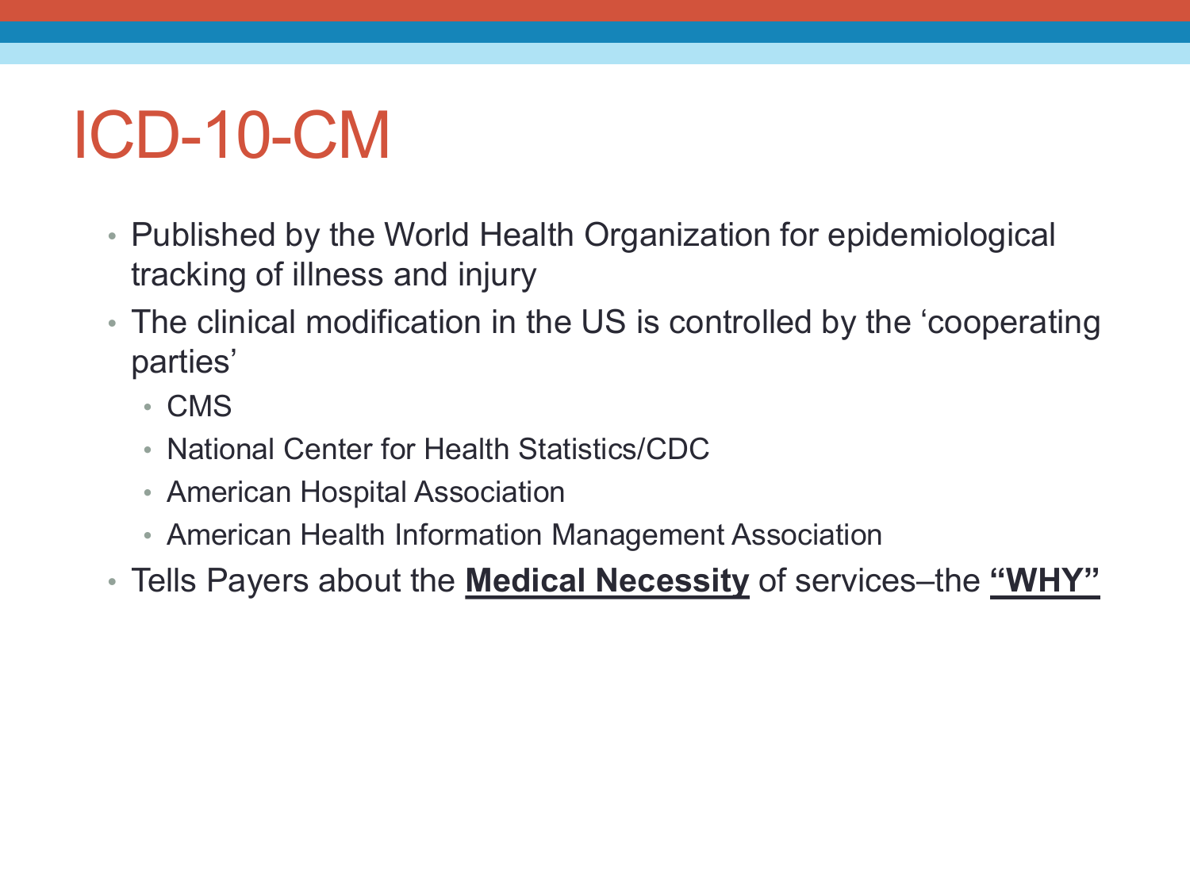# ICD-10-CM

- Published by the World Health Organization for epidemiological tracking of illness and injury
- The clinical modification in the US is controlled by the 'cooperating parties'
  - CMS
  - National Center for Health Statistics/CDC
  - American Hospital Association
  - American Health Information Management Association
- Tells Payers about the **Medical Necessity** of services–the **"WHY"**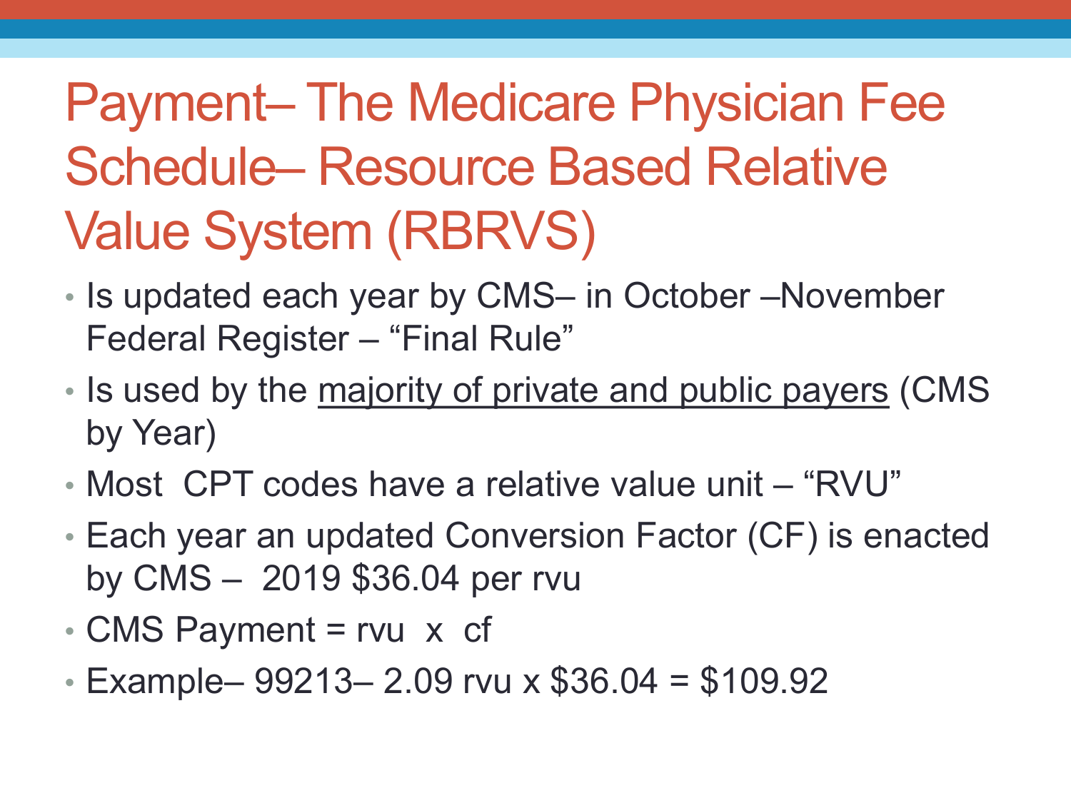# Payment– The Medicare Physician Fee Schedule– Resource Based Relative Value System (RBRVS)

- Is updated each year by CMS– in October –November Federal Register – "Final Rule"
- Is used by the <u>majority of private and public payers</u> (CMS by Year)
- Most CPT codes have a relative value unit – "RVU"
- Each year an updated Conversion Factor (CF) is enacted by CMS – 2019 $36.04 per rvu
- CMS Payment = rvu x cf
- Example– 99213– 2.09 rvu x $36.04 = $109.92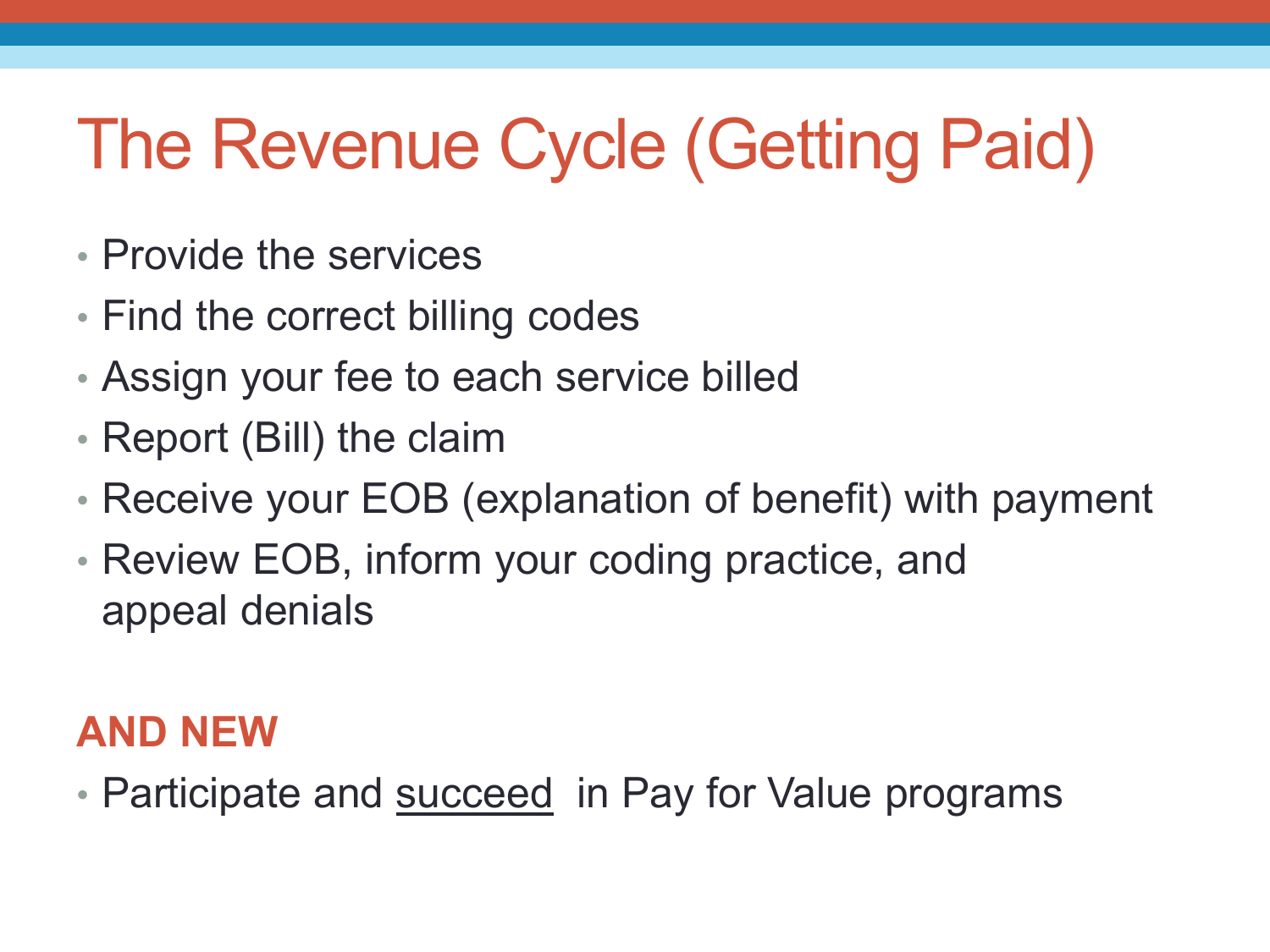# The Revenue Cycle (Getting Paid)

- Provide the services
- Find the correct billing codes
- Assign your fee to each service billed
- Report (Bill) the claim
- Receive your EOB (explanation of benefit) with payment
- Review EOB, inform your coding practice, and appeal denials

**AND NEW**

- Participate and <u>succeed</u> in Pay for Value programs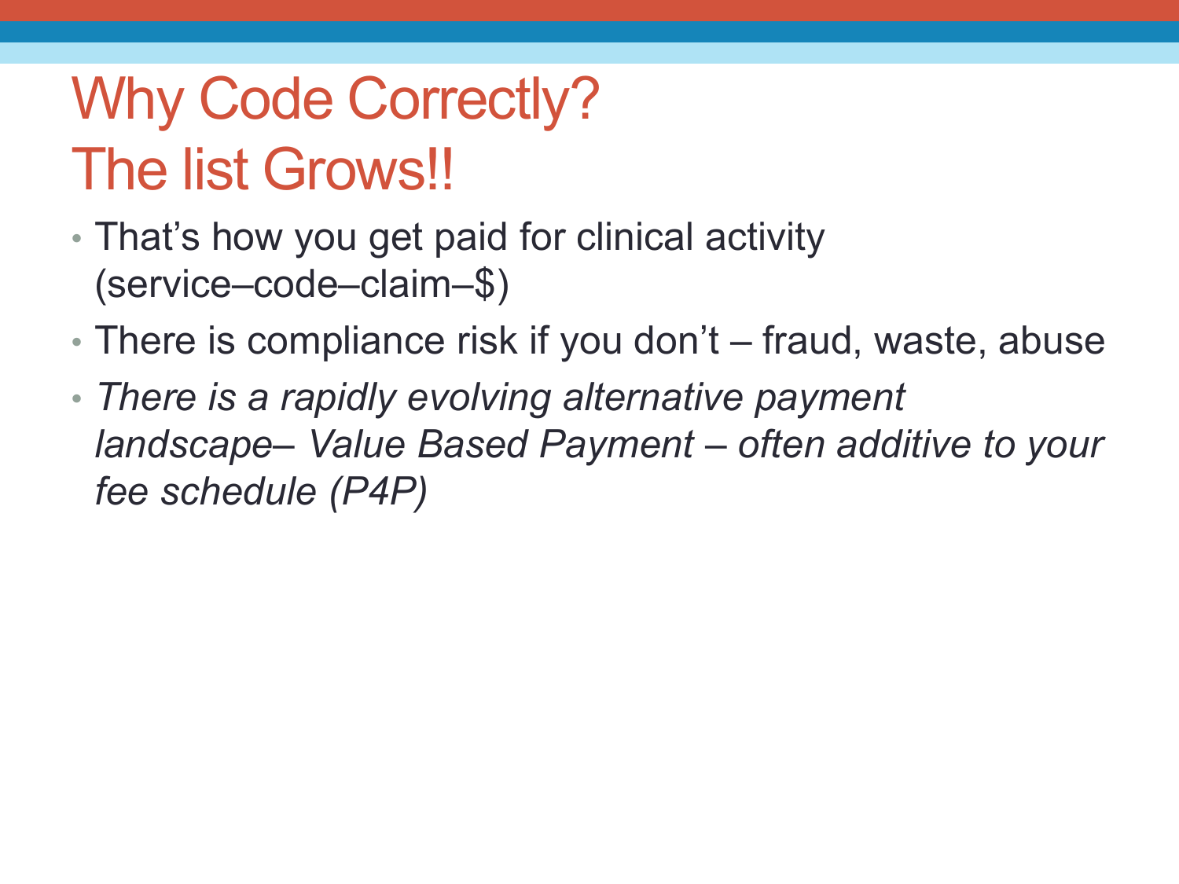# Why Code Correctly?
# The list Grows!!

- That's how you get paid for clinical activity (service–code–claim–$)
- There is compliance risk if you don't – fraud, waste, abuse
- *There is a rapidly evolving alternative payment landscape– Value Based Payment – often additive to your fee schedule (P4P)*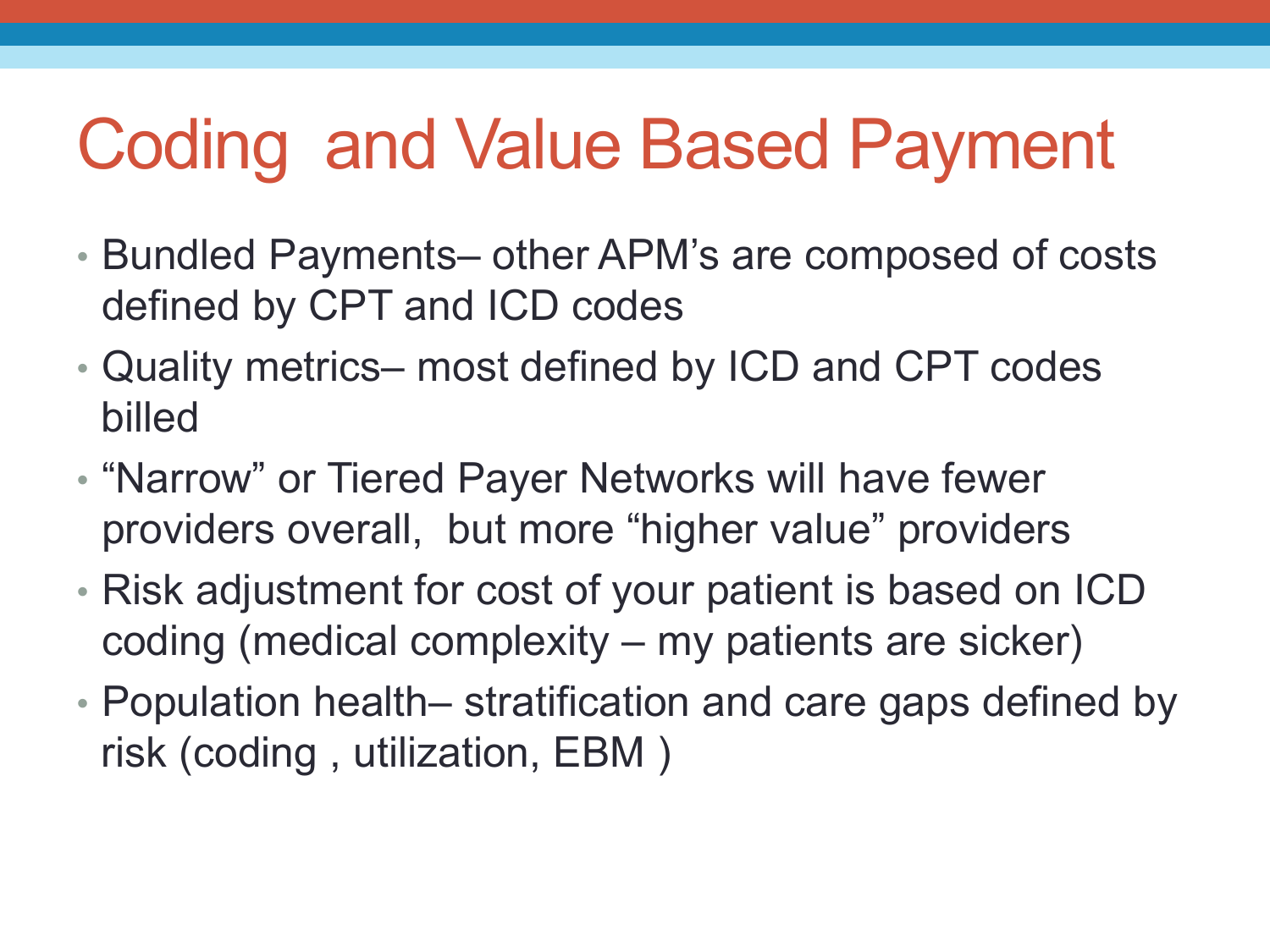# Coding  and Value Based Payment

- Bundled Payments– other APM's are composed of costs defined by CPT and ICD codes
- Quality metrics– most defined by ICD and CPT codes billed
- "Narrow" or Tiered Payer Networks will have fewer providers overall,  but more "higher value" providers
- Risk adjustment for cost of your patient is based on ICD coding (medical complexity – my patients are sicker)
- Population health– stratification and care gaps defined by risk (coding , utilization, EBM )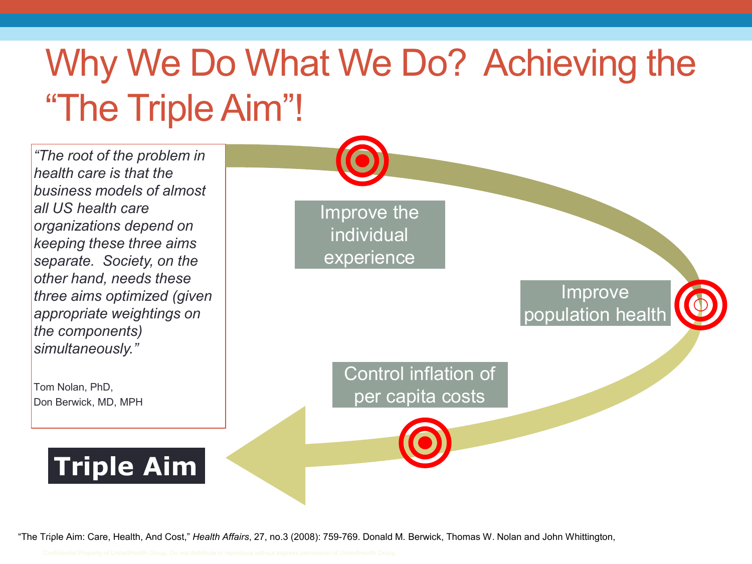# Why We Do What We Do? Achieving the "The Triple Aim"!

*"The root of the problem in health care is that the business models of almost all US health care organizations depend on keeping these three aims separate. Society, on the other hand, needs these three aims optimized (given appropriate weightings on the components) simultaneously."*

Tom Nolan, PhD,
Don Berwick, MD, MPH

Improve the individual experience

Improve population health

Control inflation of per capita costs

**Triple Aim**

"The Triple Aim: Care, Health, And Cost," *Health Affairs*, 27, no.3 (2008): 759-769. Donald M. Berwick, Thomas W. Nolan and John Whittington,

Confidential Property of UnitedHealth Group. Do not distribute or reproduce without express permission of UnitedHealth Group.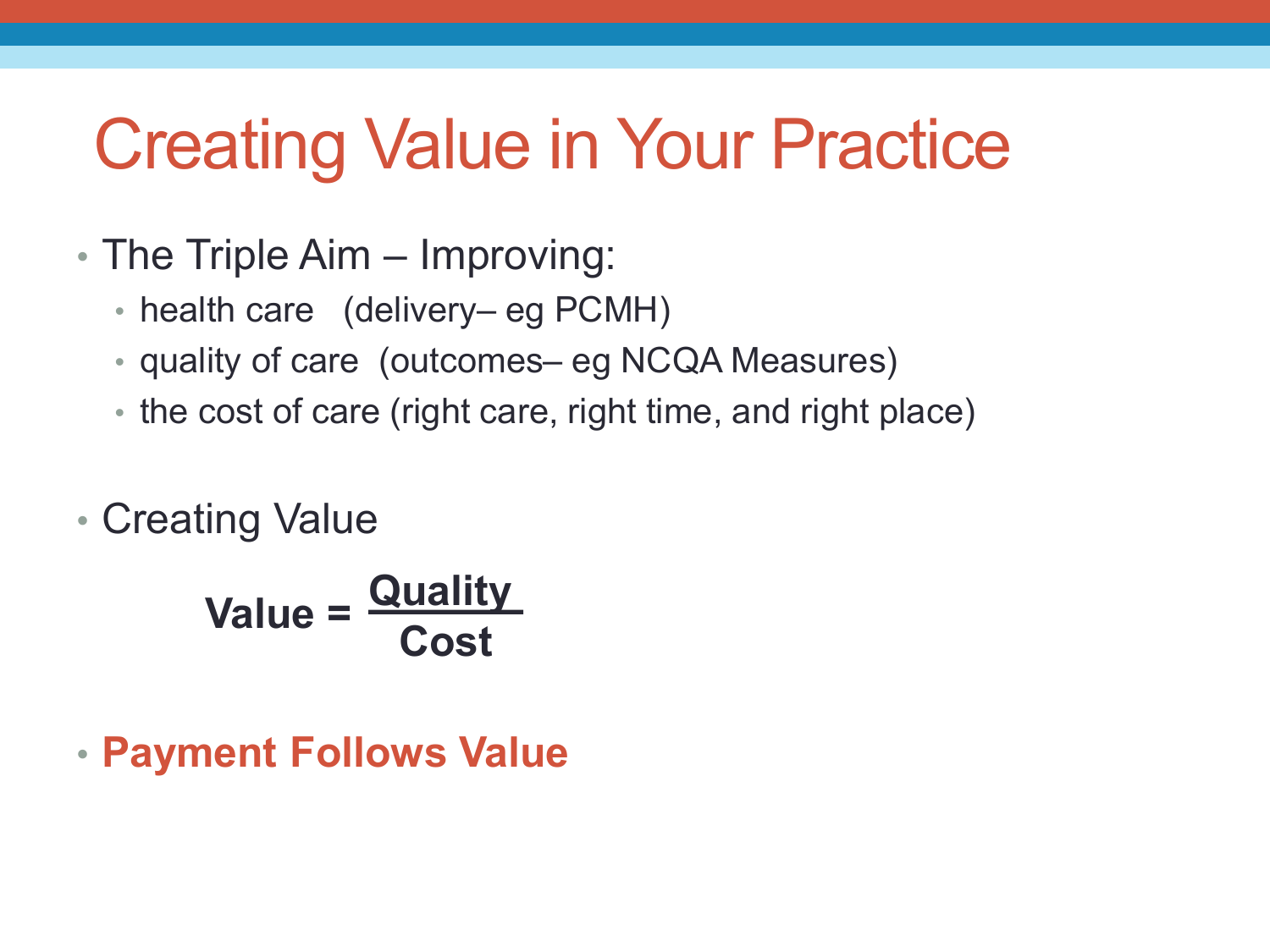# Creating Value in Your Practice

- The Triple Aim – Improving:
  - health care (delivery– eg PCMH)
  - quality of care (outcomes– eg NCQA Measures)
  - the cost of care (right care, right time, and right place)

- Creating Value

$$\textbf{Value} = \frac{\textbf{Quality}}{\textbf{Cost}}$$

- **Payment Follows Value**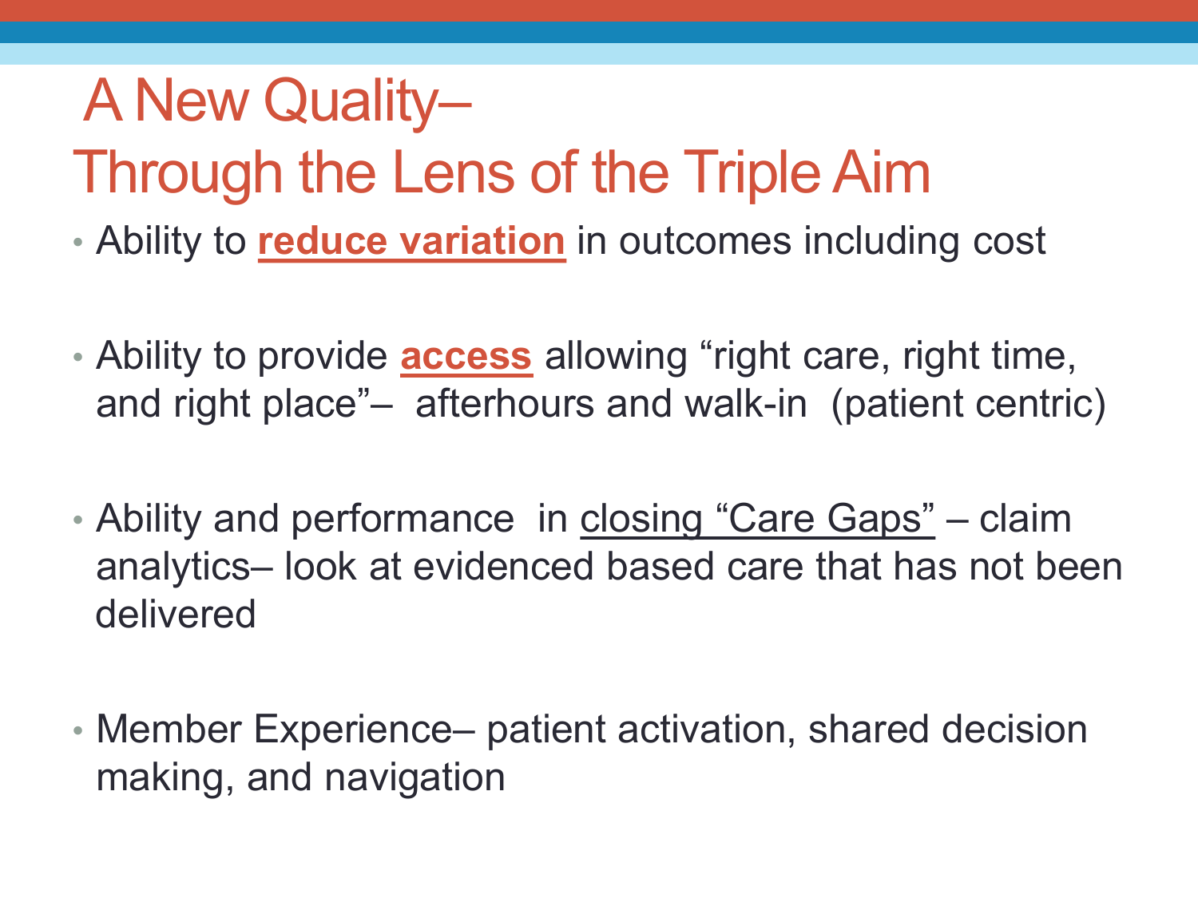# A New Quality– Through the Lens of the Triple Aim

- Ability to **reduce variation** in outcomes including cost
- Ability to provide **access** allowing "right care, right time, and right place"– afterhours and walk-in (patient centric)
- Ability and performance in closing "Care Gaps" – claim analytics– look at evidenced based care that has not been delivered
- Member Experience– patient activation, shared decision making, and navigation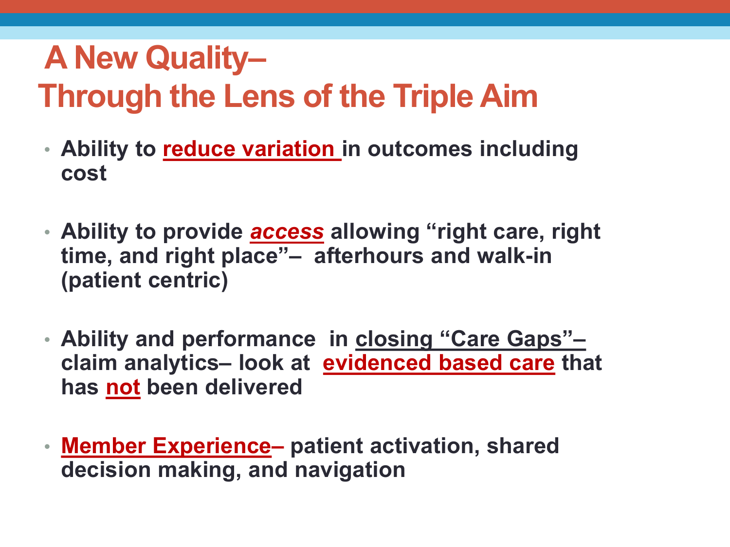# A New Quality– Through the Lens of the Triple Aim

- **Ability to reduce variation in outcomes including cost**

- **Ability to provide *access* allowing "right care, right time, and right place"– afterhours and walk-in (patient centric)**

- **Ability and performance in closing "Care Gaps"– claim analytics– look at evidenced based care that has not been delivered**

- **Member Experience– patient activation, shared decision making, and navigation**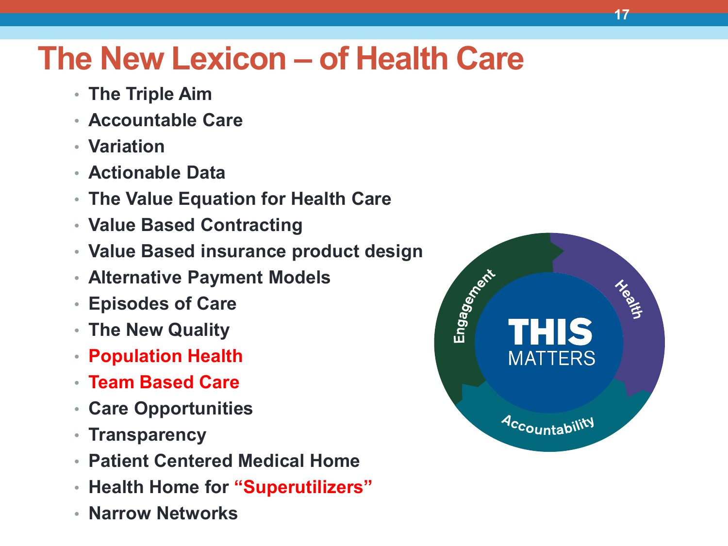# The New Lexicon – of Health Care

- The Triple Aim
- Accountable Care
- Variation
- Actionable Data
- The Value Equation for Health Care
- Value Based Contracting
- Value Based insurance product design
- Alternative Payment Models
- Episodes of Care
- The New Quality
- Population Health
- Team Based Care
- Care Opportunities
- Transparency
- Patient Centered Medical Home
- Health Home for "Superutilizers"
- Narrow Networks

THIS MATTERS

Engagement
Health
Accountability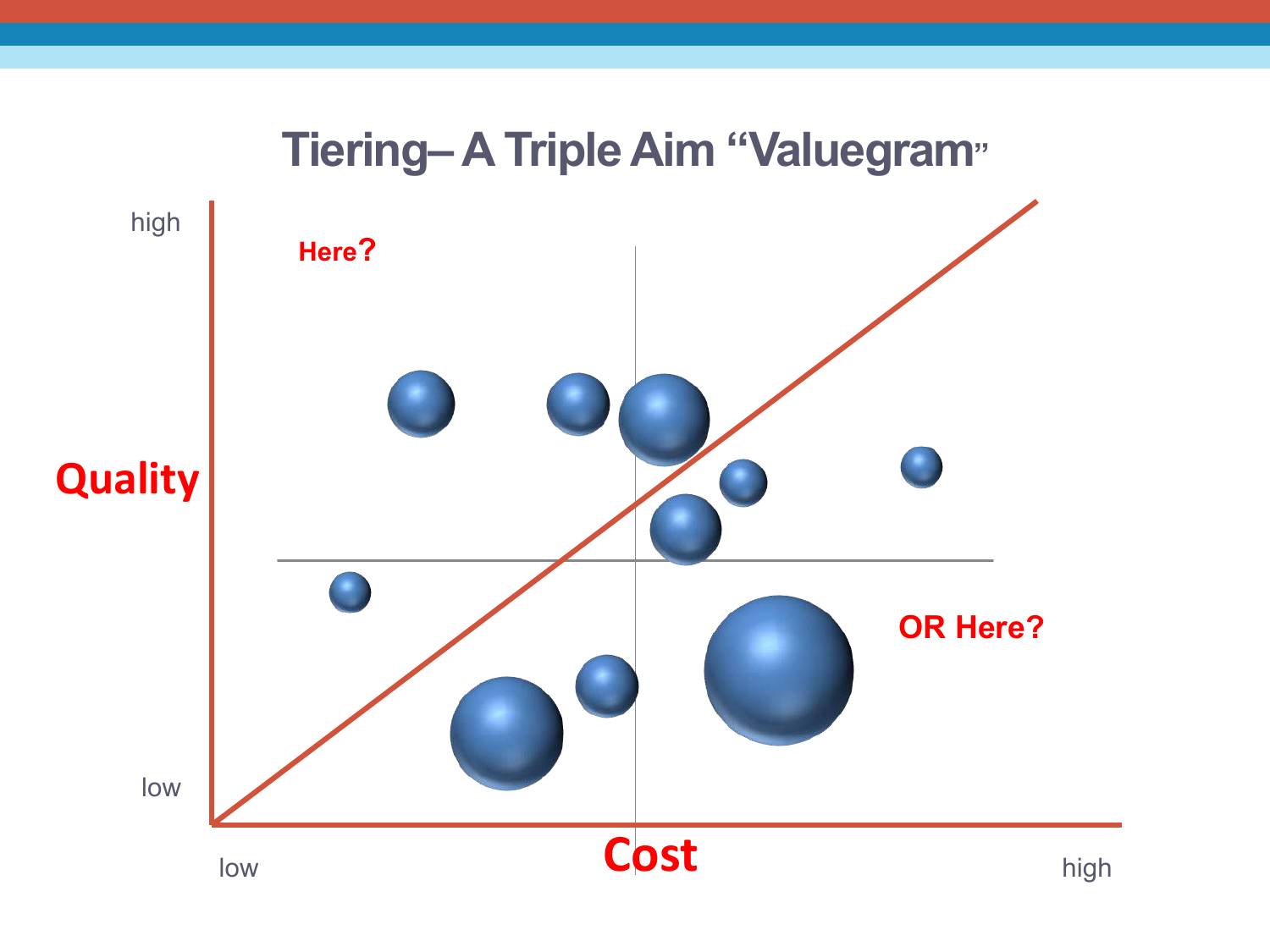# Tiering– A Triple Aim "Valuegram"

high

Here?

Quality

OR Here?

low

low

Cost

high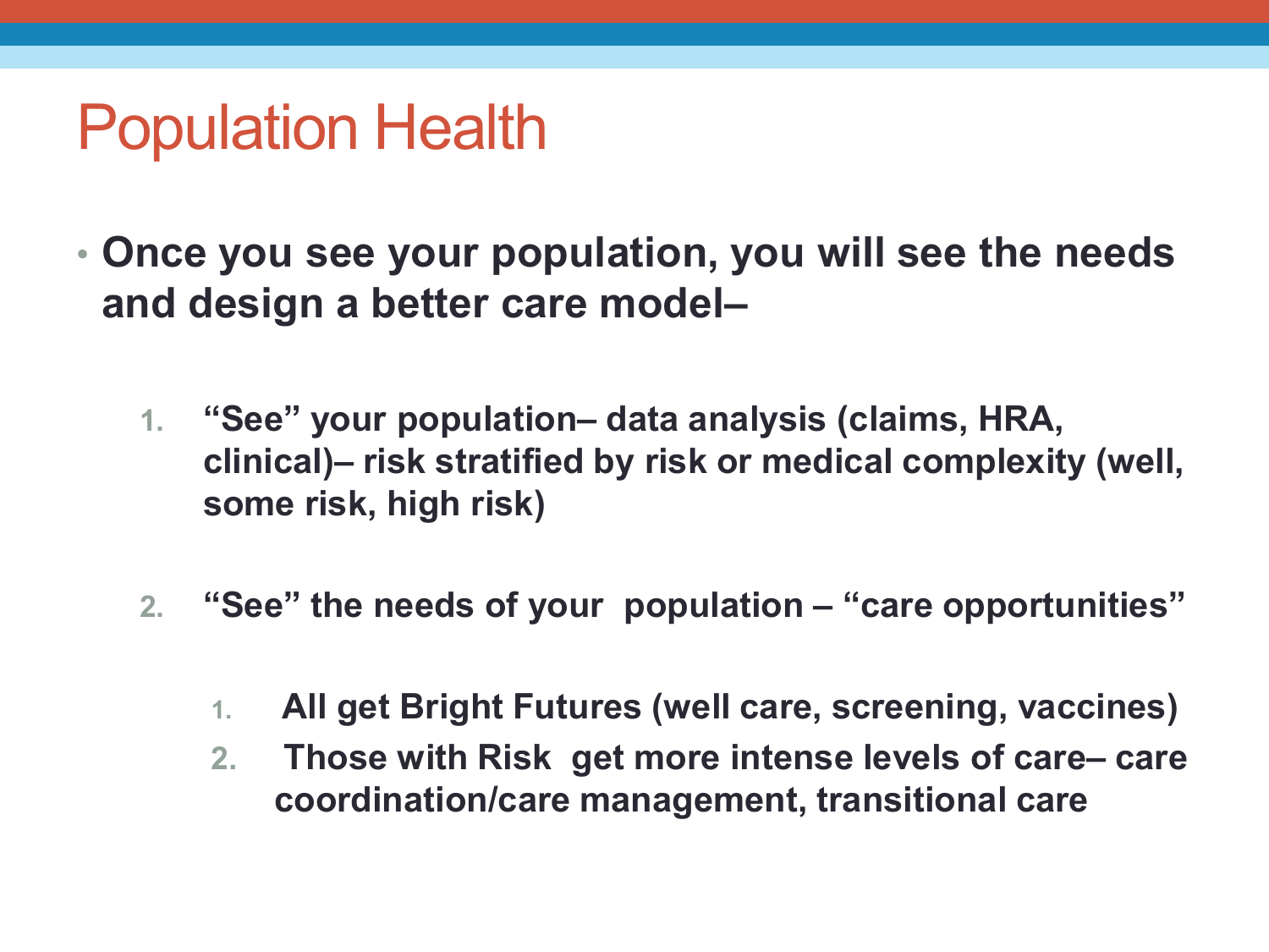# Population Health

- **Once you see your population, you will see the needs and design a better care model–**

  1. **“See” your population– data analysis (claims, HRA, clinical)– risk stratified by risk or medical complexity (well, some risk, high risk)**

  2. **“See” the needs of your population – “care opportunities”**

     1. **All get Bright Futures (well care, screening, vaccines)**
     2. **Those with Risk get more intense levels of care– care coordination/care management, transitional care**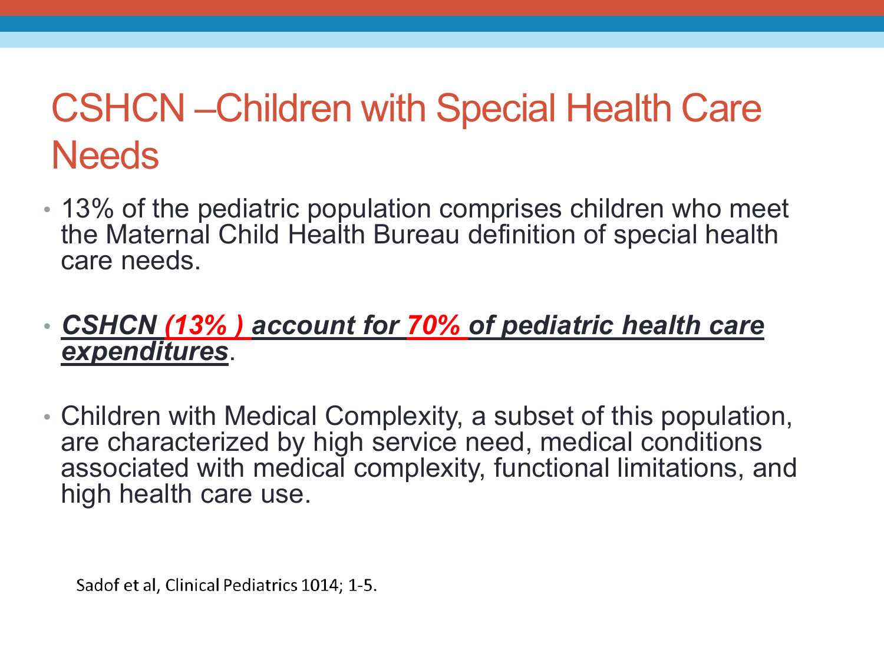# CSHCN –Children with Special Health Care Needs

- 13% of the pediatric population comprises children who meet the Maternal Child Health Bureau definition of special health care needs.

- ***CSHCN (13% ) account for 70% of pediatric health care expenditures***.

- Children with Medical Complexity, a subset of this population, are characterized by high service need, medical conditions associated with medical complexity, functional limitations, and high health care use.

Sadof et al, Clinical Pediatrics 1014; 1-5.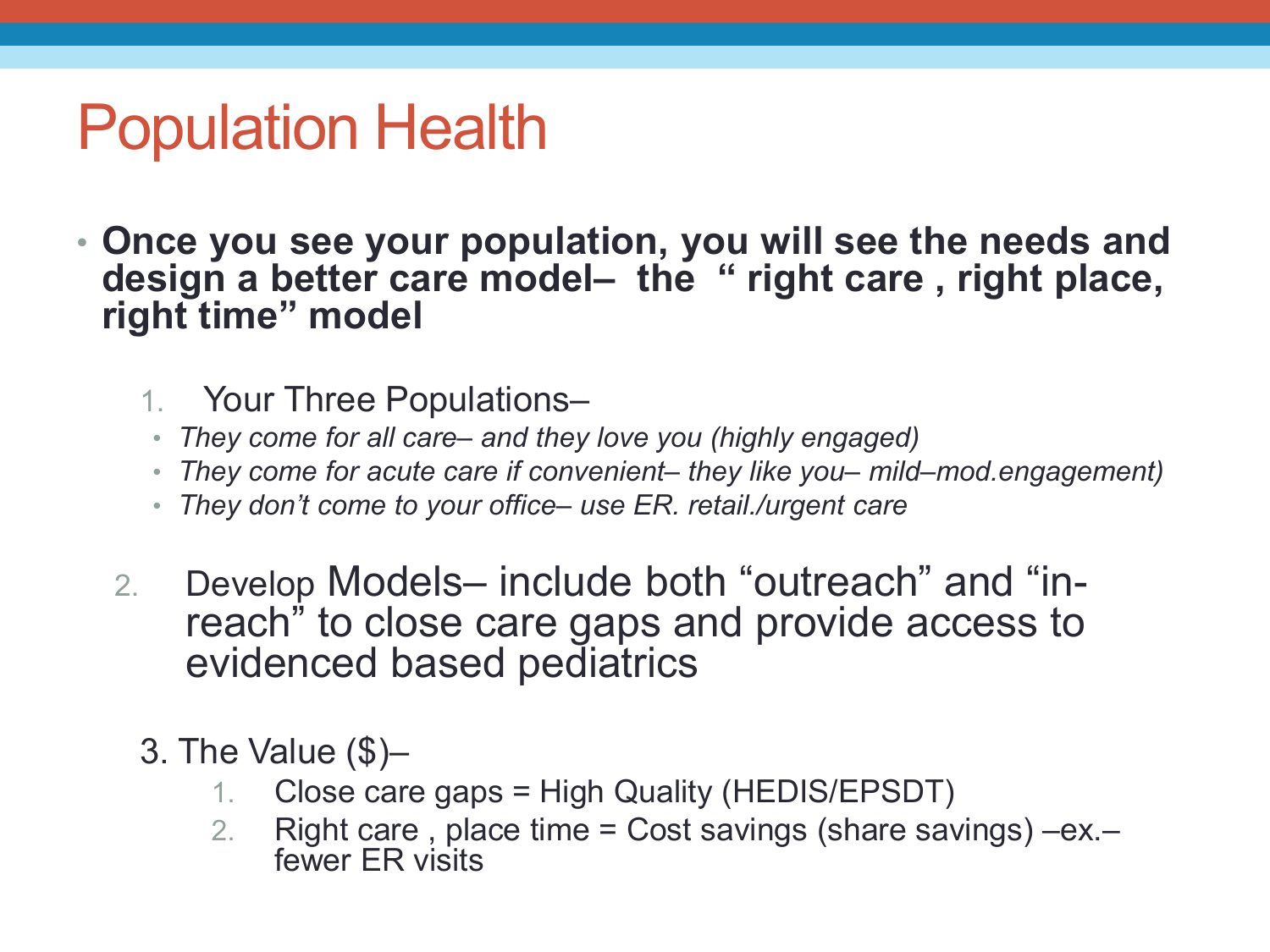# Population Health

- **Once you see your population, you will see the needs and design a better care model– the " right care , right place, right time" model**

1. Your Three Populations–
   - *They come for all care– and they love you (highly engaged)*
   - *They come for acute care if convenient– they like you– mild–mod.engagement)*
   - *They don't come to your office– use ER. retail./urgent care*

2. Develop Models– include both "outreach" and "in-reach" to close care gaps and provide access to evidenced based pediatrics

3. The Value ($)–
   1. Close care gaps = High Quality (HEDIS/EPSDT)
   2. Right care , place time = Cost savings (share savings) –ex.– fewer ER visits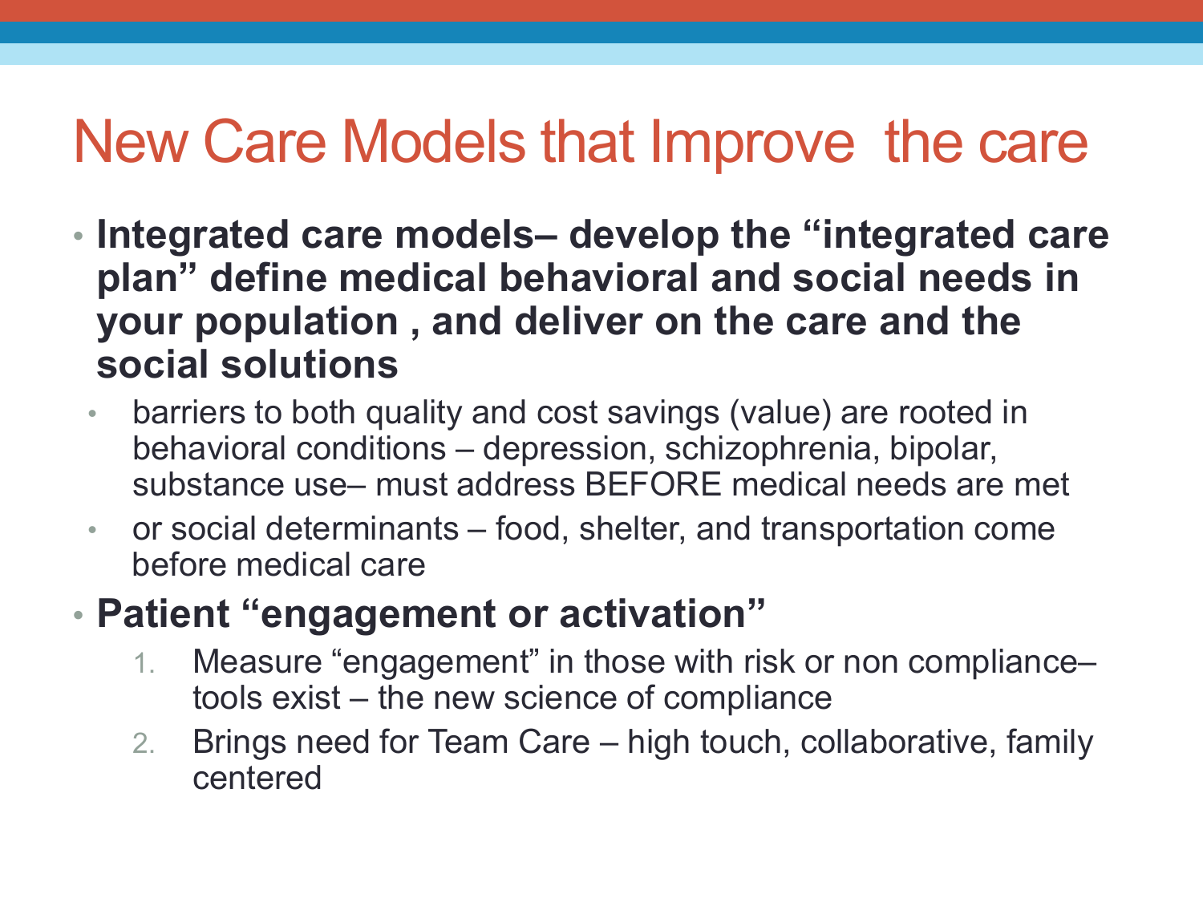# New Care Models that Improve  the care

- **Integrated care models– develop the "integrated care plan" define medical behavioral and social needs in your population , and deliver on the care and the social solutions**
  - barriers to both quality and cost savings (value) are rooted in behavioral conditions – depression, schizophrenia, bipolar, substance use– must address BEFORE medical needs are met
  - or social determinants – food, shelter, and transportation come before medical care
- **Patient "engagement or activation"**
  1. Measure "engagement" in those with risk or non compliance– tools exist – the new science of compliance
  2. Brings need for Team Care – high touch, collaborative, family centered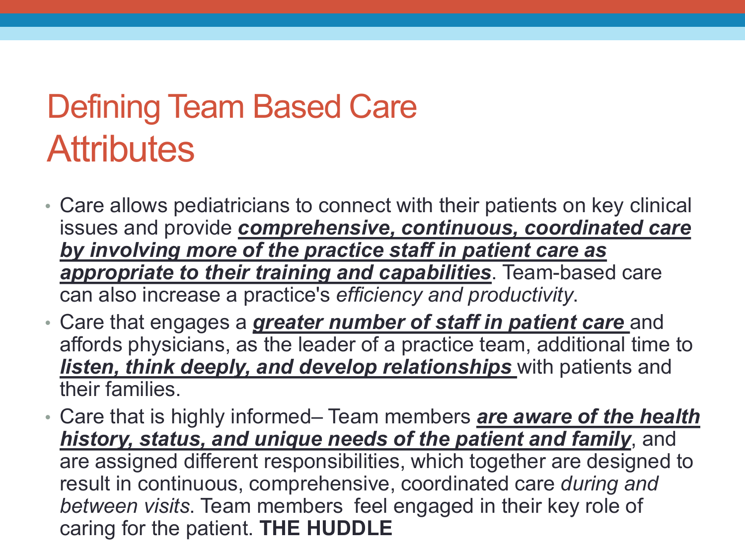# Defining Team Based Care Attributes

- Care allows pediatricians to connect with their patients on key clinical issues and provide ***comprehensive, continuous, coordinated care by involving more of the practice staff in patient care as appropriate to their training and capabilities***. Team-based care can also increase a practice's *efficiency and productivity*.
- Care that engages a ***greater number of staff in patient care*** and affords physicians, as the leader of a practice team, additional time to ***listen, think deeply, and develop relationships*** with patients and their families.
- Care that is highly informed– Team members ***are aware of the health history, status, and unique needs of the patient and family***, and are assigned different responsibilities, which together are designed to result in continuous, comprehensive, coordinated care *during and between visits*. Team members feel engaged in their key role of caring for the patient. **THE HUDDLE**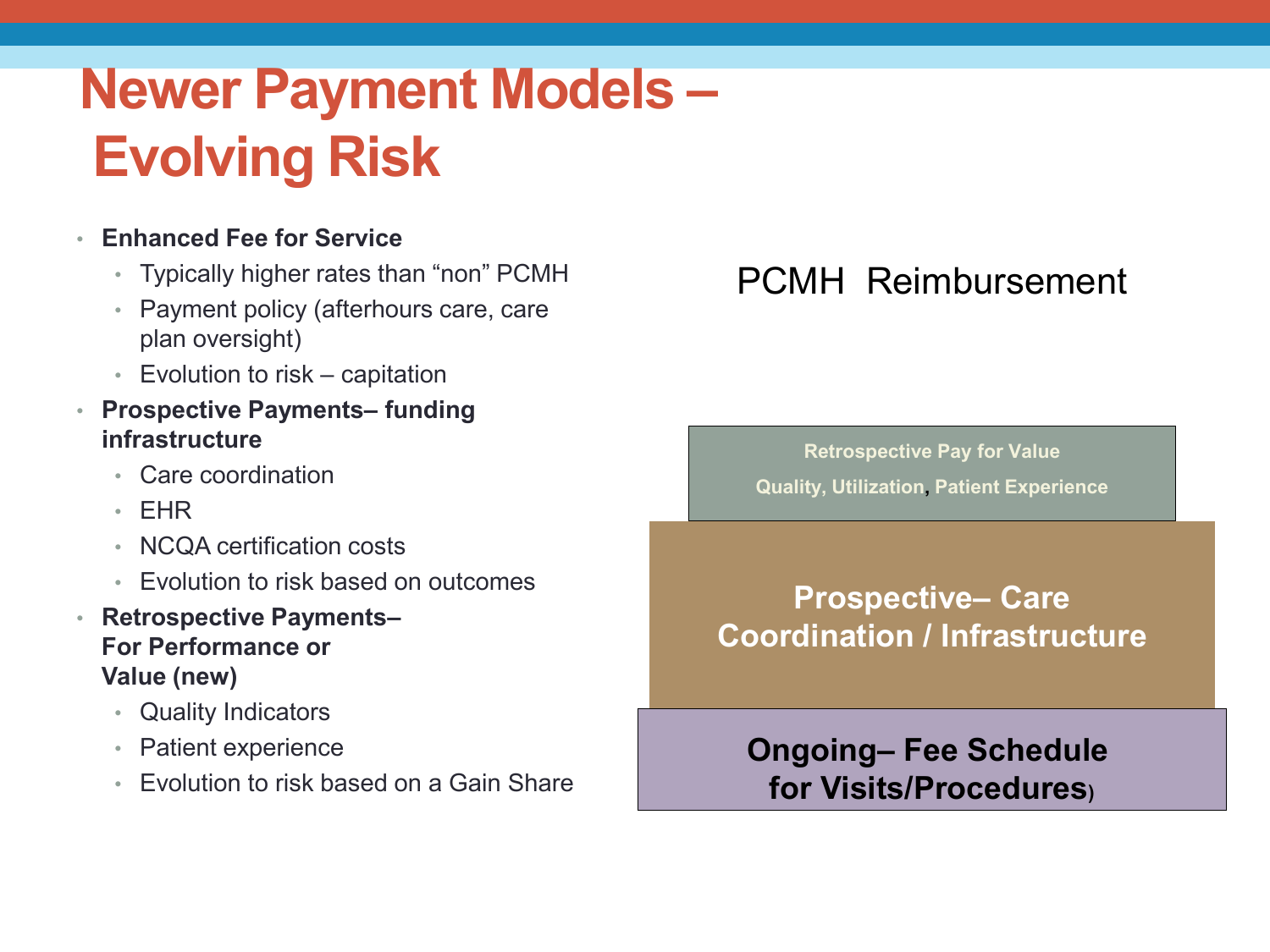# Newer Payment Models – Evolving Risk

- **Enhanced Fee for Service**
  - Typically higher rates than "non" PCMH
  - Payment policy (afterhours care, care plan oversight)
  - Evolution to risk – capitation
- **Prospective Payments– funding infrastructure**
  - Care coordination
  - EHR
  - NCQA certification costs
  - Evolution to risk based on outcomes
- **Retrospective Payments– For Performance or Value (new)**
  - Quality Indicators
  - Patient experience
  - Evolution to risk based on a Gain Share

## PCMH Reimbursement

**Retrospective Pay for Value**

**Quality, Utilization, Patient Experience**

**Prospective– Care Coordination / Infrastructure**

**Ongoing– Fee Schedule for Visits/Procedures)**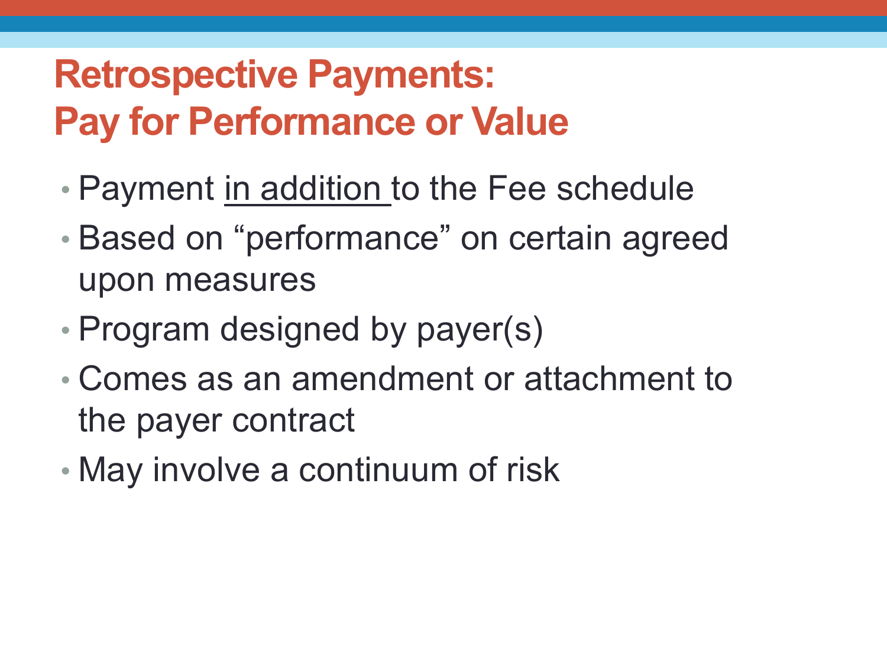# Retrospective Payments: Pay for Performance or Value

- Payment <u>in addition</u> to the Fee schedule
- Based on “performance” on certain agreed upon measures
- Program designed by payer(s)
- Comes as an amendment or attachment to the payer contract
- May involve a continuum of risk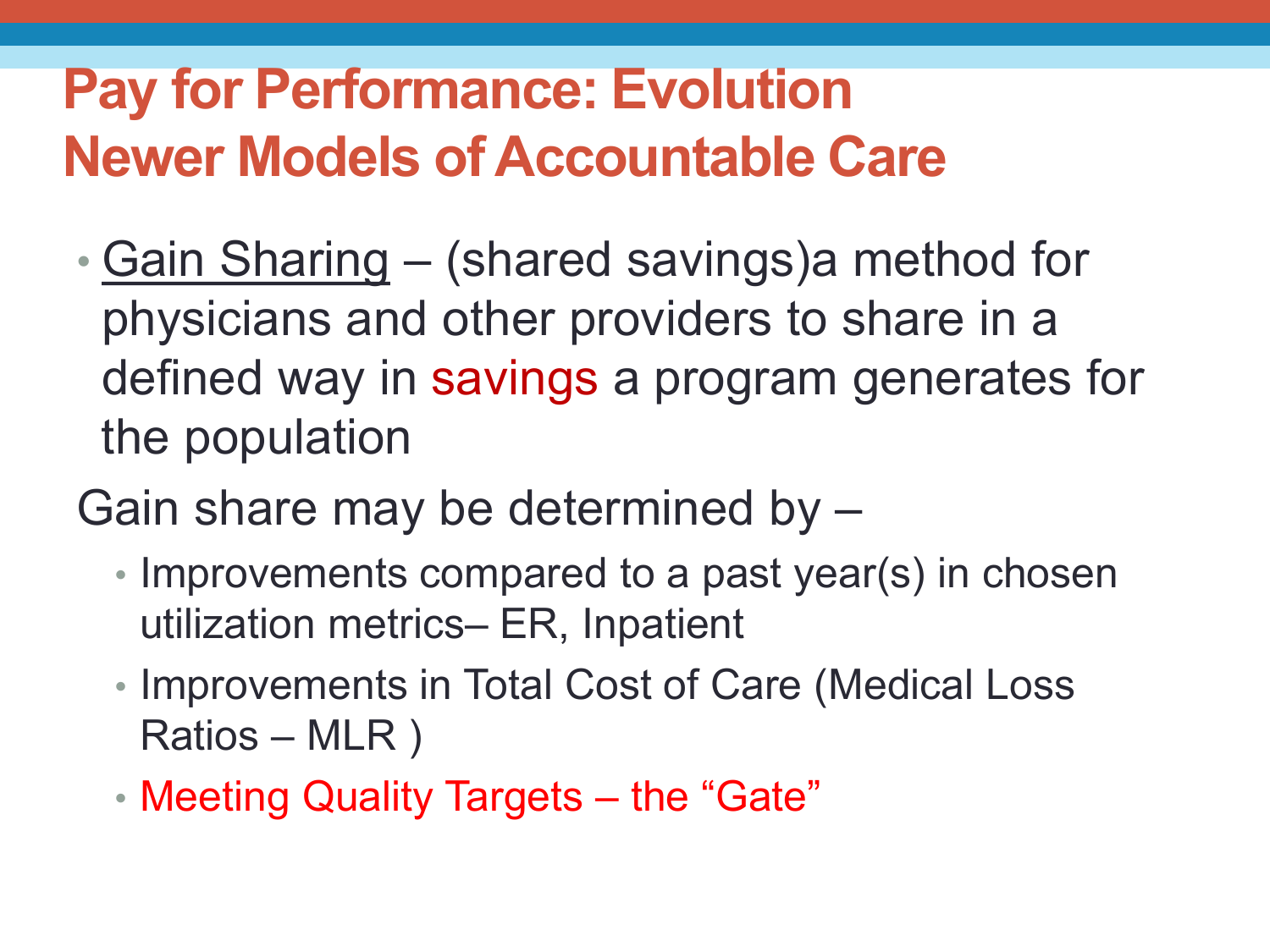# Pay for Performance: Evolution
# Newer Models of Accountable Care

- Gain Sharing – (shared savings)a method for physicians and other providers to share in a defined way in savings a program generates for the population

Gain share may be determined by –

- Improvements compared to a past year(s) in chosen utilization metrics– ER, Inpatient
- Improvements in Total Cost of Care (Medical Loss Ratios – MLR )
- Meeting Quality Targets – the “Gate”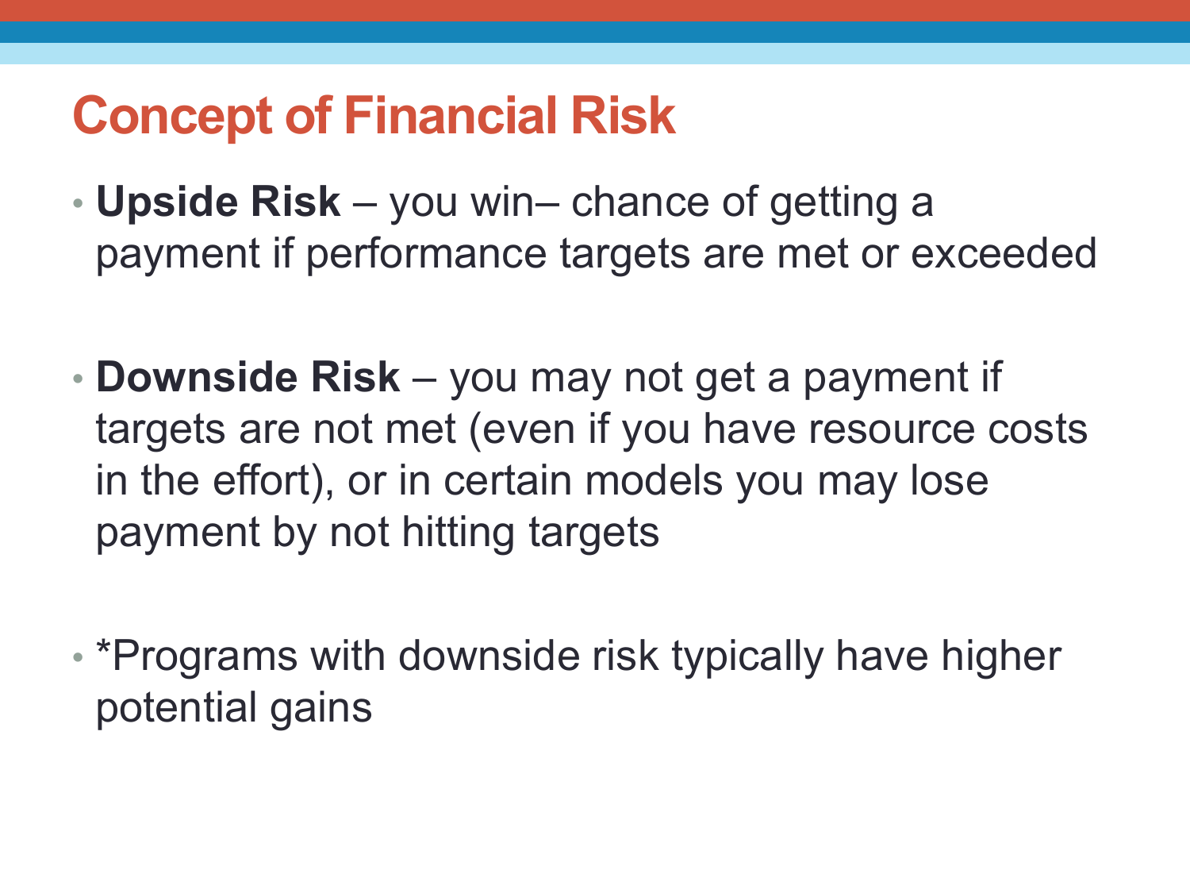# Concept of Financial Risk

- **Upside Risk** – you win– chance of getting a payment if performance targets are met or exceeded

- **Downside Risk** – you may not get a payment if targets are not met (even if you have resource costs in the effort), or in certain models you may lose payment by not hitting targets

- *Programs with downside risk typically have higher potential gains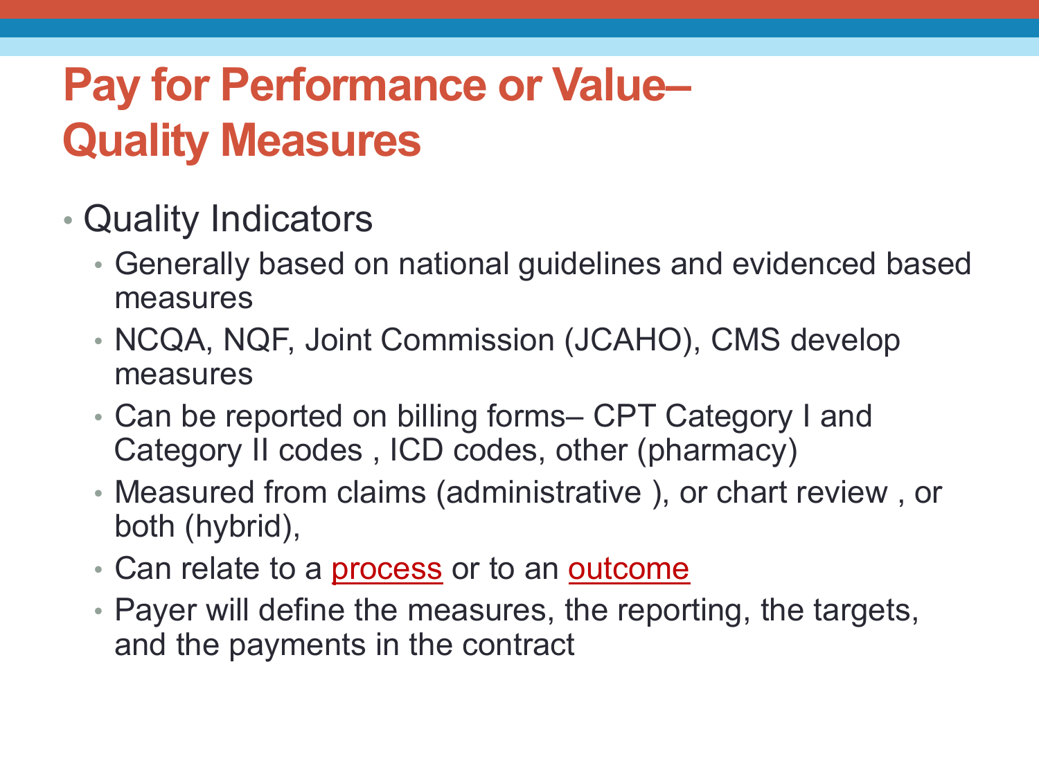# Pay for Performance or Value– Quality Measures

- Quality Indicators
  - Generally based on national guidelines and evidenced based measures
  - NCQA, NQF, Joint Commission (JCAHO), CMS develop measures
  - Can be reported on billing forms– CPT Category I and Category II codes , ICD codes, other (pharmacy)
  - Measured from claims (administrative ), or chart review , or both (hybrid),
  - Can relate to a process or to an outcome
  - Payer will define the measures, the reporting, the targets, and the payments in the contract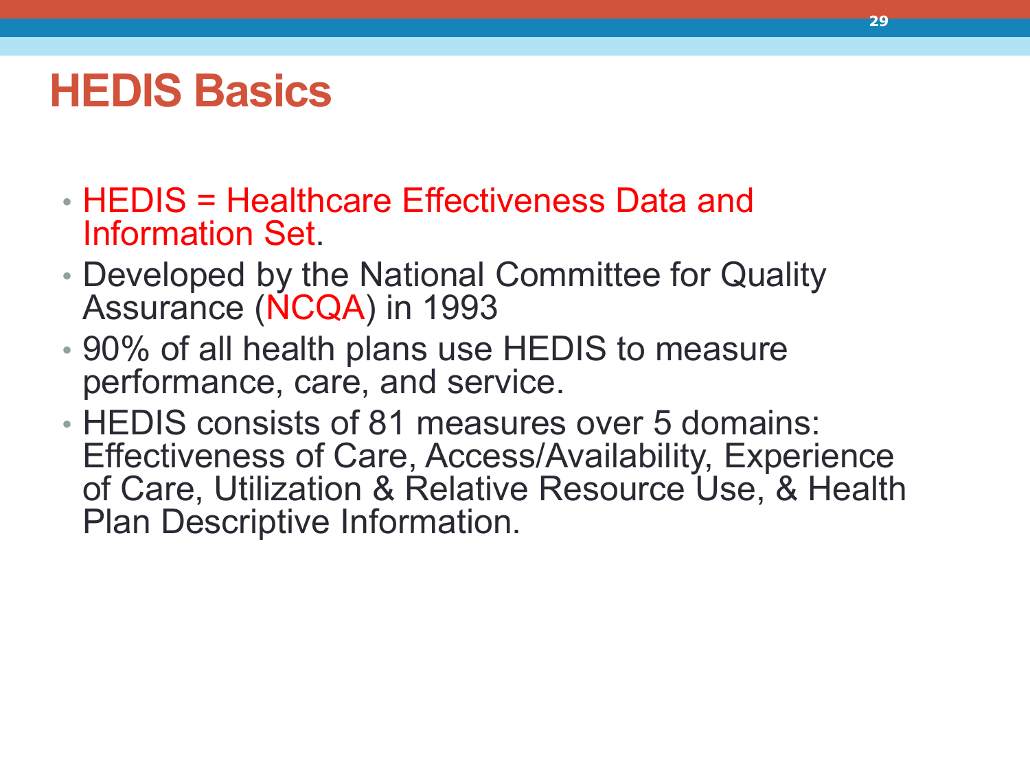# HEDIS Basics

- HEDIS = Healthcare Effectiveness Data and Information Set.
- Developed by the National Committee for Quality Assurance (NCQA) in 1993
- 90% of all health plans use HEDIS to measure performance, care, and service.
- HEDIS consists of 81 measures over 5 domains: Effectiveness of Care, Access/Availability, Experience of Care, Utilization & Relative Resource Use, & Health Plan Descriptive Information.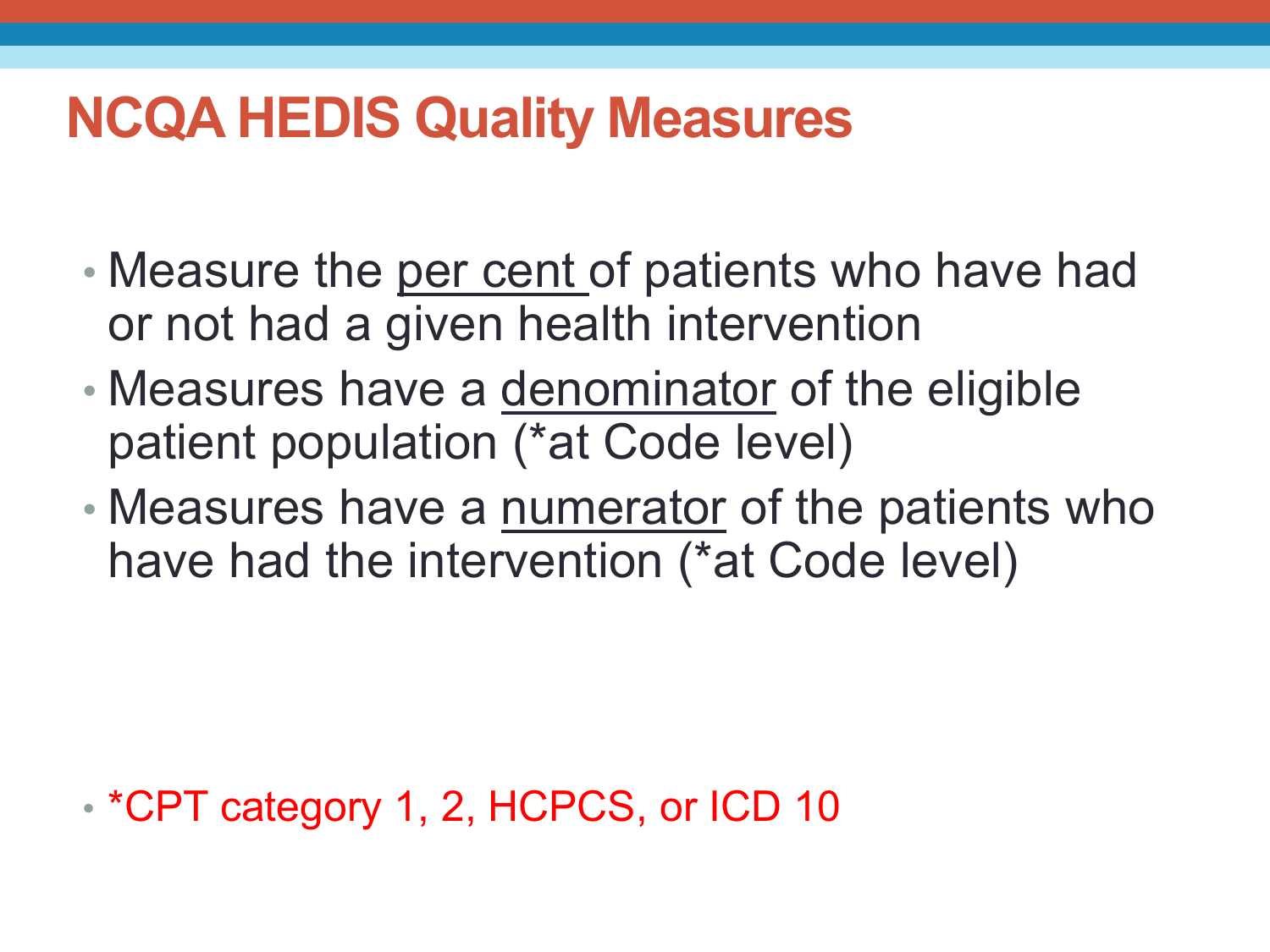# NCQA HEDIS Quality Measures

- Measure the <u>per cent</u> of patients who have had or not had a given health intervention
- Measures have a <u>denominator</u> of the eligible patient population (*at Code level)
- Measures have a <u>numerator</u> of the patients who have had the intervention (*at Code level)

- *CPT category 1, 2, HCPCS, or ICD 10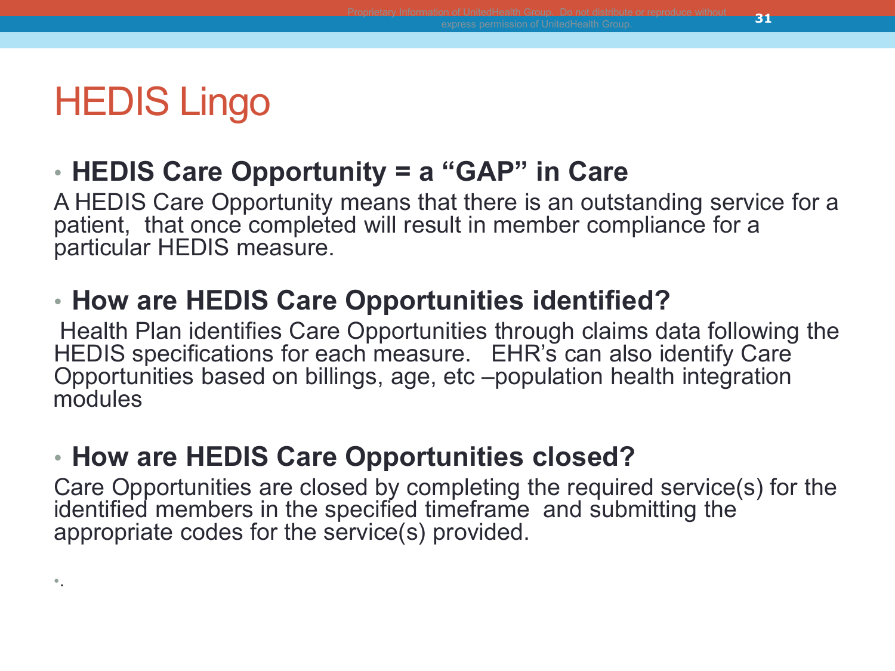# HEDIS Lingo

- **HEDIS Care Opportunity = a "GAP" in Care**

A HEDIS Care Opportunity means that there is an outstanding service for a patient, that once completed will result in member compliance for a particular HEDIS measure.

- **How are HEDIS Care Opportunities identified?**

Health Plan identifies Care Opportunities through claims data following the HEDIS specifications for each measure. EHR's can also identify Care Opportunities based on billings, age, etc –population health integration modules

- **How are HEDIS Care Opportunities closed?**

Care Opportunities are closed by completing the required service(s) for the identified members in the specified timeframe and submitting the appropriate codes for the service(s) provided.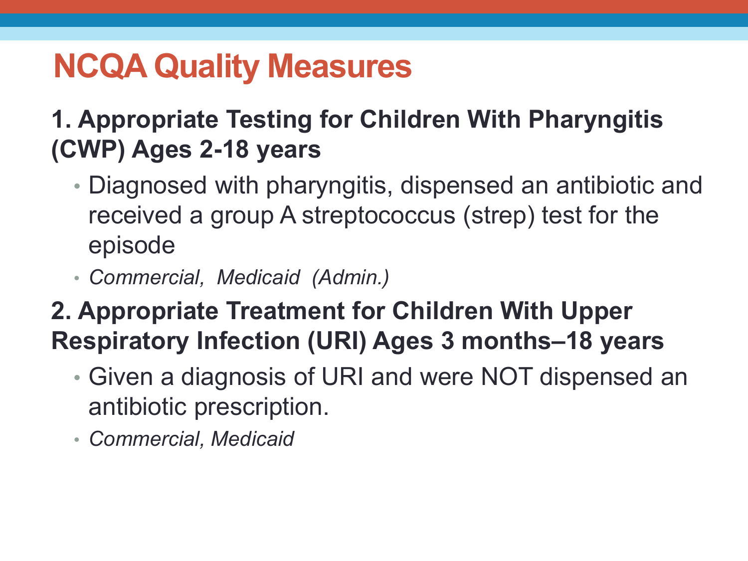# NCQA Quality Measures

**1. Appropriate Testing for Children With Pharyngitis (CWP) Ages 2-18 years**

- Diagnosed with pharyngitis, dispensed an antibiotic and received a group A streptococcus (strep) test for the episode
- *Commercial, Medicaid (Admin.)*

**2. Appropriate Treatment for Children With Upper Respiratory Infection (URI) Ages 3 months–18 years**

- Given a diagnosis of URI and were NOT dispensed an antibiotic prescription.
- *Commercial, Medicaid*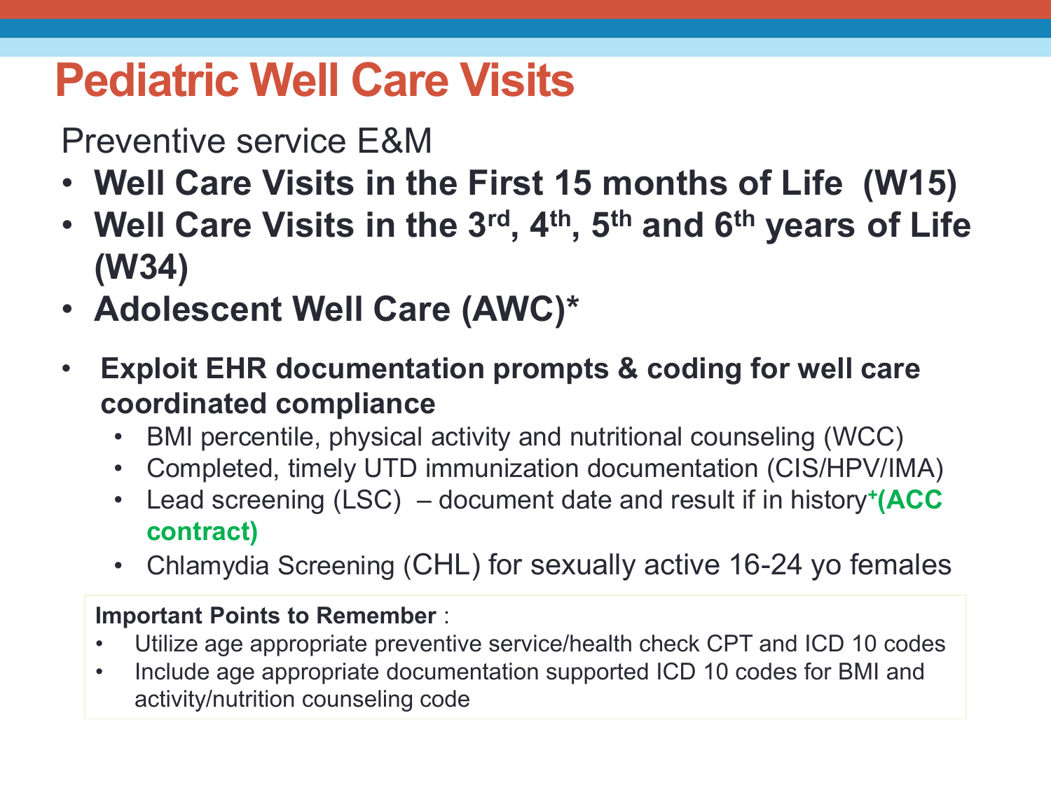# Pediatric Well Care Visits

Preventive service E&M

- **Well Care Visits in the First 15 months of Life (W15)**
- **Well Care Visits in the 3rd, 4th, 5th and 6th years of Life (W34)**
- **Adolescent Well Care (AWC)***

- **Exploit EHR documentation prompts & coding for well care coordinated compliance**
  - BMI percentile, physical activity and nutritional counseling (WCC)
  - Completed, timely UTD immunization documentation (CIS/HPV/IMA)
  - Lead screening (LSC) – document date and result if in history+ **(ACC contract)**
  - Chlamydia Screening (CHL) for sexually active 16-24 yo females

**Important Points to Remember** :

- Utilize age appropriate preventive service/health check CPT and ICD 10 codes
- Include age appropriate documentation supported ICD 10 codes for BMI and activity/nutrition counseling code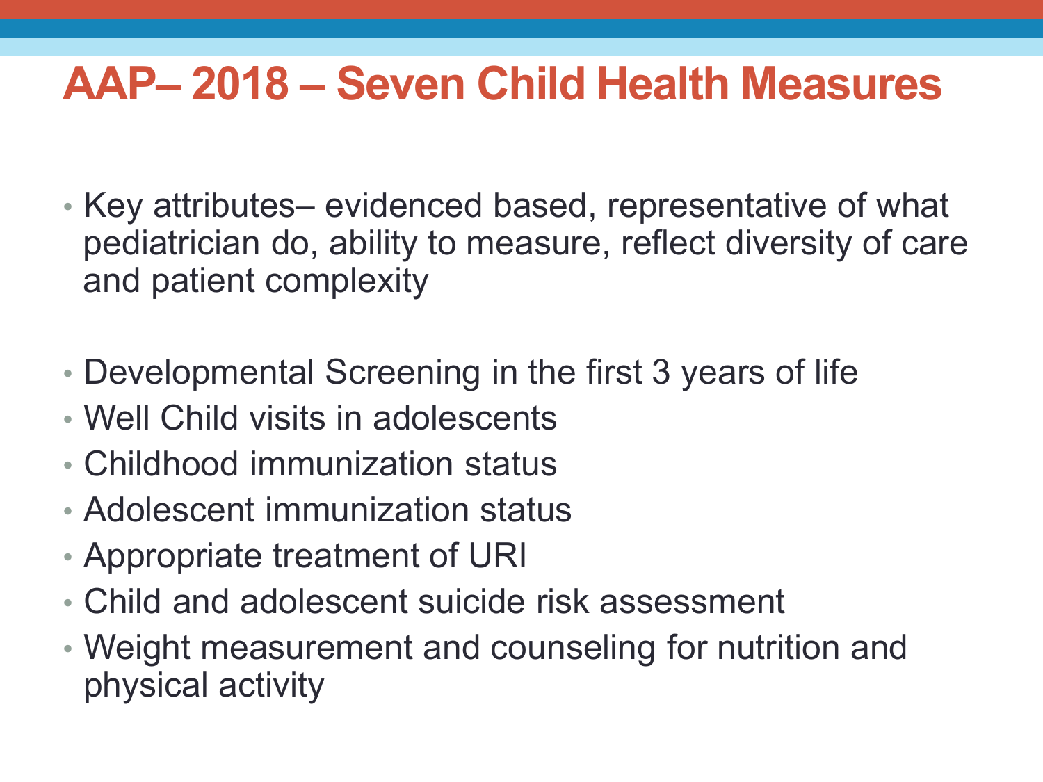# AAP– 2018 – Seven Child Health Measures

- Key attributes– evidenced based, representative of what pediatrician do, ability to measure, reflect diversity of care and patient complexity

- Developmental Screening in the first 3 years of life
- Well Child visits in adolescents
- Childhood immunization status
- Adolescent immunization status
- Appropriate treatment of URI
- Child and adolescent suicide risk assessment
- Weight measurement and counseling for nutrition and physical activity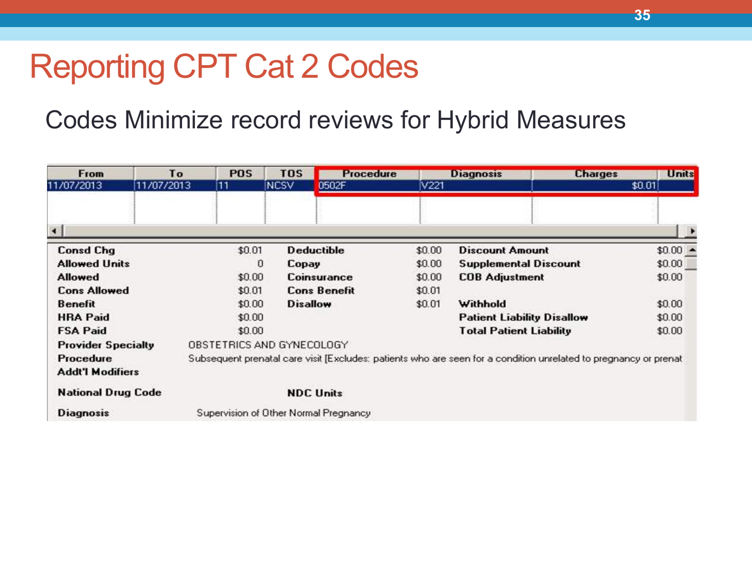# Reporting CPT Cat 2 Codes

Codes Minimize record reviews for Hybrid Measures

| From | To | POS | TOS | Procedure | Diagnosis | Charges | Units |
|---|---|---|---|---|---|---|---|
| 11/07/2013 | 11/07/2013 | 11 | NCSV | 0502F | V221 | $0.01 | |

| | | | | | |
|---|---|---|---|---|---|
| **Consd Chg** | $0.01 | **Deductible** | $0.00 | **Discount Amount** | $0.00 |
| **Allowed Units** | 0 | **Copay** | $0.00 | **Supplemental Discount** | $0.00 |
| **Allowed** | $0.00 | **Coinsurance** | $0.00 | **COB Adjustment** | $0.00 |
| **Cons Allowed** | $0.01 | **Cons Benefit** | $0.01 | | |
| **Benefit** | $0.00 | **Disallow** | $0.01 | **Withhold** | $0.00 |
| **HRA Paid** | $0.00 | | | **Patient Liability Disallow** | $0.00 |
| **FSA Paid** | $0.00 | | | **Total Patient Liability** | $0.00 |

**Provider Specialty** OBSTETRICS AND GYNECOLOGY

**Procedure** Subsequent prenatal care visit [Excludes: patients who are seen for a condition unrelated to pregnancy or prenat

**Addt'l Modifiers**

**National Drug Code** **NDC Units**

**Diagnosis** Supervision of Other Normal Pregnancy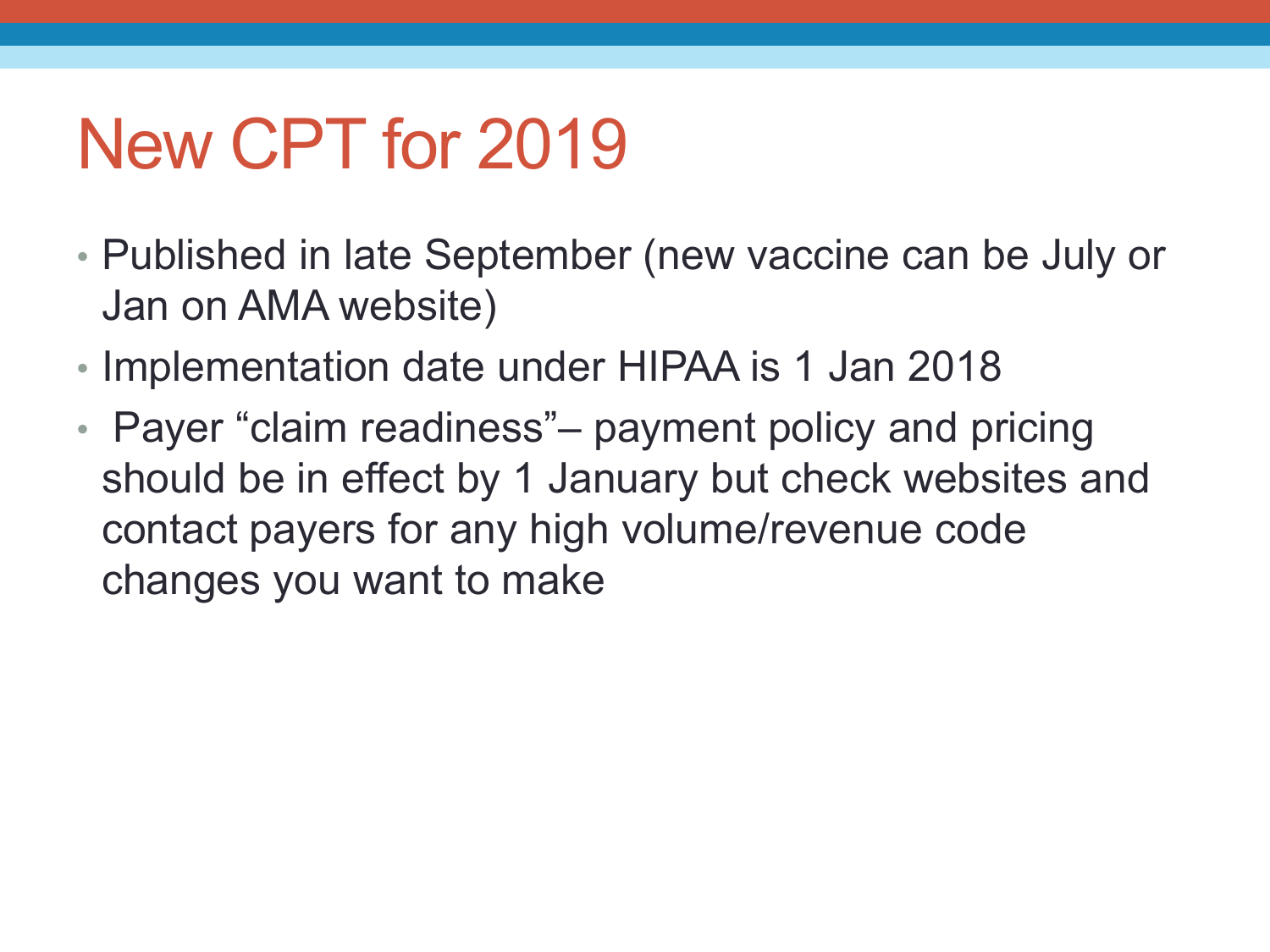# New CPT for 2019

- Published in late September (new vaccine can be July or Jan on AMA website)
- Implementation date under HIPAA is 1 Jan 2018
- Payer "claim readiness"– payment policy and pricing should be in effect by 1 January but check websites and contact payers for any high volume/revenue code changes you want to make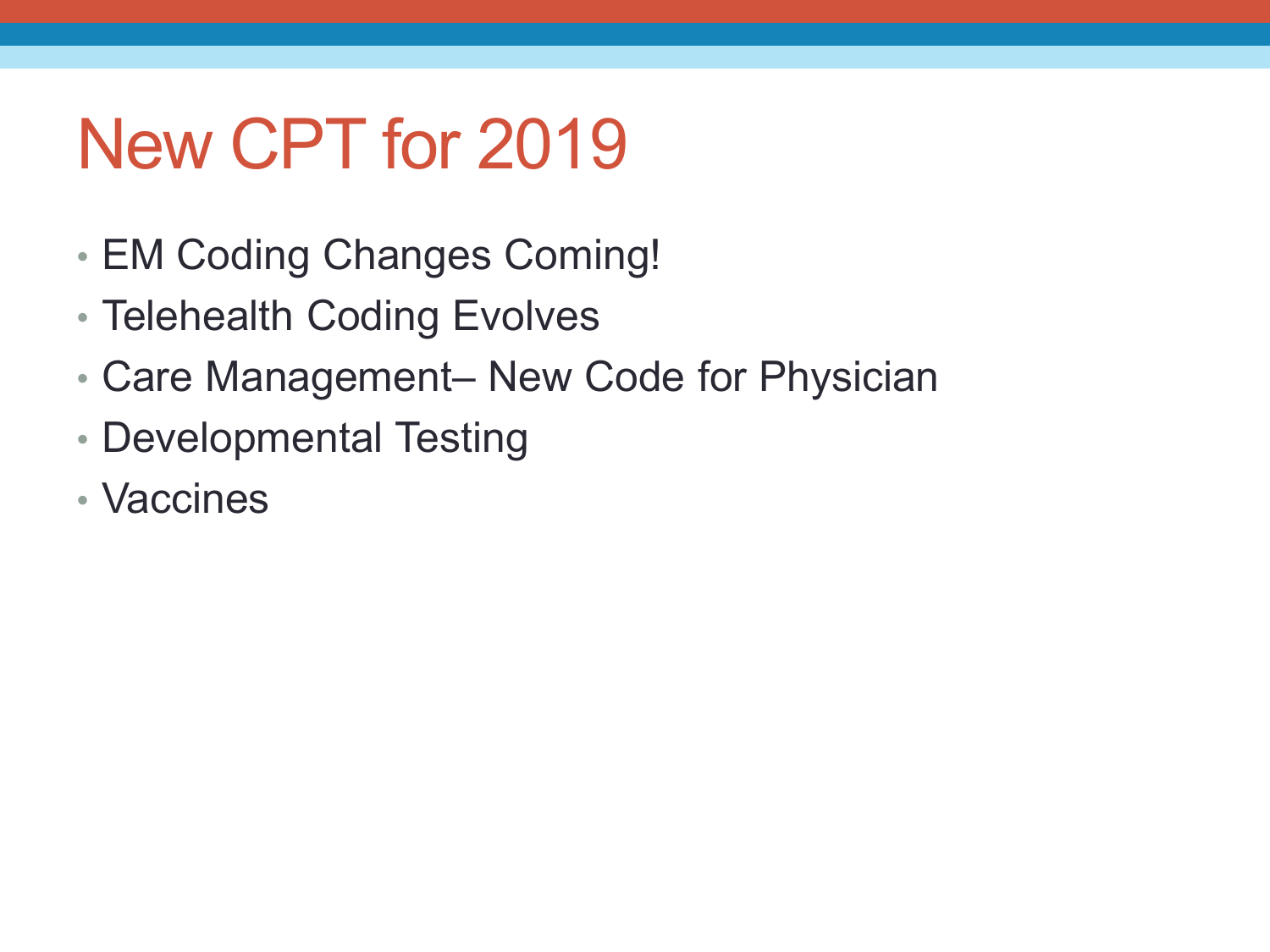# New CPT for 2019

- EM Coding Changes Coming!
- Telehealth Coding Evolves
- Care Management– New Code for Physician
- Developmental Testing
- Vaccines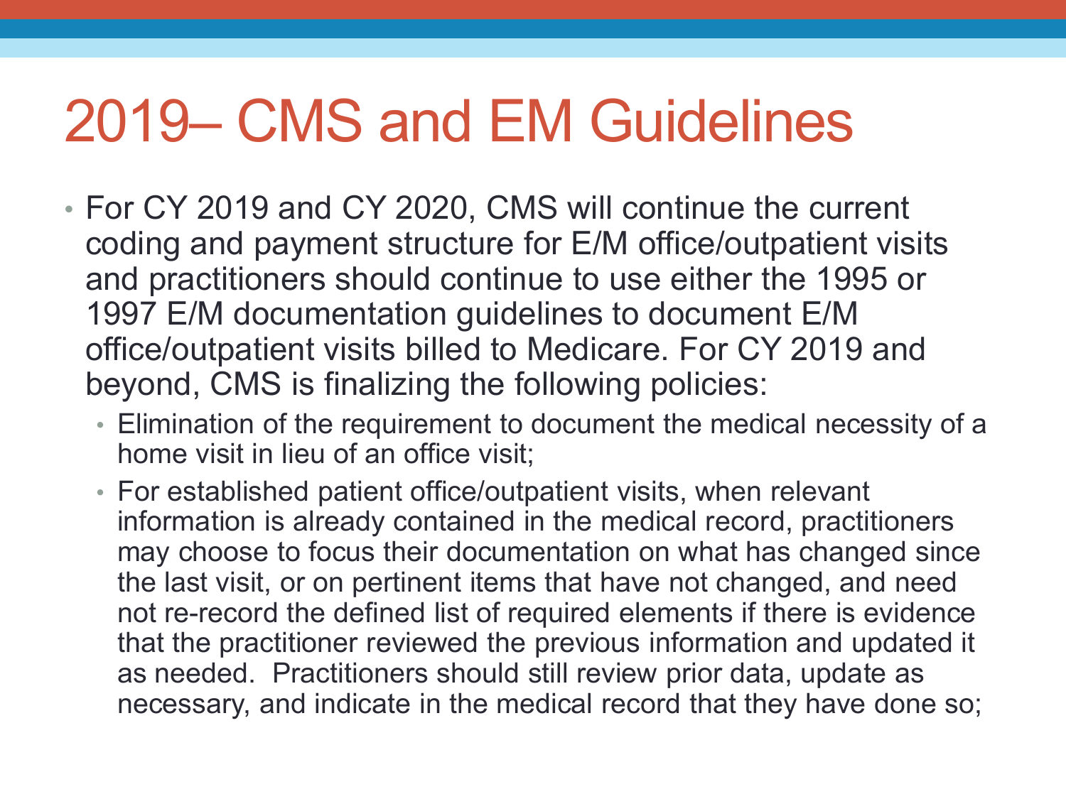# 2019– CMS and EM Guidelines

- For CY 2019 and CY 2020, CMS will continue the current coding and payment structure for E/M office/outpatient visits and practitioners should continue to use either the 1995 or 1997 E/M documentation guidelines to document E/M office/outpatient visits billed to Medicare. For CY 2019 and beyond, CMS is finalizing the following policies:
  - Elimination of the requirement to document the medical necessity of a home visit in lieu of an office visit;
  - For established patient office/outpatient visits, when relevant information is already contained in the medical record, practitioners may choose to focus their documentation on what has changed since the last visit, or on pertinent items that have not changed, and need not re-record the defined list of required elements if there is evidence that the practitioner reviewed the previous information and updated it as needed. Practitioners should still review prior data, update as necessary, and indicate in the medical record that they have done so;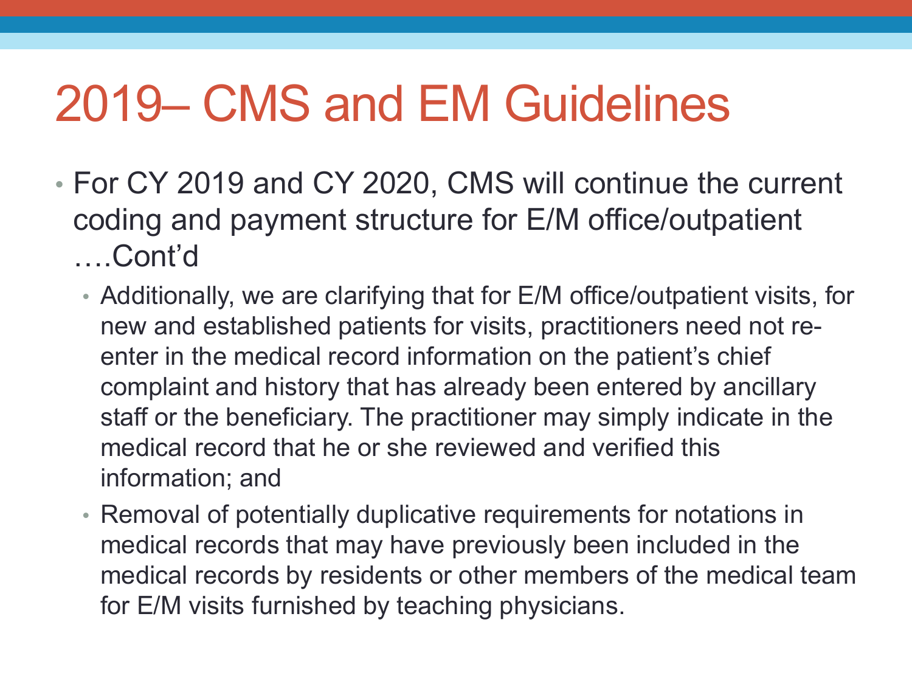# 2019– CMS and EM Guidelines

- For CY 2019 and CY 2020, CMS will continue the current coding and payment structure for E/M office/outpatient ….Cont'd
  - Additionally, we are clarifying that for E/M office/outpatient visits, for new and established patients for visits, practitioners need not re-enter in the medical record information on the patient's chief complaint and history that has already been entered by ancillary staff or the beneficiary. The practitioner may simply indicate in the medical record that he or she reviewed and verified this information; and
  - Removal of potentially duplicative requirements for notations in medical records that may have previously been included in the medical records by residents or other members of the medical team for E/M visits furnished by teaching physicians.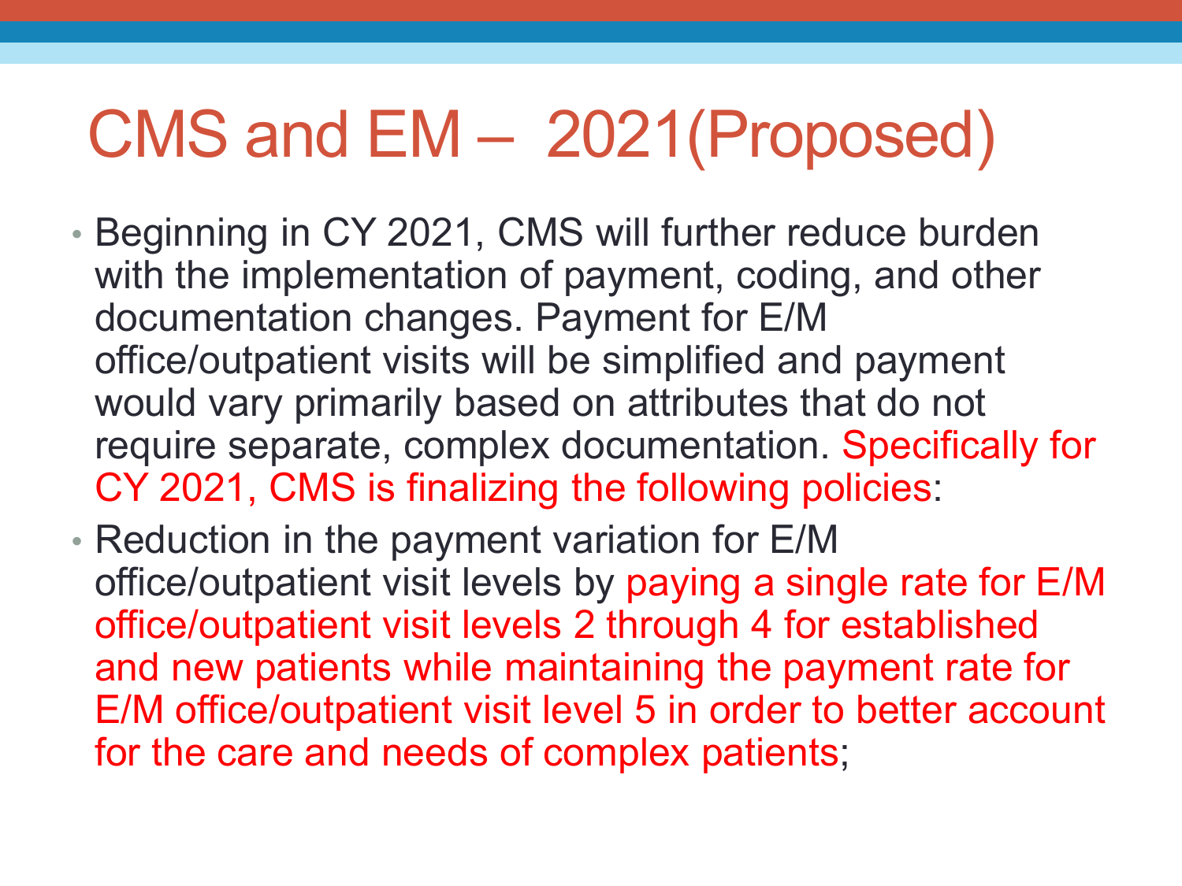# CMS and EM – 2021(Proposed)

- Beginning in CY 2021, CMS will further reduce burden with the implementation of payment, coding, and other documentation changes. Payment for E/M office/outpatient visits will be simplified and payment would vary primarily based on attributes that do not require separate, complex documentation. Specifically for CY 2021, CMS is finalizing the following policies:
- Reduction in the payment variation for E/M office/outpatient visit levels by paying a single rate for E/M office/outpatient visit levels 2 through 4 for established and new patients while maintaining the payment rate for E/M office/outpatient visit level 5 in order to better account for the care and needs of complex patients;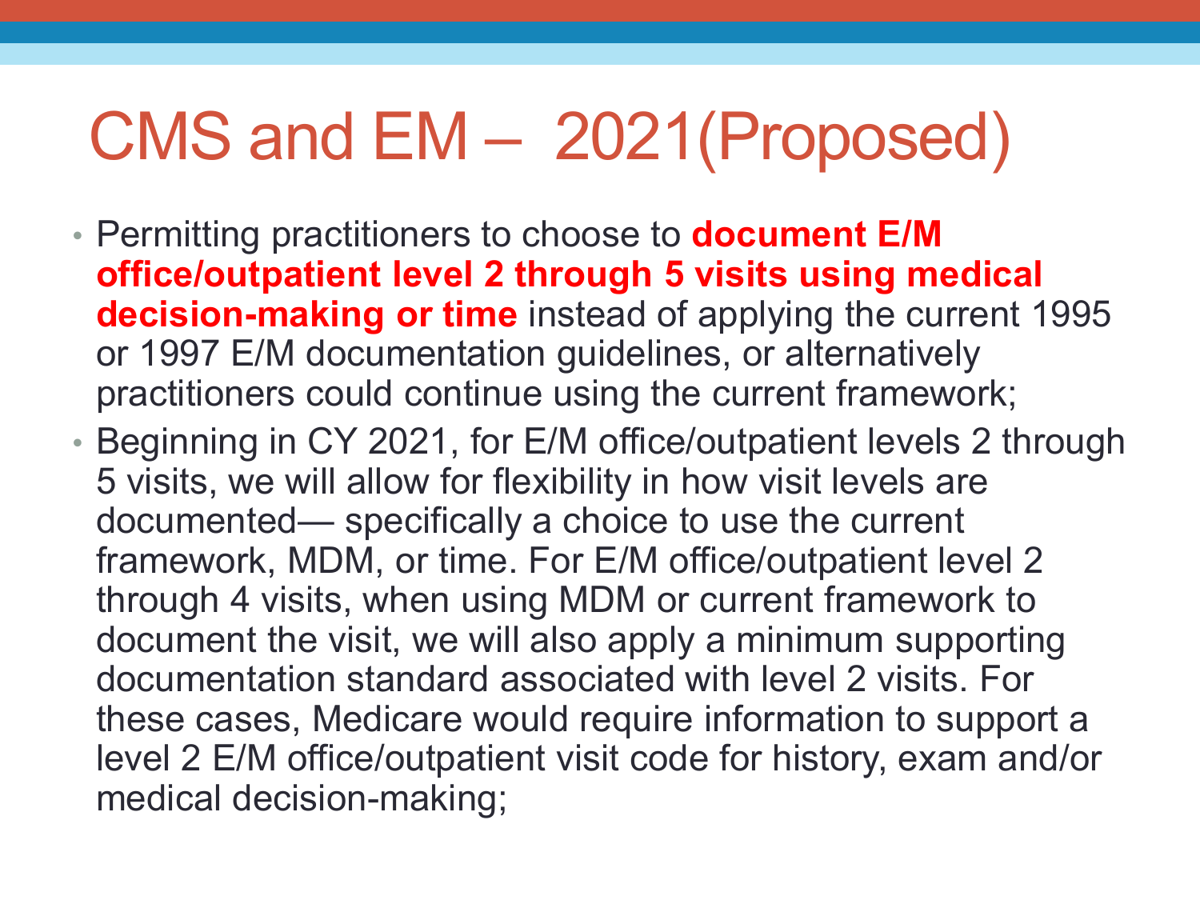# CMS and EM – 2021(Proposed)

- Permitting practitioners to choose to **document E/M office/outpatient level 2 through 5 visits using medical decision-making or time** instead of applying the current 1995 or 1997 E/M documentation guidelines, or alternatively practitioners could continue using the current framework;
- Beginning in CY 2021, for E/M office/outpatient levels 2 through 5 visits, we will allow for flexibility in how visit levels are documented— specifically a choice to use the current framework, MDM, or time. For E/M office/outpatient level 2 through 4 visits, when using MDM or current framework to document the visit, we will also apply a minimum supporting documentation standard associated with level 2 visits. For these cases, Medicare would require information to support a level 2 E/M office/outpatient visit code for history, exam and/or medical decision-making;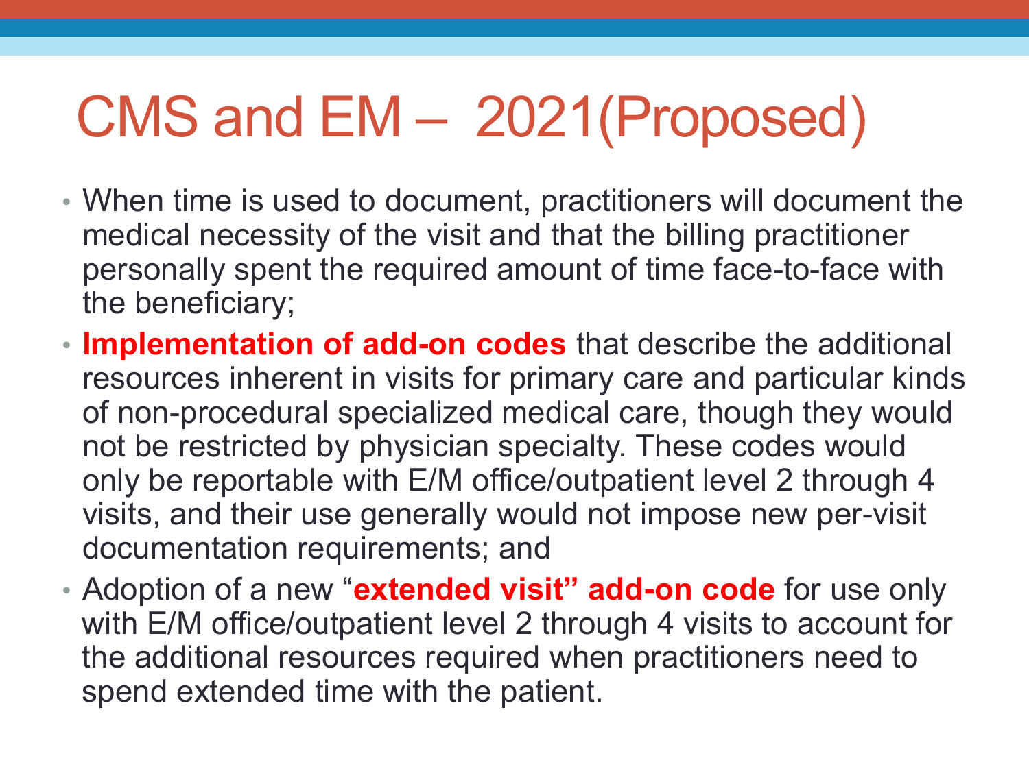# CMS and EM – 2021(Proposed)

- When time is used to document, practitioners will document the medical necessity of the visit and that the billing practitioner personally spent the required amount of time face-to-face with the beneficiary;
- **Implementation of add-on codes** that describe the additional resources inherent in visits for primary care and particular kinds of non-procedural specialized medical care, though they would not be restricted by physician specialty. These codes would only be reportable with E/M office/outpatient level 2 through 4 visits, and their use generally would not impose new per-visit documentation requirements; and
- Adoption of a new "**extended visit" add-on code** for use only with E/M office/outpatient level 2 through 4 visits to account for the additional resources required when practitioners need to spend extended time with the patient.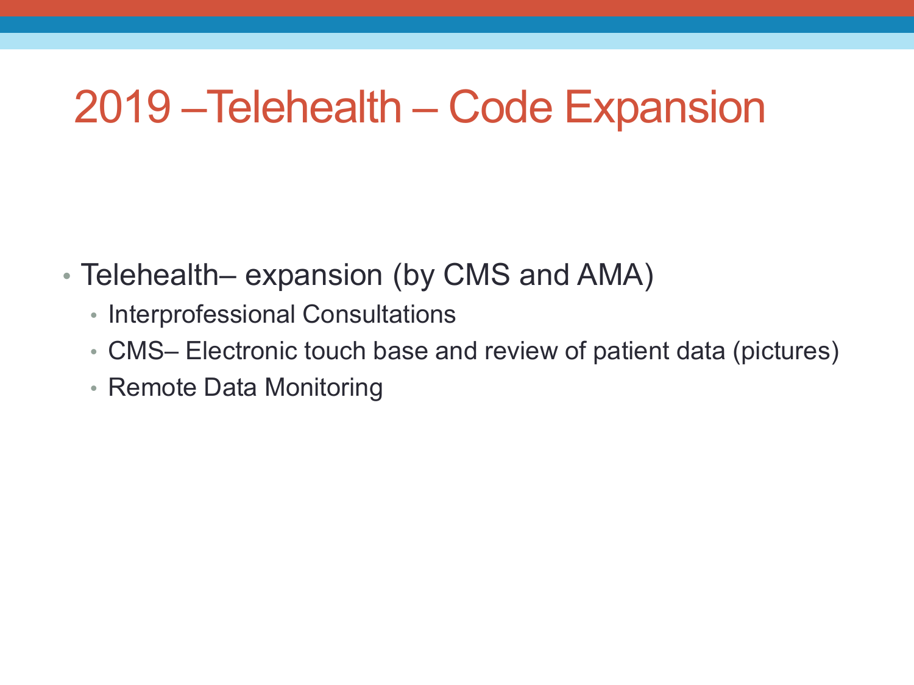# 2019 –Telehealth – Code Expansion

- Telehealth– expansion (by CMS and AMA)
  - Interprofessional Consultations
  - CMS– Electronic touch base and review of patient data (pictures)
  - Remote Data Monitoring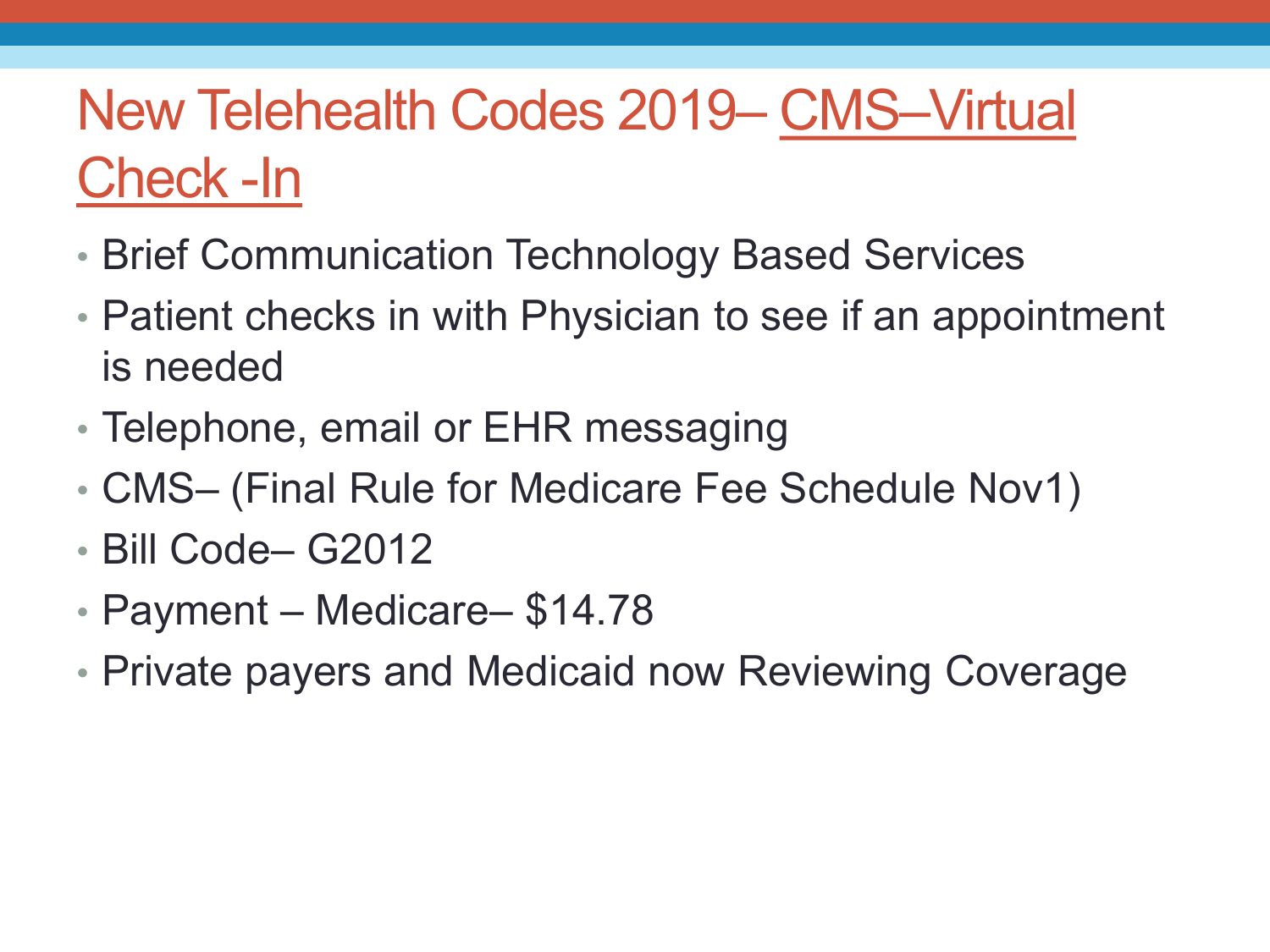# New Telehealth Codes 2019– CMS–Virtual Check -In

- Brief Communication Technology Based Services
- Patient checks in with Physician to see if an appointment is needed
- Telephone, email or EHR messaging
- CMS– (Final Rule for Medicare Fee Schedule Nov1)
- Bill Code– G2012
- Payment – Medicare– $14.78
- Private payers and Medicaid now Reviewing Coverage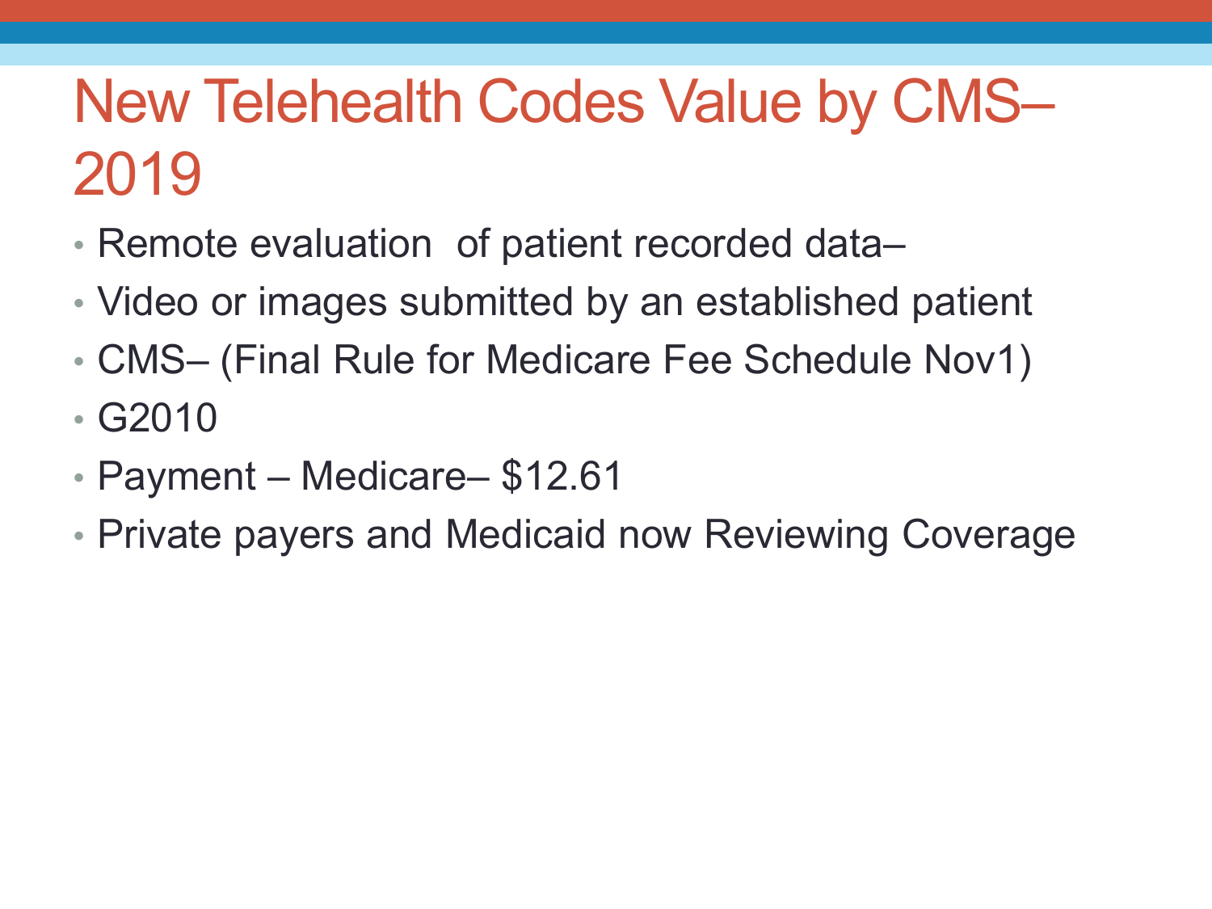# New Telehealth Codes Value by CMS– 2019

- Remote evaluation  of patient recorded data–
- Video or images submitted by an established patient
- CMS– (Final Rule for Medicare Fee Schedule Nov1)
- G2010
- Payment – Medicare– $12.61
- Private payers and Medicaid now Reviewing Coverage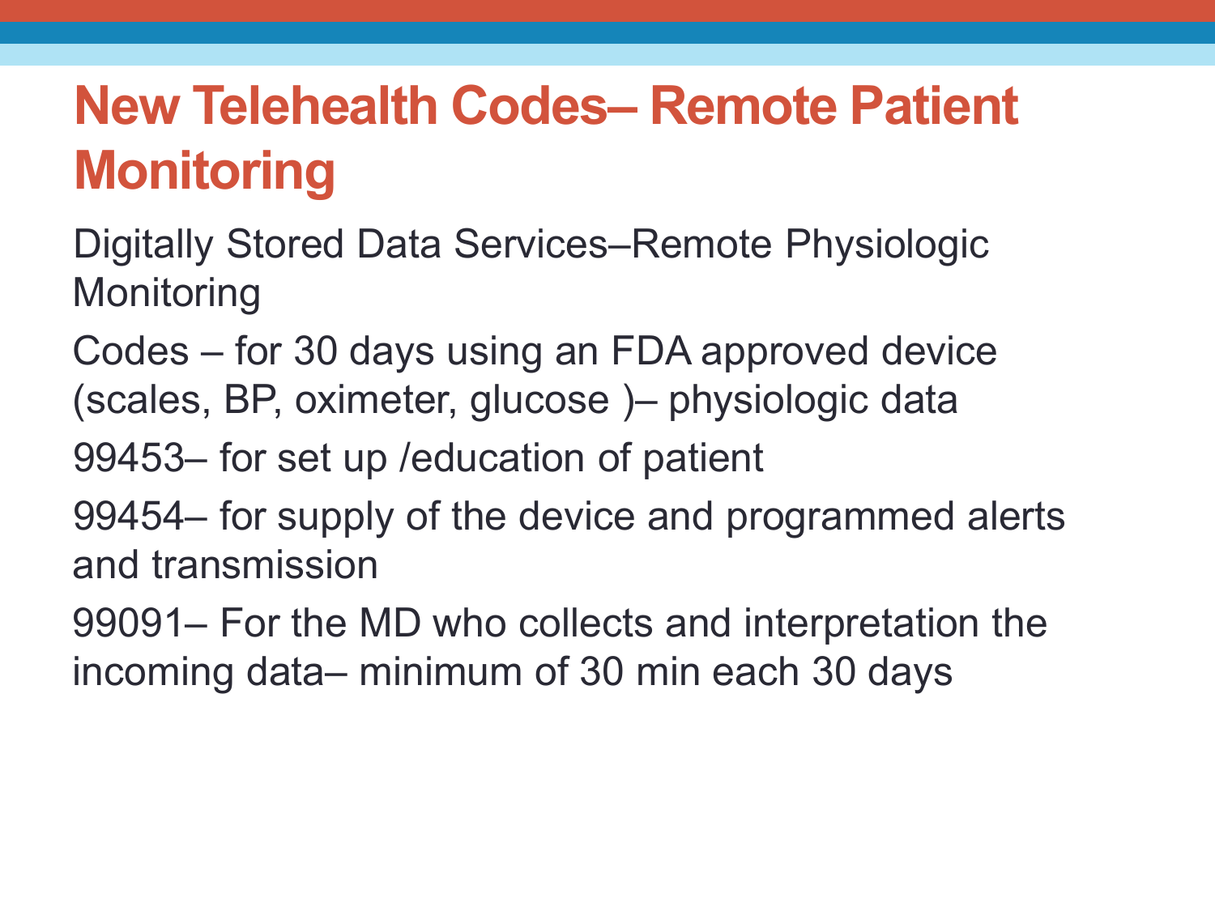# New Telehealth Codes– Remote Patient Monitoring

Digitally Stored Data Services–Remote Physiologic Monitoring

Codes – for 30 days using an FDA approved device (scales, BP, oximeter, glucose )– physiologic data

99453– for set up /education of patient

99454– for supply of the device and programmed alerts and transmission

99091– For the MD who collects and interpretation the incoming data– minimum of 30 min each 30 days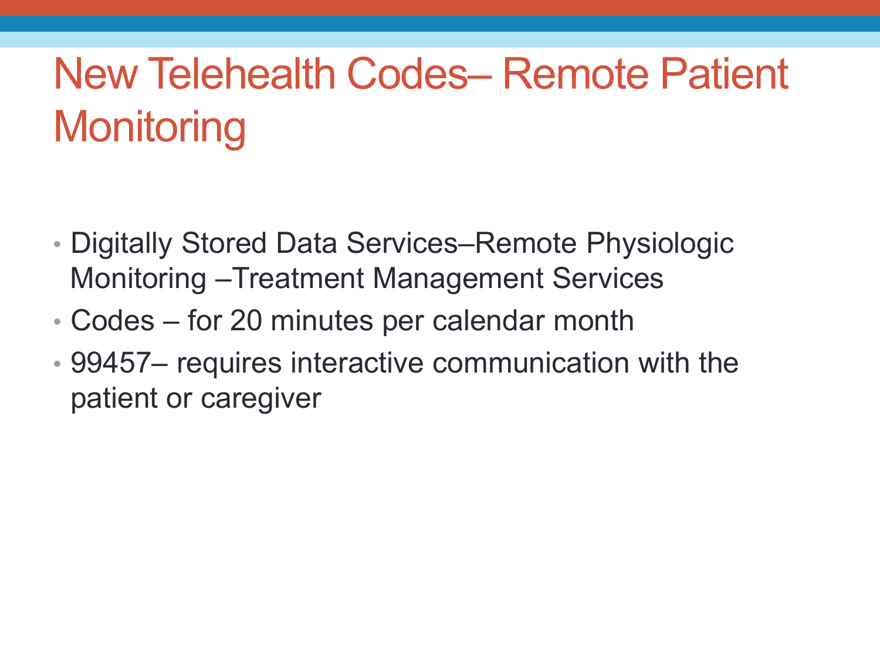# New Telehealth Codes– Remote Patient Monitoring

- Digitally Stored Data Services–Remote Physiologic Monitoring –Treatment Management Services
- Codes – for 20 minutes per calendar month
- 99457– requires interactive communication with the patient or caregiver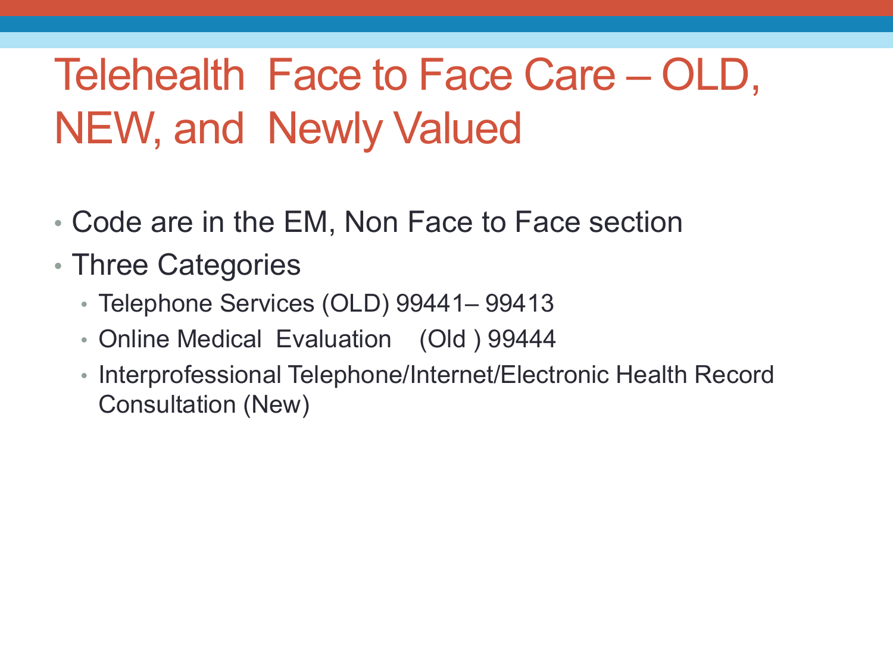# Telehealth Face to Face Care – OLD, NEW, and Newly Valued

- Code are in the EM, Non Face to Face section
- Three Categories
  - Telephone Services (OLD) 99441– 99413
  - Online Medical Evaluation (Old ) 99444
  - Interprofessional Telephone/Internet/Electronic Health Record Consultation (New)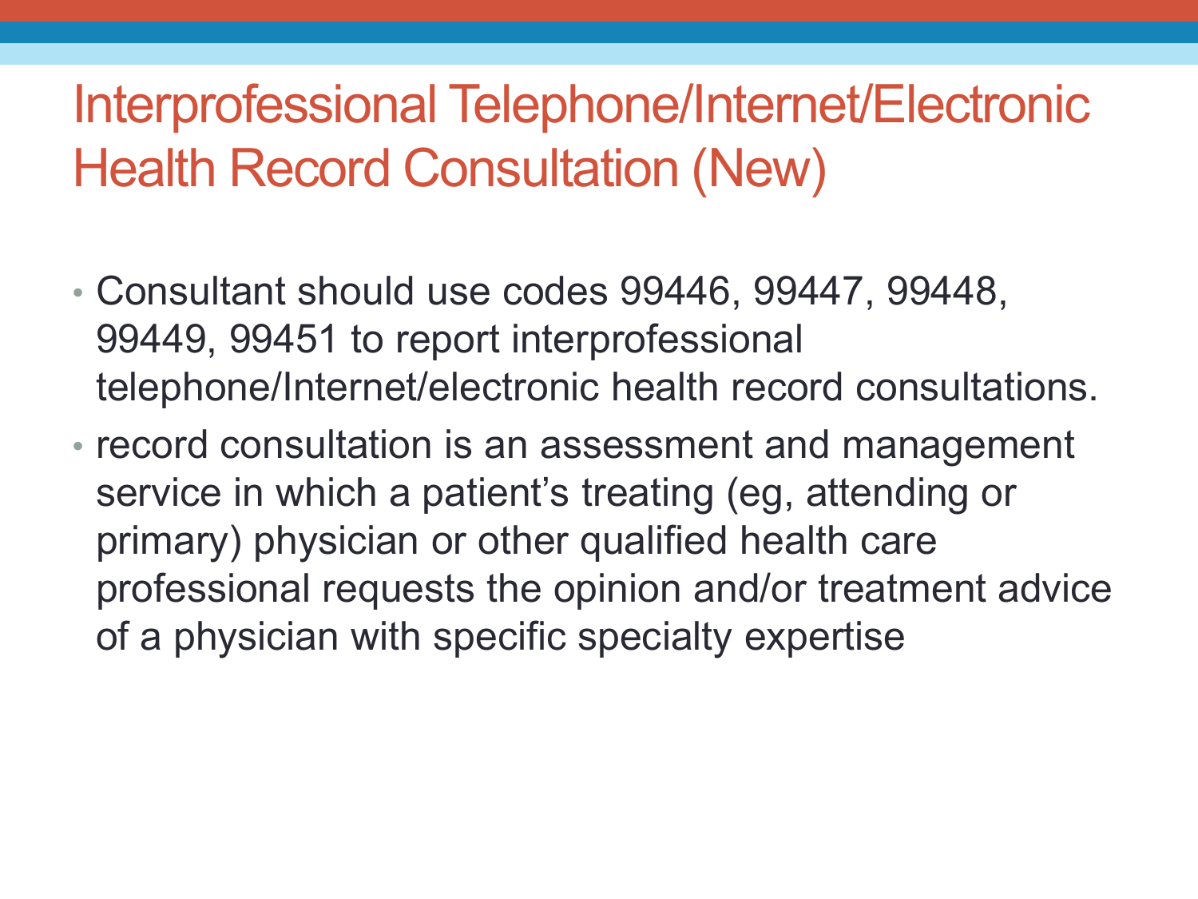# Interprofessional Telephone/Internet/Electronic Health Record Consultation (New)

- Consultant should use codes 99446, 99447, 99448, 99449, 99451 to report interprofessional telephone/Internet/electronic health record consultations.
- record consultation is an assessment and management service in which a patient's treating (eg, attending or primary) physician or other qualified health care professional requests the opinion and/or treatment advice of a physician with specific specialty expertise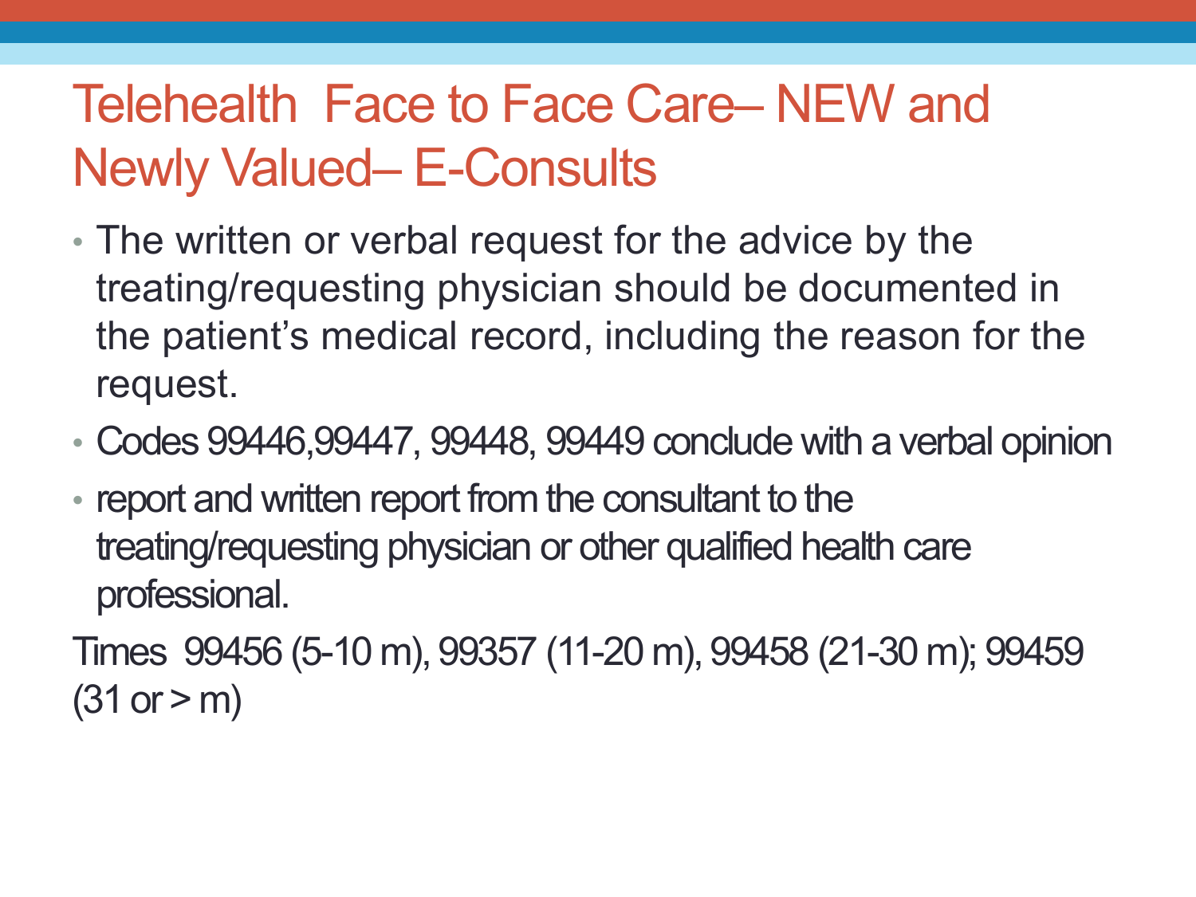# Telehealth Face to Face Care– NEW and Newly Valued– E-Consults

- The written or verbal request for the advice by the treating/requesting physician should be documented in the patient's medical record, including the reason for the request.
- Codes 99446,99447, 99448, 99449 conclude with a verbal opinion
- report and written report from the consultant to the treating/requesting physician or other qualified health care professional.

Times 99456 (5-10 m), 99357 (11-20 m), 99458 (21-30 m); 99459 (31 or > m)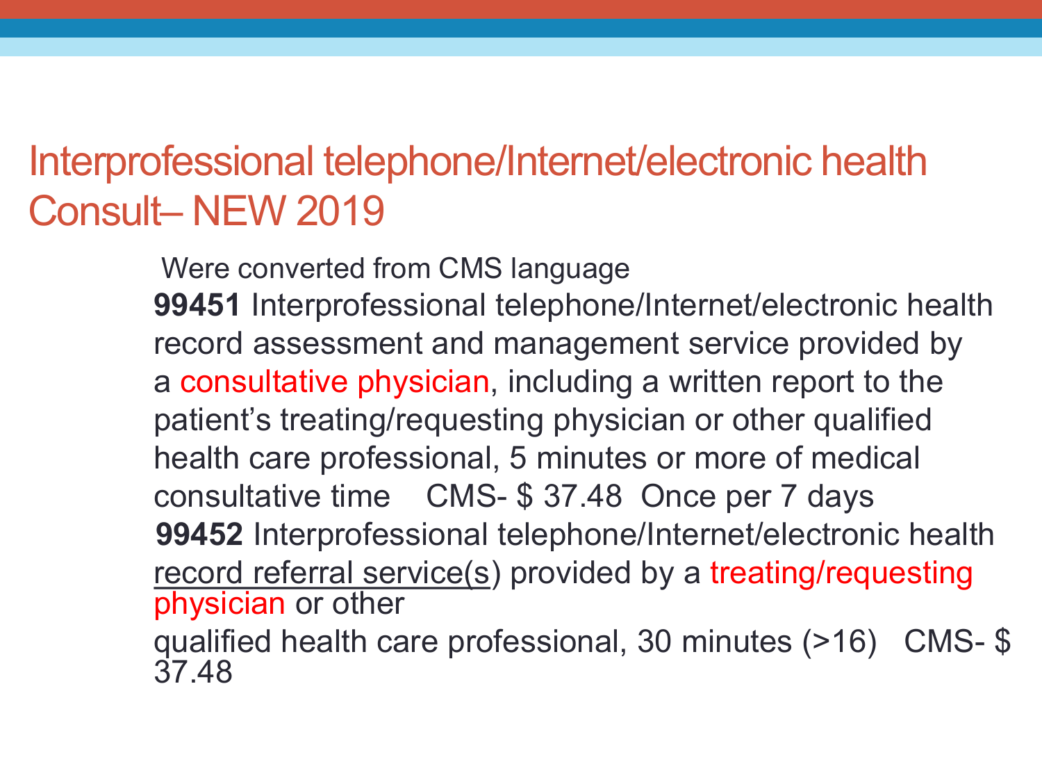# Interprofessional telephone/Internet/electronic health Consult– NEW 2019

Were converted from CMS language

**99451** Interprofessional telephone/Internet/electronic health record assessment and management service provided by a consultative physician, including a written report to the patient's treating/requesting physician or other qualified health care professional, 5 minutes or more of medical consultative time CMS- $ 37.48 Once per 7 days

**99452** Interprofessional telephone/Internet/electronic health record referral service(s) provided by a treating/requesting physician or other qualified health care professional, 30 minutes (>16) CMS- $ 37.48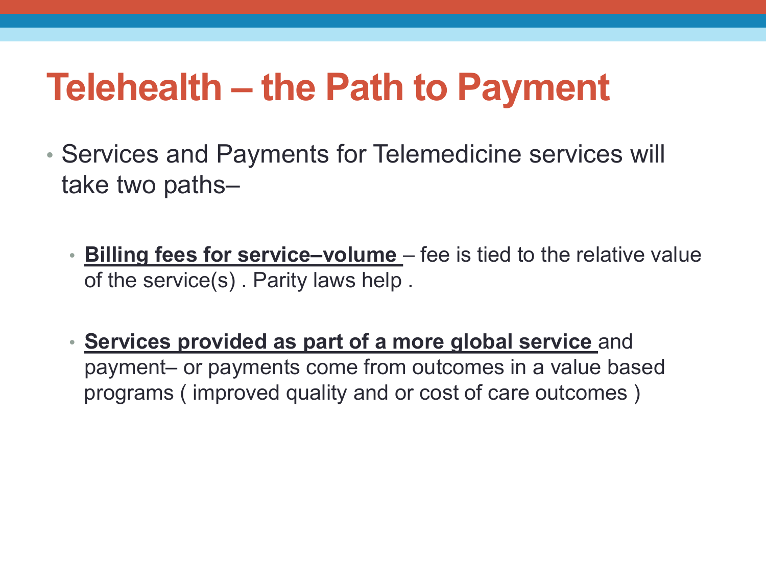# Telehealth – the Path to Payment

- Services and Payments for Telemedicine services will take two paths–
  - **Billing fees for service–volume** – fee is tied to the relative value of the service(s) . Parity laws help .
  - **Services provided as part of a more global service** and payment– or payments come from outcomes in a value based programs ( improved quality and or cost of care outcomes )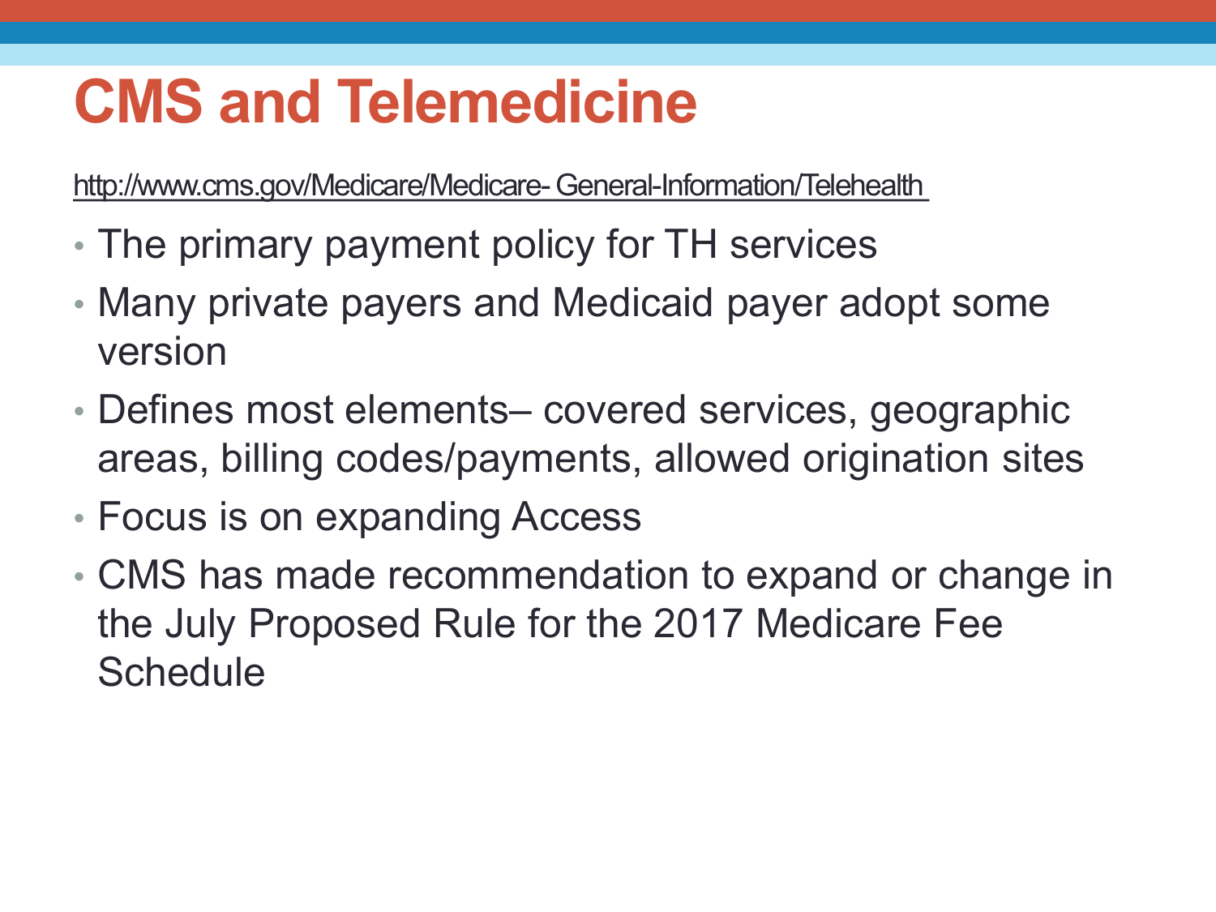# CMS and Telemedicine

http://www.cms.gov/Medicare/Medicare- General-Information/Telehealth

- The primary payment policy for TH services
- Many private payers and Medicaid payer adopt some version
- Defines most elements– covered services, geographic areas, billing codes/payments, allowed origination sites
- Focus is on expanding Access
- CMS has made recommendation to expand or change in the July Proposed Rule for the 2017 Medicare Fee Schedule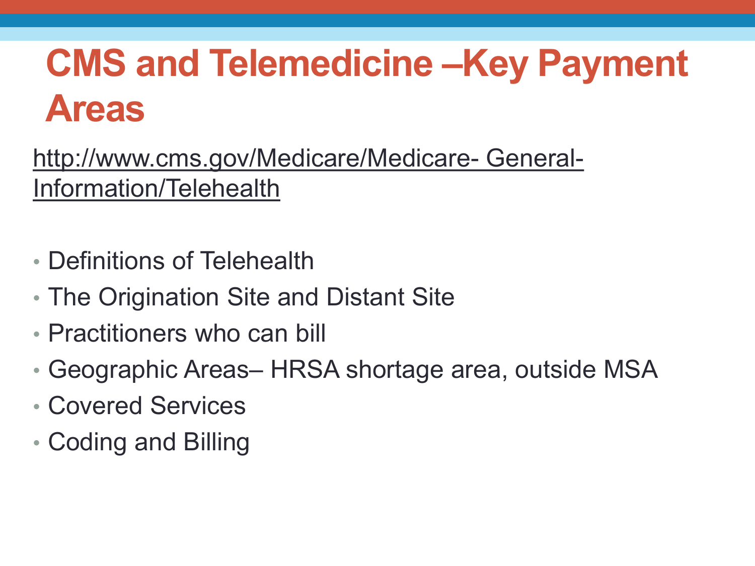# CMS and Telemedicine –Key Payment Areas

http://www.cms.gov/Medicare/Medicare- General-Information/Telehealth

- Definitions of Telehealth
- The Origination Site and Distant Site
- Practitioners who can bill
- Geographic Areas– HRSA shortage area, outside MSA
- Covered Services
- Coding and Billing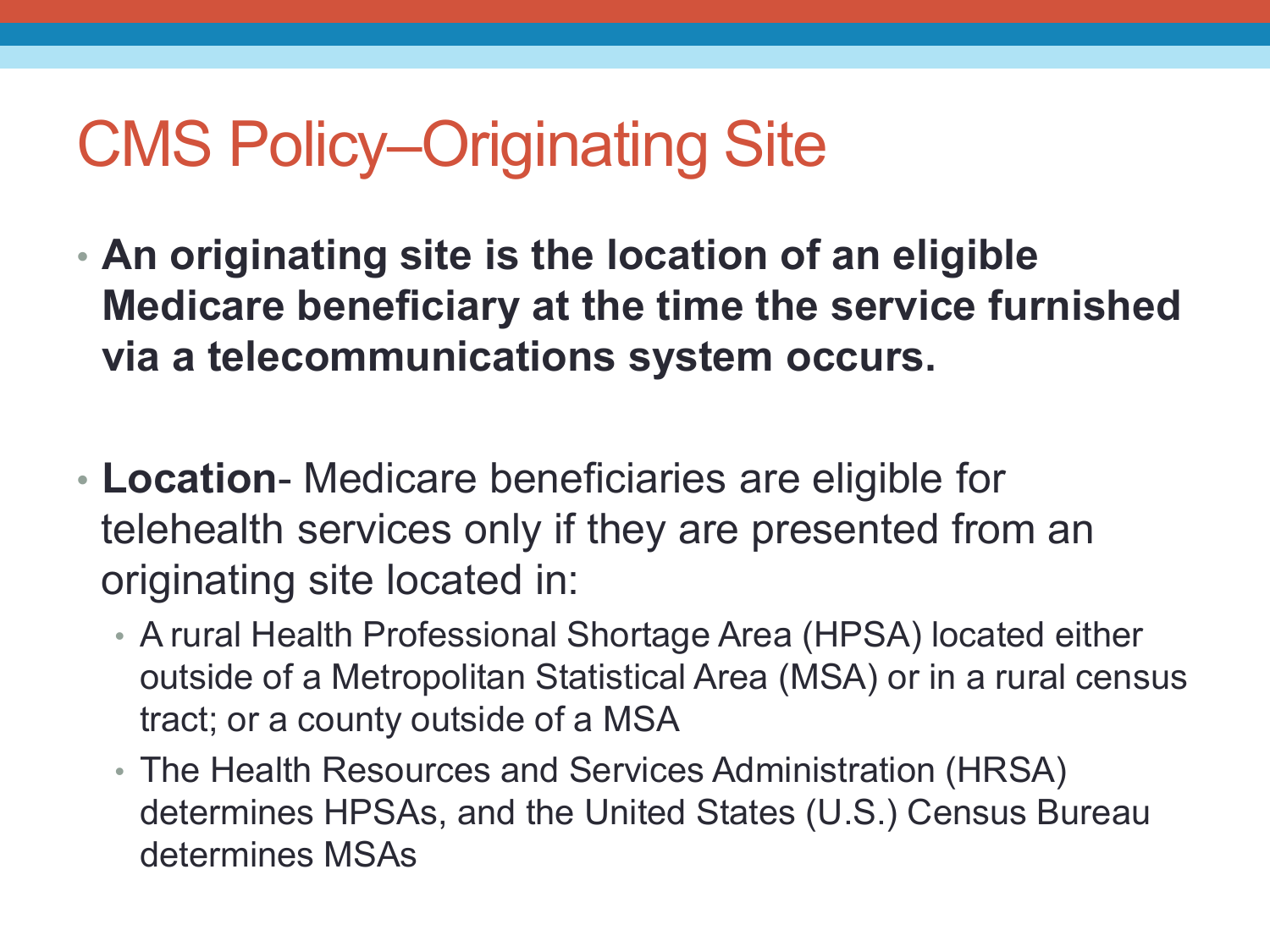# CMS Policy–Originating Site

- **An originating site is the location of an eligible Medicare beneficiary at the time the service furnished via a telecommunications system occurs.**

- **Location**- Medicare beneficiaries are eligible for telehealth services only if they are presented from an originating site located in:
  - A rural Health Professional Shortage Area (HPSA) located either outside of a Metropolitan Statistical Area (MSA) or in a rural census tract; or a county outside of a MSA
  - The Health Resources and Services Administration (HRSA) determines HPSAs, and the United States (U.S.) Census Bureau determines MSAs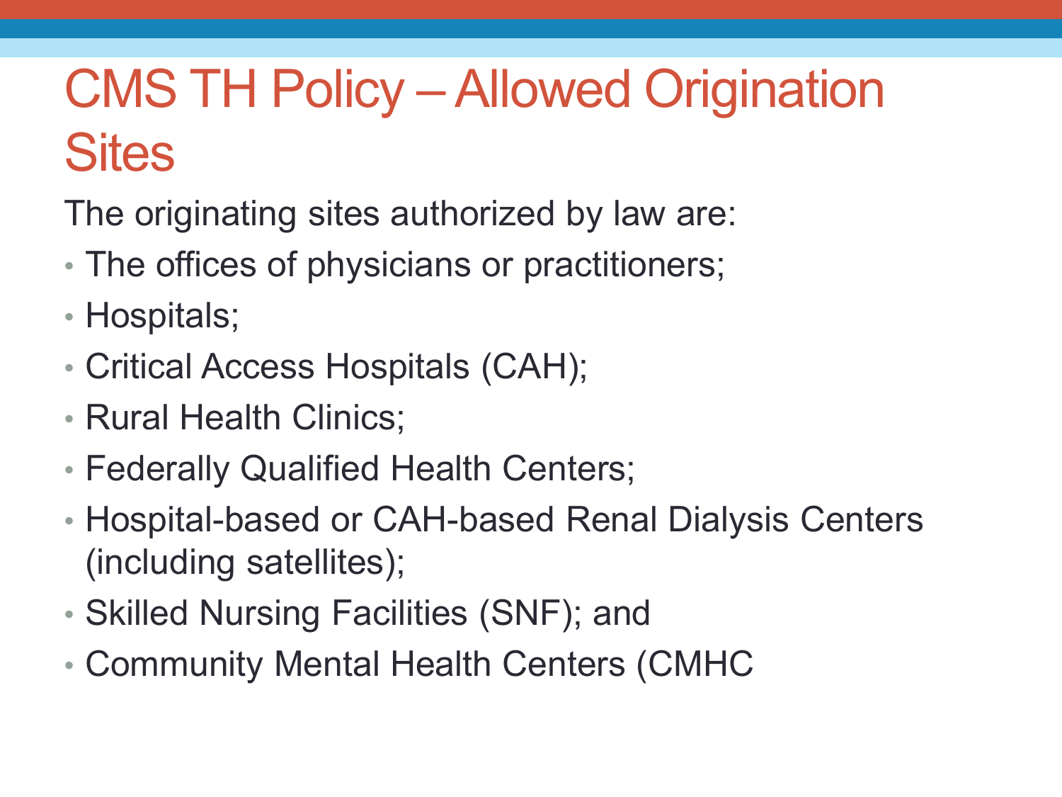# CMS TH Policy – Allowed Origination Sites

The originating sites authorized by law are:

- The offices of physicians or practitioners;
- Hospitals;
- Critical Access Hospitals (CAH);
- Rural Health Clinics;
- Federally Qualified Health Centers;
- Hospital-based or CAH-based Renal Dialysis Centers (including satellites);
- Skilled Nursing Facilities (SNF); and
- Community Mental Health Centers (CMHC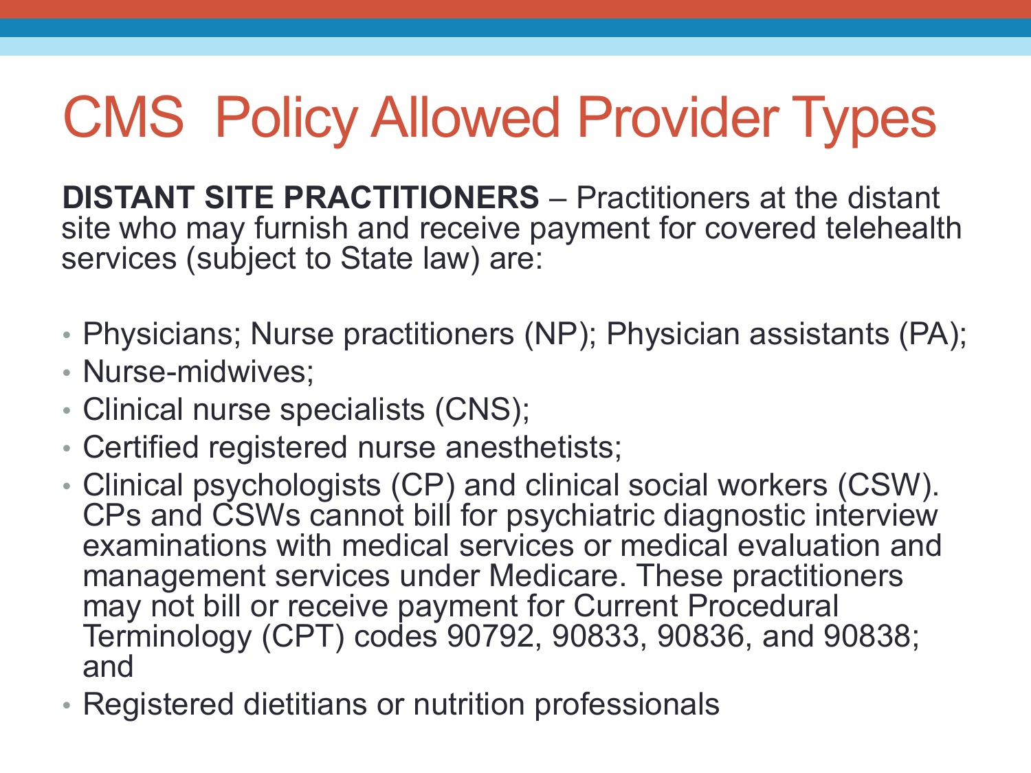# CMS Policy Allowed Provider Types

**DISTANT SITE PRACTITIONERS** – Practitioners at the distant site who may furnish and receive payment for covered telehealth services (subject to State law) are:

- Physicians; Nurse practitioners (NP); Physician assistants (PA);
- Nurse-midwives;
- Clinical nurse specialists (CNS);
- Certified registered nurse anesthetists;
- Clinical psychologists (CP) and clinical social workers (CSW). CPs and CSWs cannot bill for psychiatric diagnostic interview examinations with medical services or medical evaluation and management services under Medicare. These practitioners may not bill or receive payment for Current Procedural Terminology (CPT) codes 90792, 90833, 90836, and 90838; and
- Registered dietitians or nutrition professionals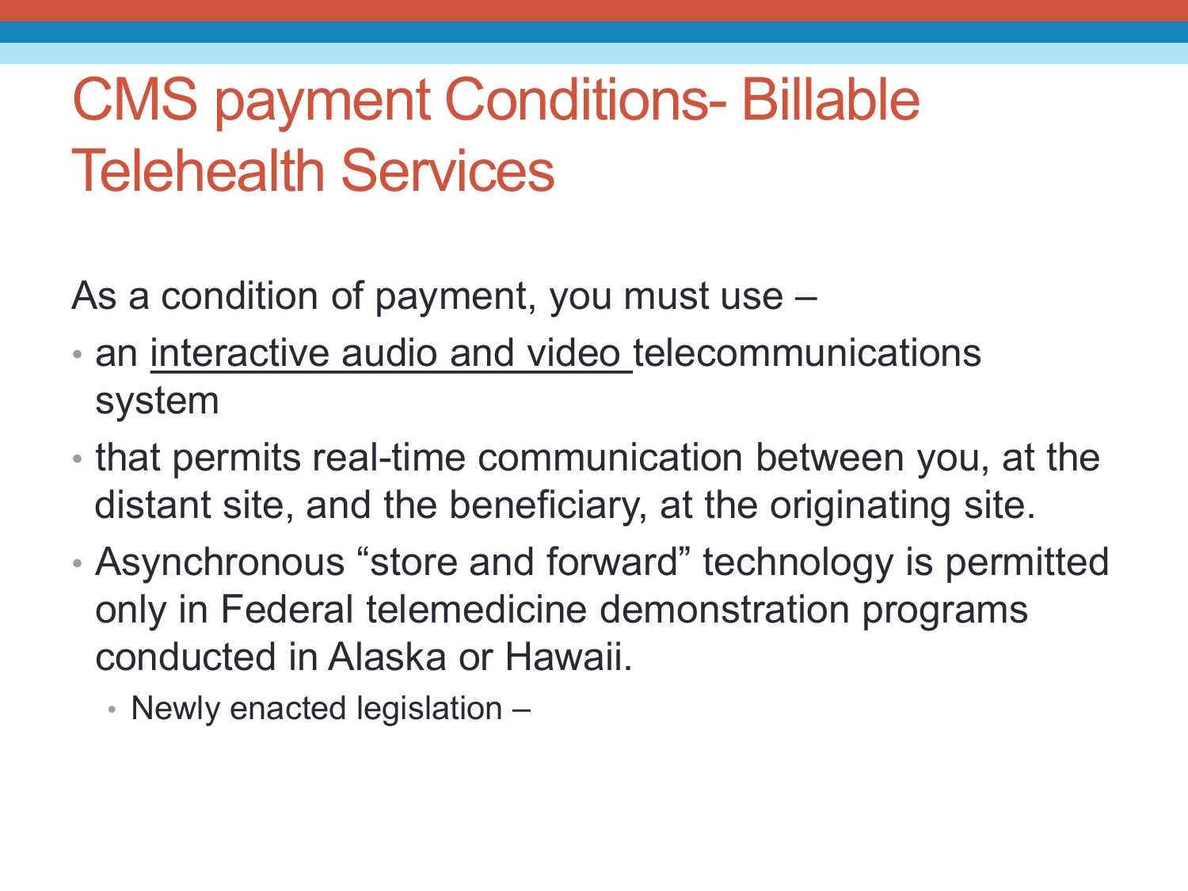# CMS payment Conditions- Billable Telehealth Services

As a condition of payment, you must use –

- an interactive audio and video telecommunications system
- that permits real-time communication between you, at the distant site, and the beneficiary, at the originating site.
- Asynchronous "store and forward" technology is permitted only in Federal telemedicine demonstration programs conducted in Alaska or Hawaii.
  - Newly enacted legislation –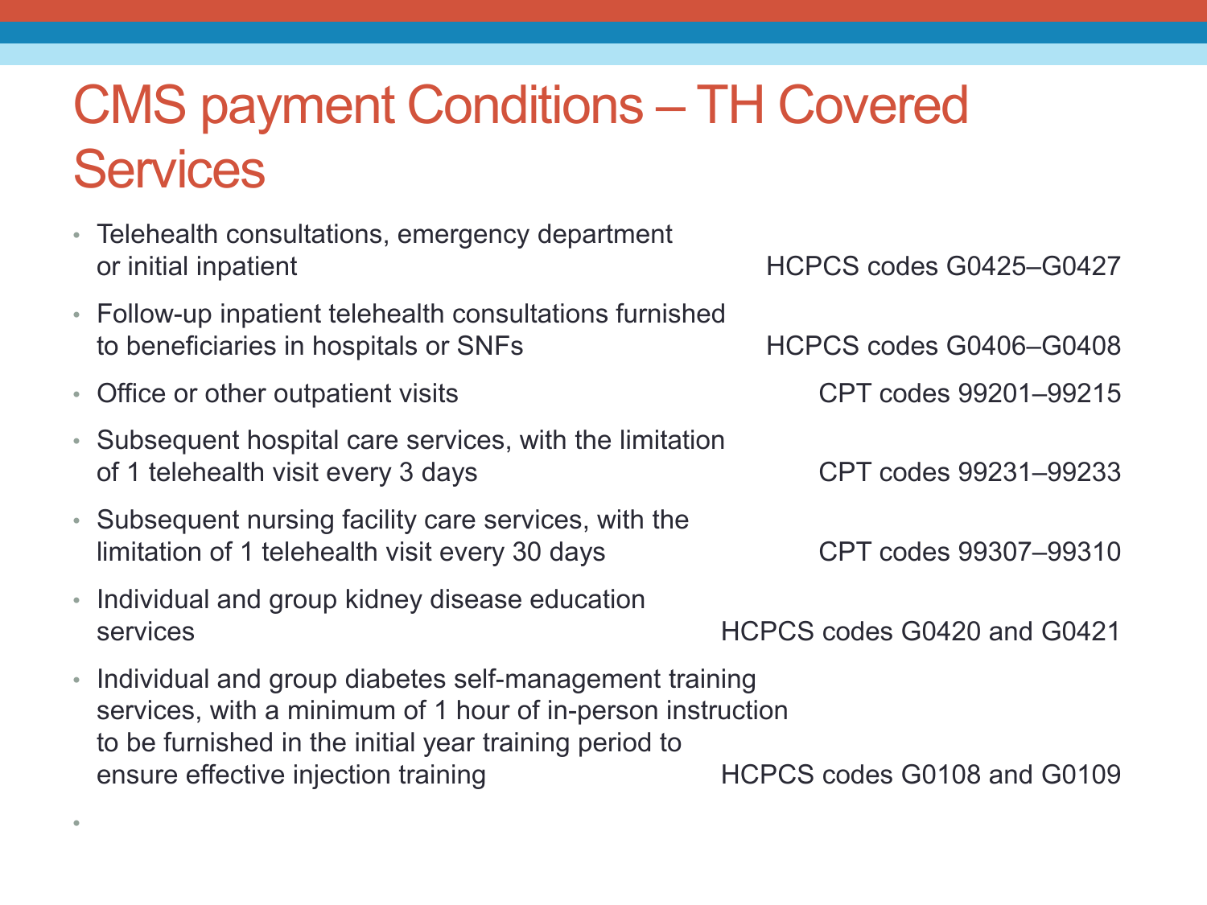# CMS payment Conditions – TH Covered Services

- Telehealth consultations, emergency department or initial inpatient — HCPCS codes G0425–G0427
- Follow-up inpatient telehealth consultations furnished to beneficiaries in hospitals or SNFs — HCPCS codes G0406–G0408
- Office or other outpatient visits — CPT codes 99201–99215
- Subsequent hospital care services, with the limitation of 1 telehealth visit every 3 days — CPT codes 99231–99233
- Subsequent nursing facility care services, with the limitation of 1 telehealth visit every 30 days — CPT codes 99307–99310
- Individual and group kidney disease education services — HCPCS codes G0420 and G0421
- Individual and group diabetes self-management training services, with a minimum of 1 hour of in-person instruction to be furnished in the initial year training period to ensure effective injection training — HCPCS codes G0108 and G0109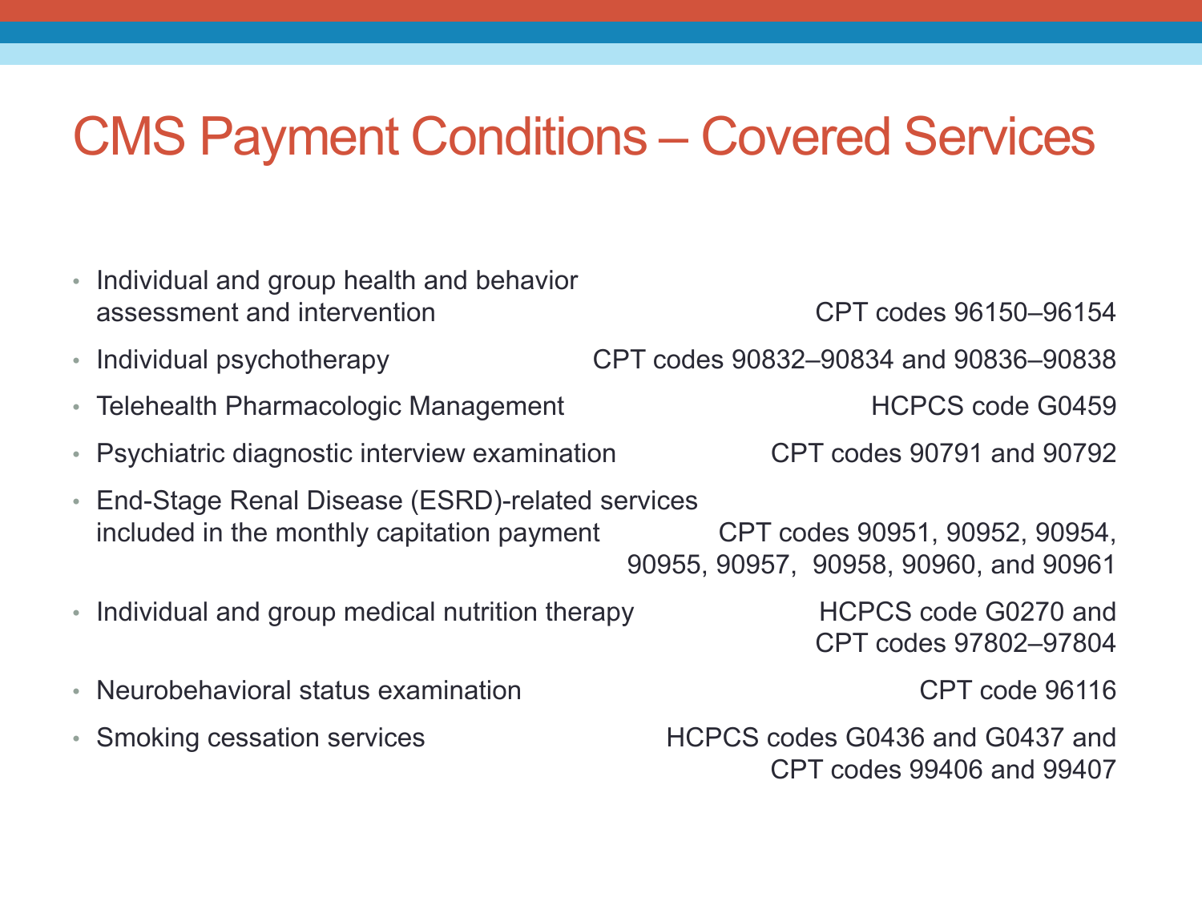# CMS Payment Conditions – Covered Services

- Individual and group health and behavior assessment and intervention — CPT codes 96150–96154
- Individual psychotherapy — CPT codes 90832–90834 and 90836–90838
- Telehealth Pharmacologic Management — HCPCS code G0459
- Psychiatric diagnostic interview examination — CPT codes 90791 and 90792
- End-Stage Renal Disease (ESRD)-related services included in the monthly capitation payment — CPT codes 90951, 90952, 90954, 90955, 90957, 90958, 90960, and 90961
- Individual and group medical nutrition therapy — HCPCS code G0270 and CPT codes 97802–97804
- Neurobehavioral status examination — CPT code 96116
- Smoking cessation services — HCPCS codes G0436 and G0437 and CPT codes 99406 and 99407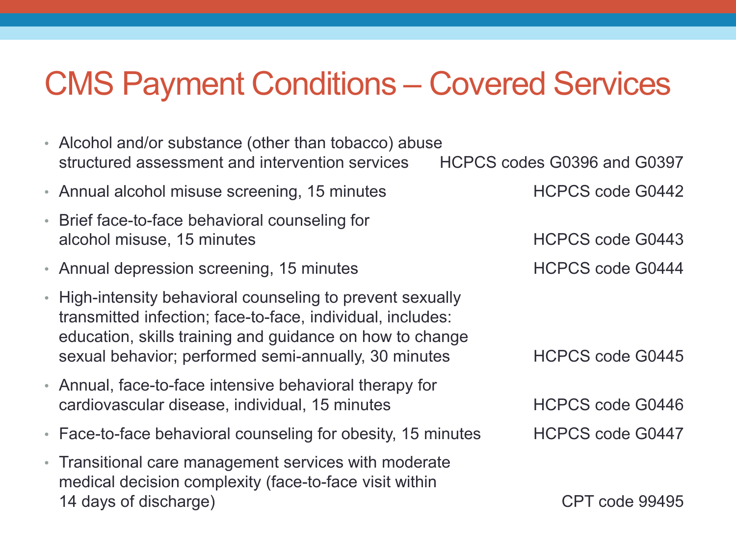# CMS Payment Conditions – Covered Services

- Alcohol and/or substance (other than tobacco) abuse structured assessment and intervention services — HCPCS codes G0396 and G0397
- Annual alcohol misuse screening, 15 minutes — HCPCS code G0442
- Brief face-to-face behavioral counseling for alcohol misuse, 15 minutes — HCPCS code G0443
- Annual depression screening, 15 minutes — HCPCS code G0444
- High-intensity behavioral counseling to prevent sexually transmitted infection; face-to-face, individual, includes: education, skills training and guidance on how to change sexual behavior; performed semi-annually, 30 minutes — HCPCS code G0445
- Annual, face-to-face intensive behavioral therapy for cardiovascular disease, individual, 15 minutes — HCPCS code G0446
- Face-to-face behavioral counseling for obesity, 15 minutes — HCPCS code G0447
- Transitional care management services with moderate medical decision complexity (face-to-face visit within 14 days of discharge) — CPT code 99495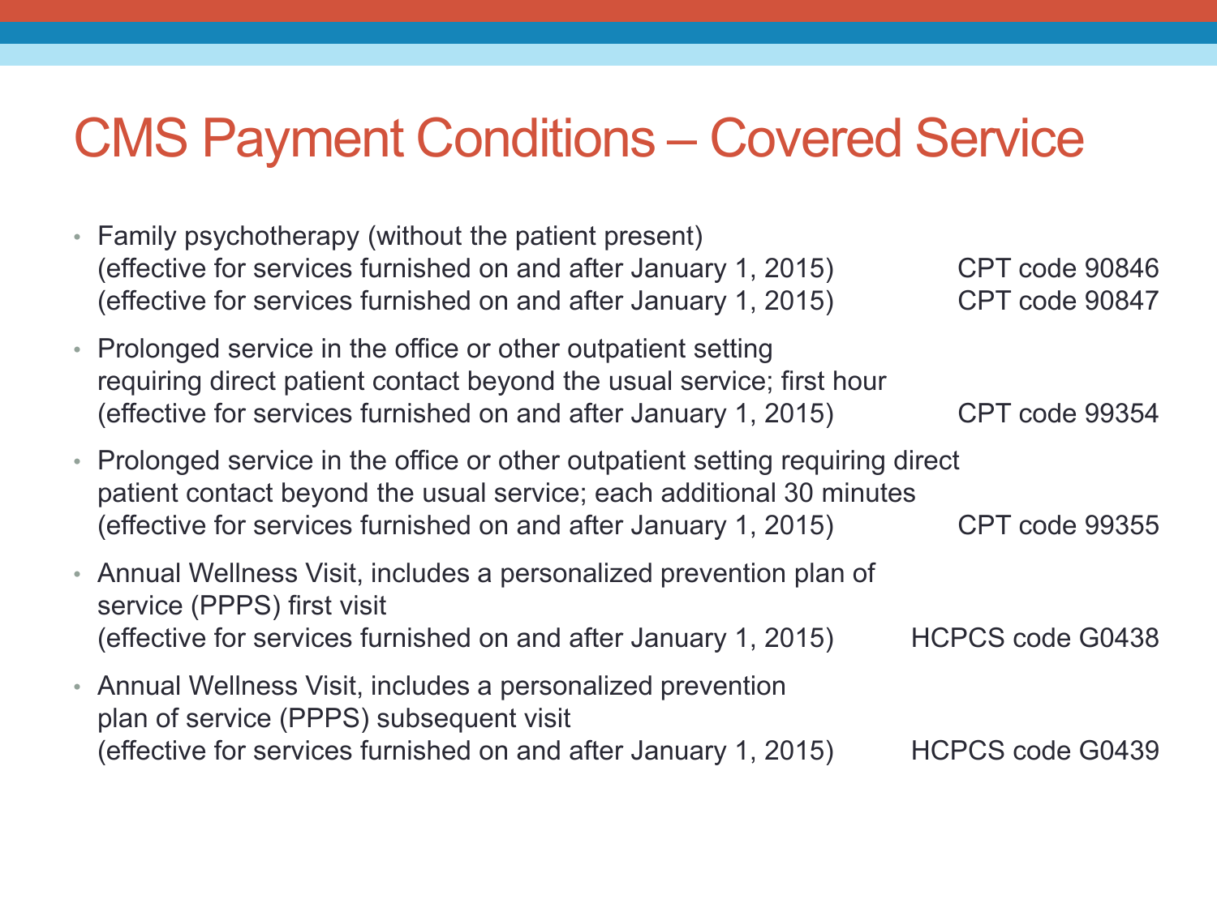# CMS Payment Conditions – Covered Service

- Family psychotherapy (without the patient present)
  (effective for services furnished on and after January 1, 2015) CPT code 90846
  (effective for services furnished on and after January 1, 2015) CPT code 90847
- Prolonged service in the office or other outpatient setting requiring direct patient contact beyond the usual service; first hour
  (effective for services furnished on and after January 1, 2015) CPT code 99354
- Prolonged service in the office or other outpatient setting requiring direct patient contact beyond the usual service; each additional 30 minutes
  (effective for services furnished on and after January 1, 2015) CPT code 99355
- Annual Wellness Visit, includes a personalized prevention plan of service (PPPS) first visit
  (effective for services furnished on and after January 1, 2015) HCPCS code G0438
- Annual Wellness Visit, includes a personalized prevention plan of service (PPPS) subsequent visit
  (effective for services furnished on and after January 1, 2015) HCPCS code G0439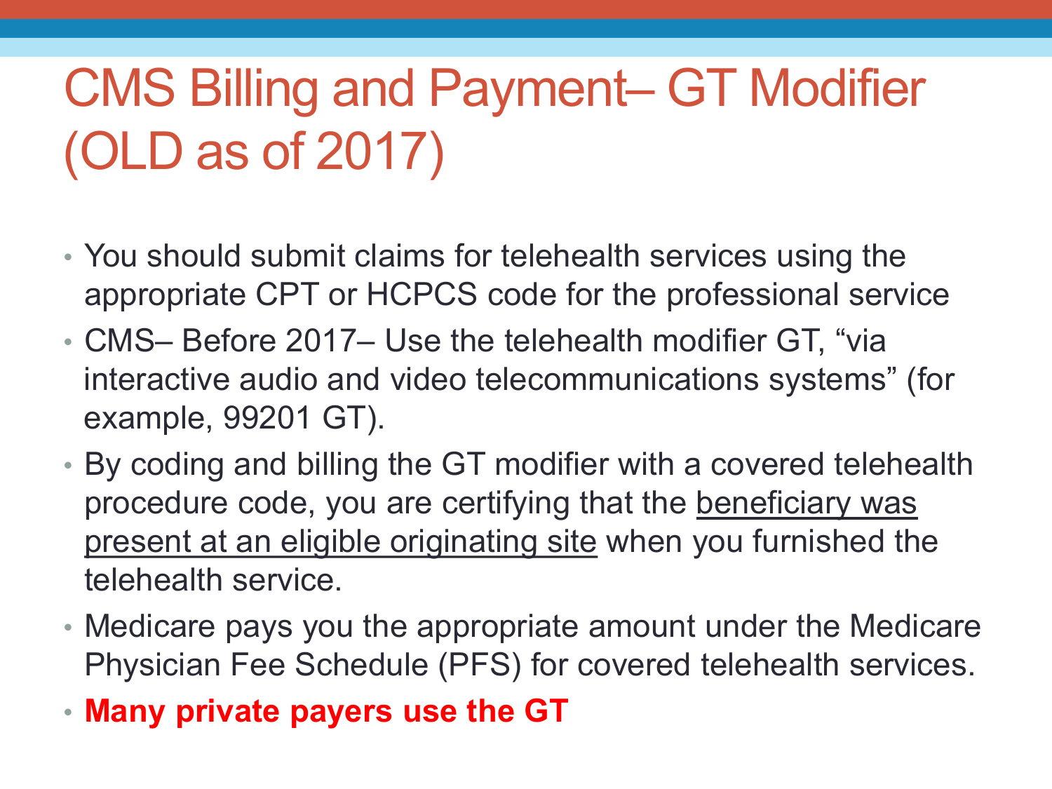# CMS Billing and Payment– GT Modifier (OLD as of 2017)

- You should submit claims for telehealth services using the appropriate CPT or HCPCS code for the professional service
- CMS– Before 2017– Use the telehealth modifier GT, "via interactive audio and video telecommunications systems" (for example, 99201 GT).
- By coding and billing the GT modifier with a covered telehealth procedure code, you are certifying that the beneficiary was present at an eligible originating site when you furnished the telehealth service.
- Medicare pays you the appropriate amount under the Medicare Physician Fee Schedule (PFS) for covered telehealth services.
- **Many private payers use the GT**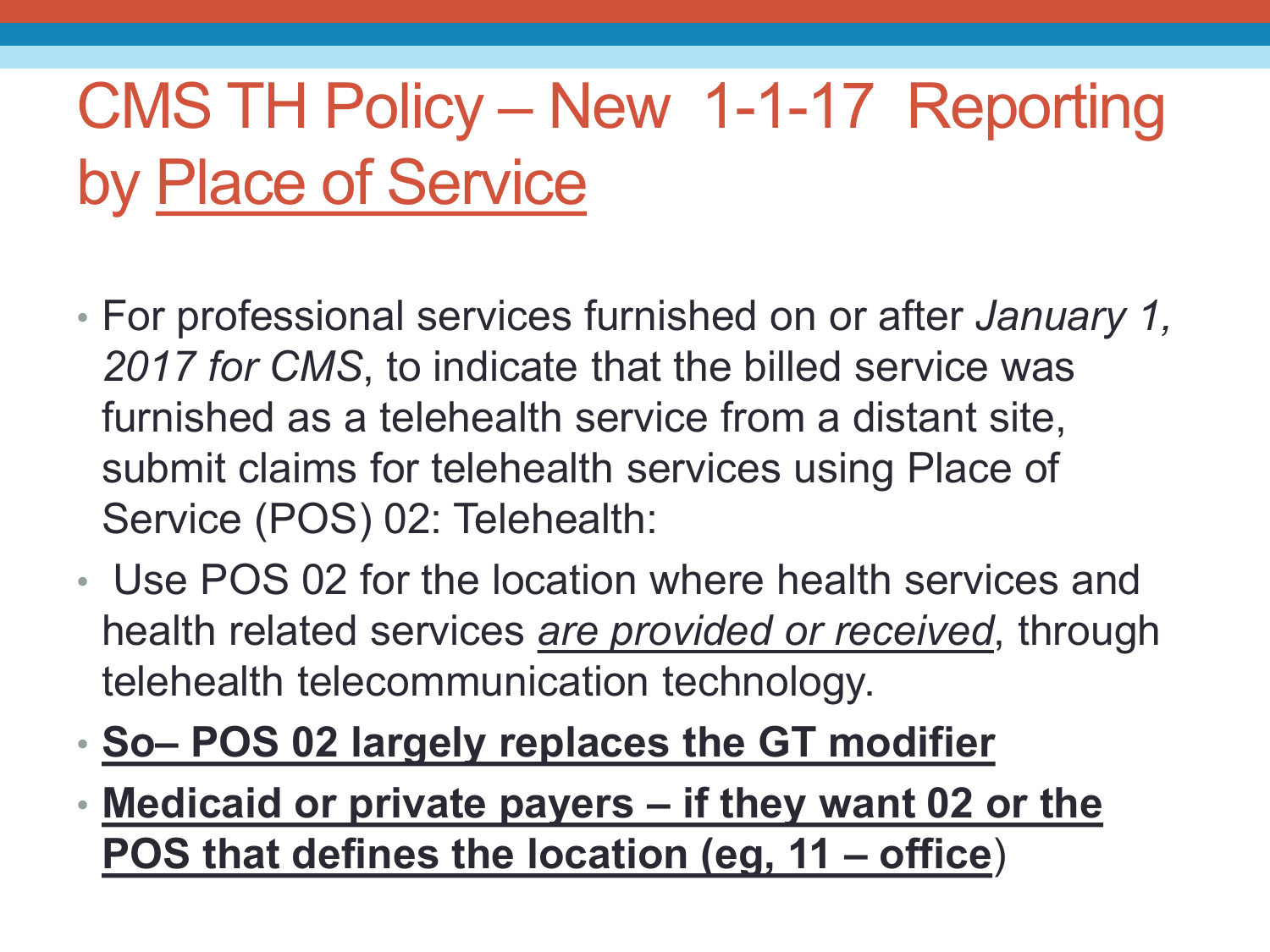# CMS TH Policy – New 1-1-17 Reporting by Place of Service

- For professional services furnished on or after *January 1, 2017 for CMS*, to indicate that the billed service was furnished as a telehealth service from a distant site, submit claims for telehealth services using Place of Service (POS) 02: Telehealth:
- Use POS 02 for the location where health services and health related services *are provided or received*, through telehealth telecommunication technology.
- **So– POS 02 largely replaces the GT modifier**
- **Medicaid or private payers – if they want 02 or the POS that defines the location (eg, 11 – office**)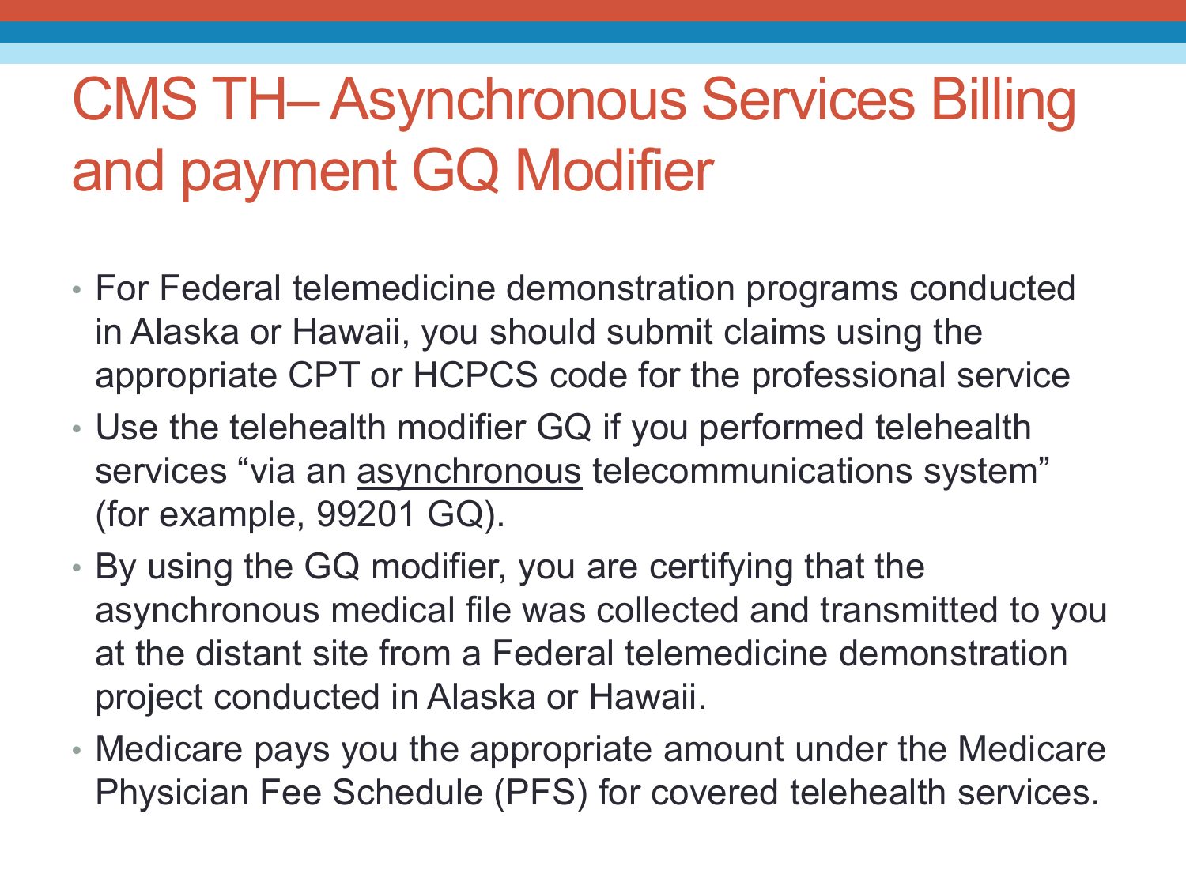# CMS TH– Asynchronous Services Billing and payment GQ Modifier

- For Federal telemedicine demonstration programs conducted in Alaska or Hawaii, you should submit claims using the appropriate CPT or HCPCS code for the professional service
- Use the telehealth modifier GQ if you performed telehealth services "via an asynchronous telecommunications system" (for example, 99201 GQ).
- By using the GQ modifier, you are certifying that the asynchronous medical file was collected and transmitted to you at the distant site from a Federal telemedicine demonstration project conducted in Alaska or Hawaii.
- Medicare pays you the appropriate amount under the Medicare Physician Fee Schedule (PFS) for covered telehealth services.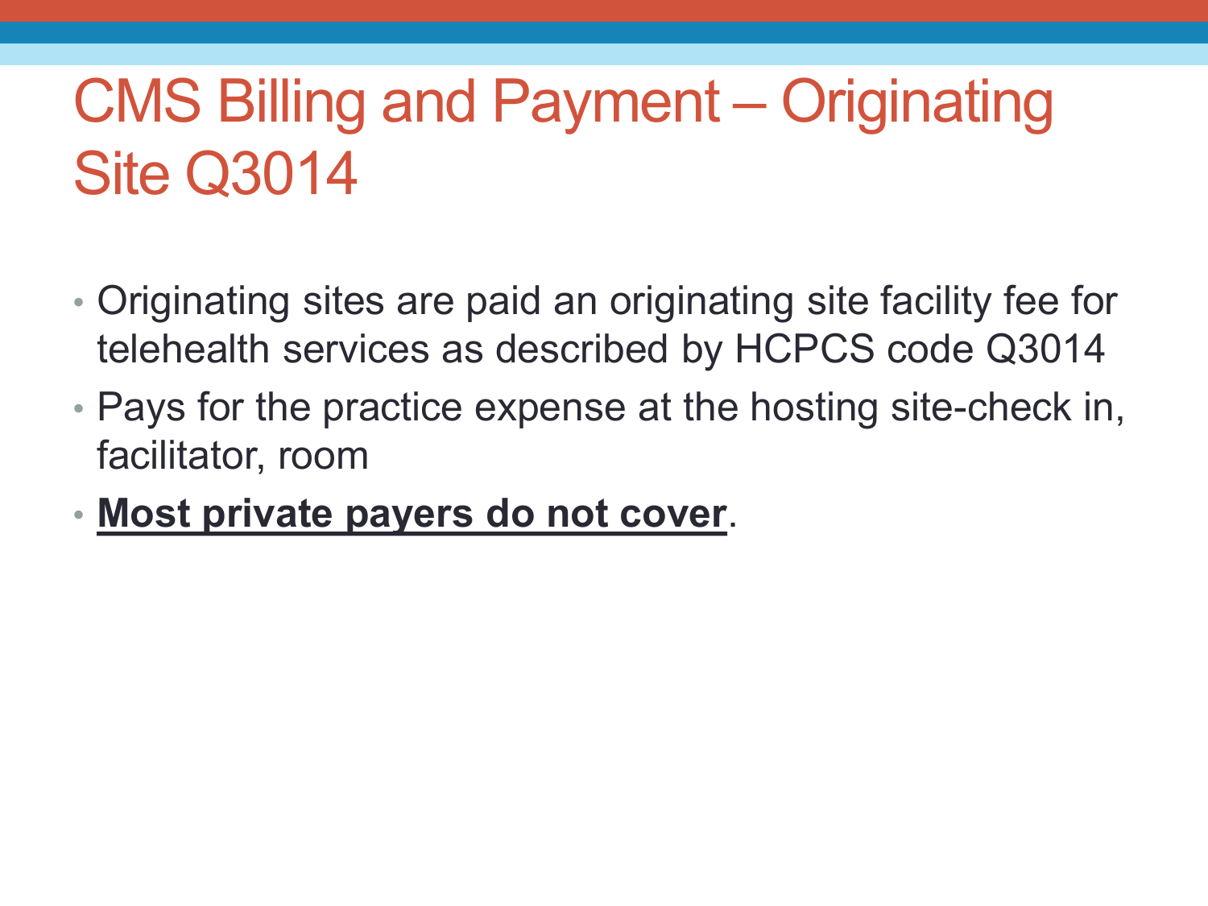# CMS Billing and Payment – Originating Site Q3014

- Originating sites are paid an originating site facility fee for telehealth services as described by HCPCS code Q3014
- Pays for the practice expense at the hosting site-check in, facilitator, room
- <u>**Most private payers do not cover**</u>.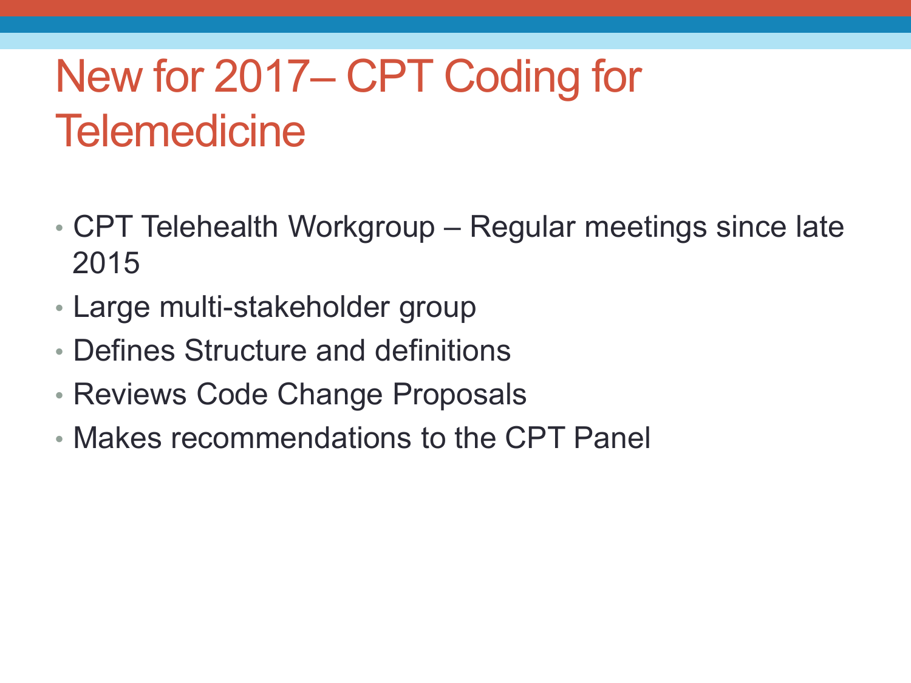# New for 2017– CPT Coding for Telemedicine

- CPT Telehealth Workgroup – Regular meetings since late 2015
- Large multi-stakeholder group
- Defines Structure and definitions
- Reviews Code Change Proposals
- Makes recommendations to the CPT Panel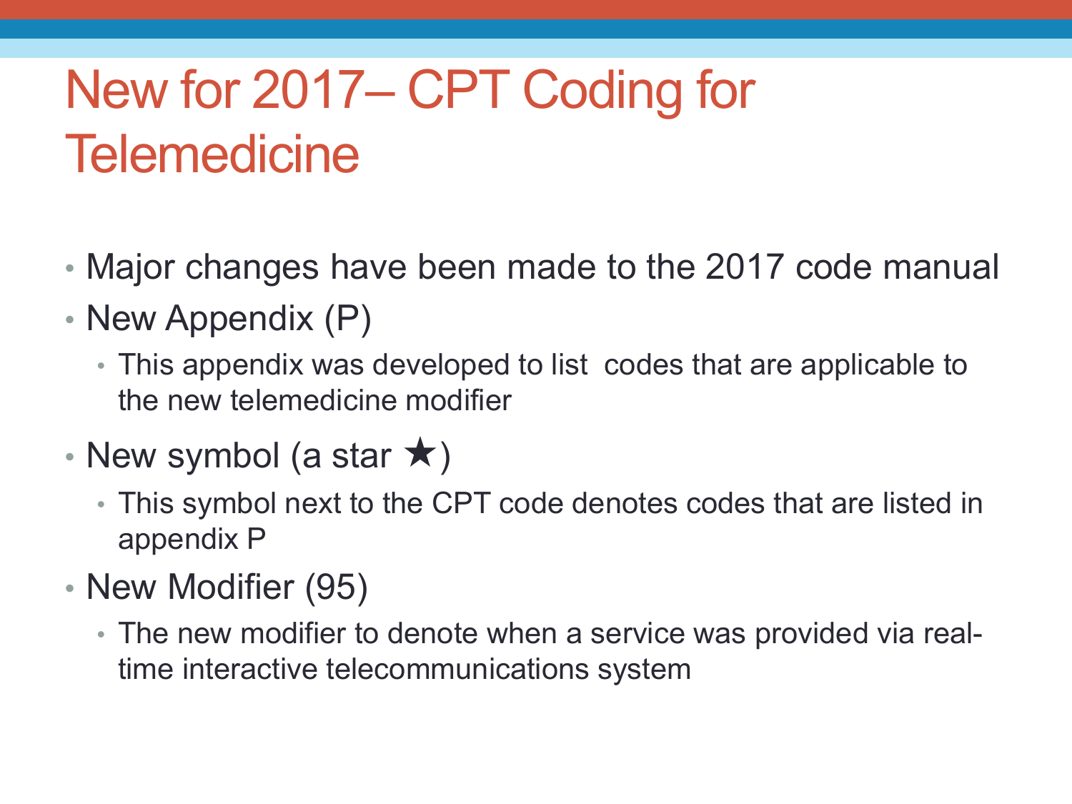# New for 2017– CPT Coding for Telemedicine

- Major changes have been made to the 2017 code manual
- New Appendix (P)
  - This appendix was developed to list codes that are applicable to the new telemedicine modifier
- New symbol (a star ★)
  - This symbol next to the CPT code denotes codes that are listed in appendix P
- New Modifier (95)
  - The new modifier to denote when a service was provided via real-time interactive telecommunications system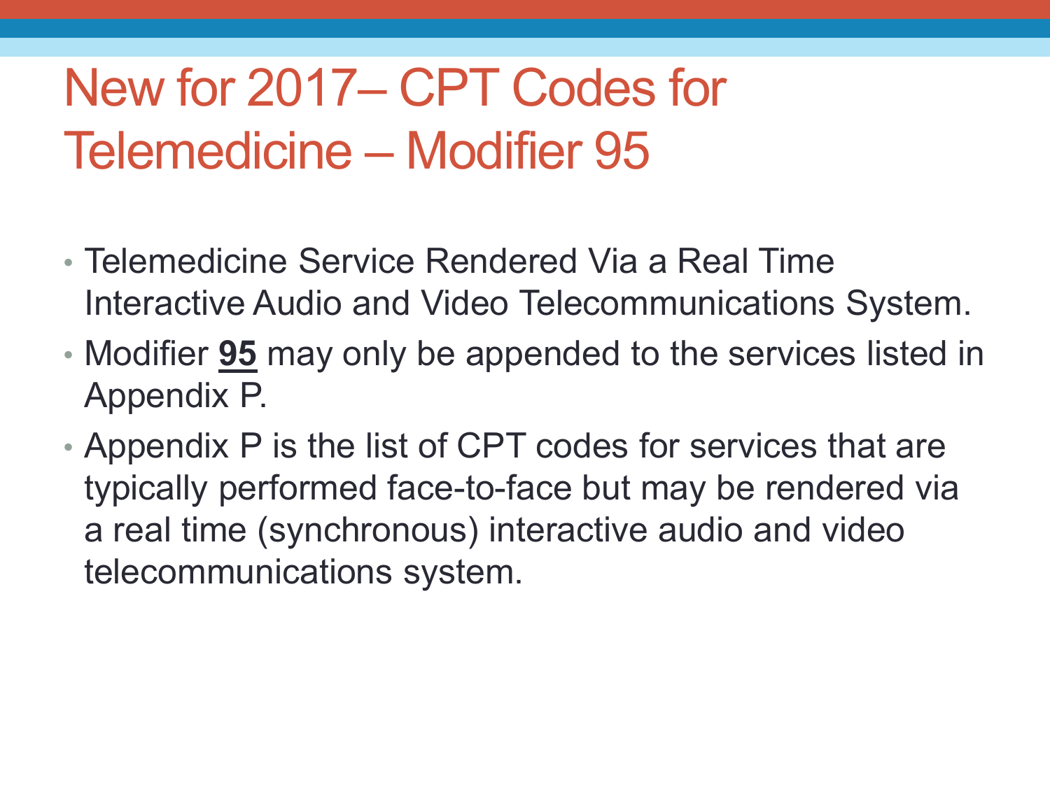# New for 2017– CPT Codes for Telemedicine – Modifier 95

- Telemedicine Service Rendered Via a Real Time Interactive Audio and Video Telecommunications System.
- Modifier **95** may only be appended to the services listed in Appendix P.
- Appendix P is the list of CPT codes for services that are typically performed face-to-face but may be rendered via a real time (synchronous) interactive audio and video telecommunications system.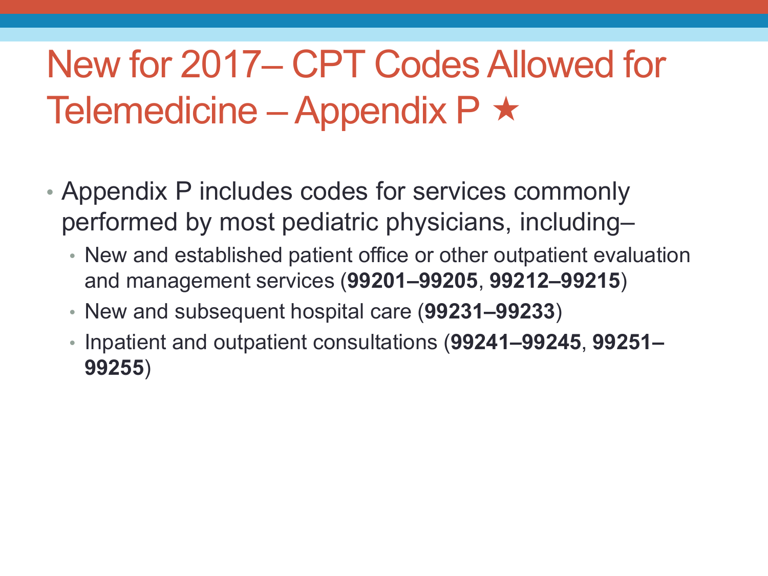# New for 2017– CPT Codes Allowed for Telemedicine – Appendix P ★

- Appendix P includes codes for services commonly performed by most pediatric physicians, including–
  - New and established patient office or other outpatient evaluation and management services (**99201–99205**, **99212–99215**)
  - New and subsequent hospital care (**99231–99233**)
  - Inpatient and outpatient consultations (**99241–99245**, **99251–99255**)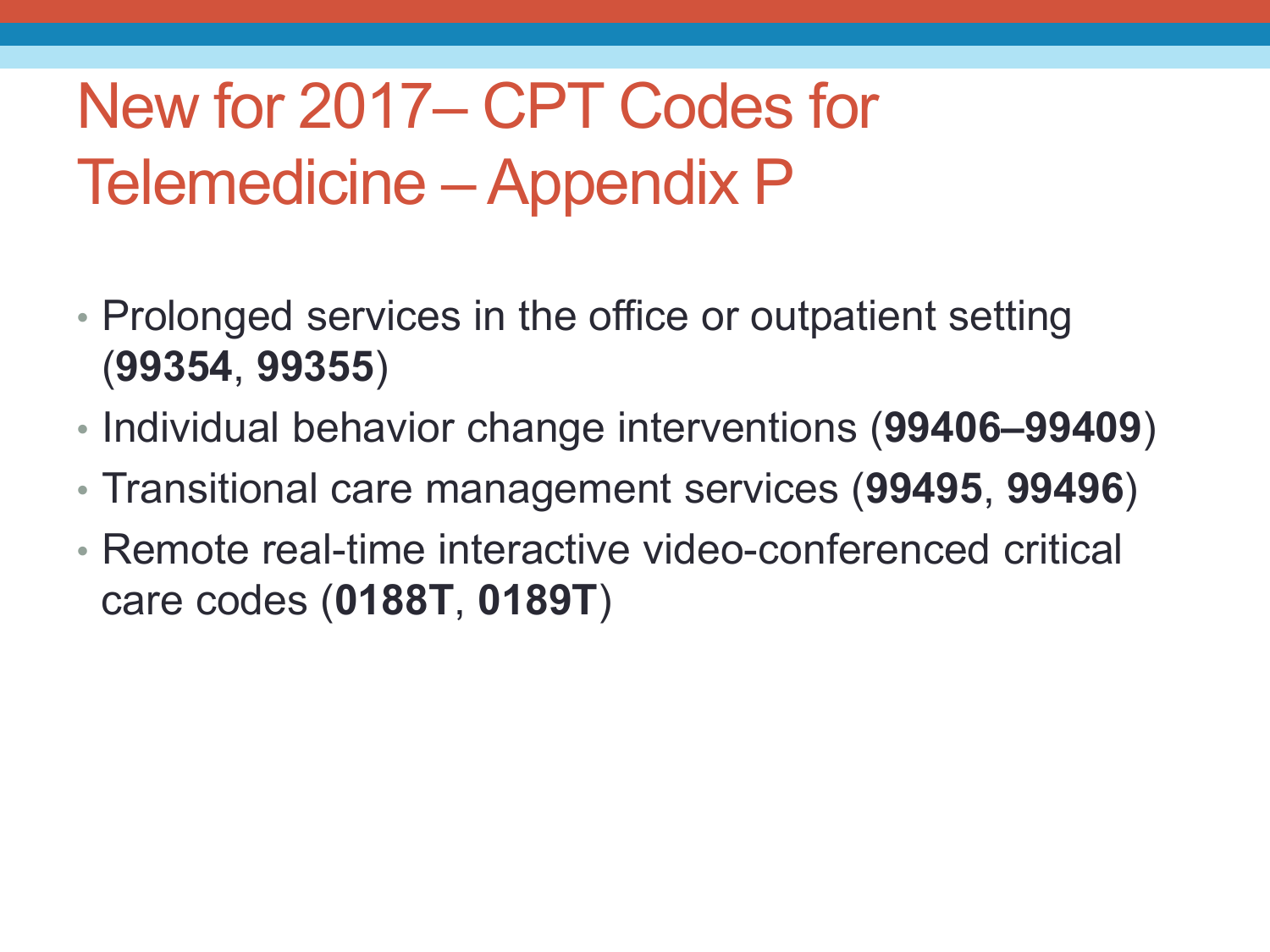# New for 2017– CPT Codes for Telemedicine – Appendix P

- Prolonged services in the office or outpatient setting (**99354**, **99355**)
- Individual behavior change interventions (**99406–99409**)
- Transitional care management services (**99495**, **99496**)
- Remote real-time interactive video-conferenced critical care codes (**0188T**, **0189T**)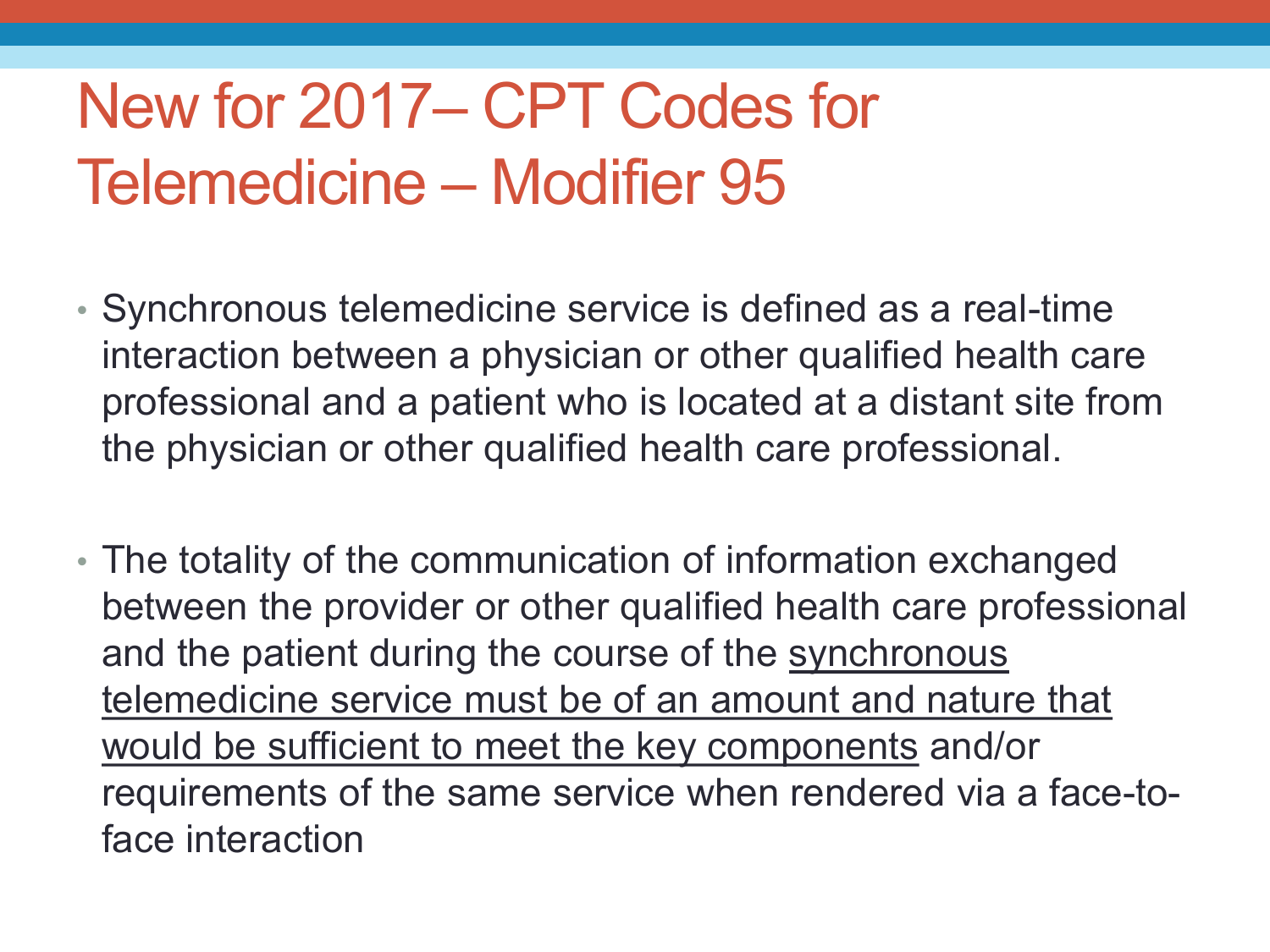# New for 2017– CPT Codes for Telemedicine – Modifier 95

- Synchronous telemedicine service is defined as a real-time interaction between a physician or other qualified health care professional and a patient who is located at a distant site from the physician or other qualified health care professional.

- The totality of the communication of information exchanged between the provider or other qualified health care professional and the patient during the course of the <u>synchronous telemedicine service must be of an amount and nature that would be sufficient to meet the key components</u> and/or requirements of the same service when rendered via a face-to-face interaction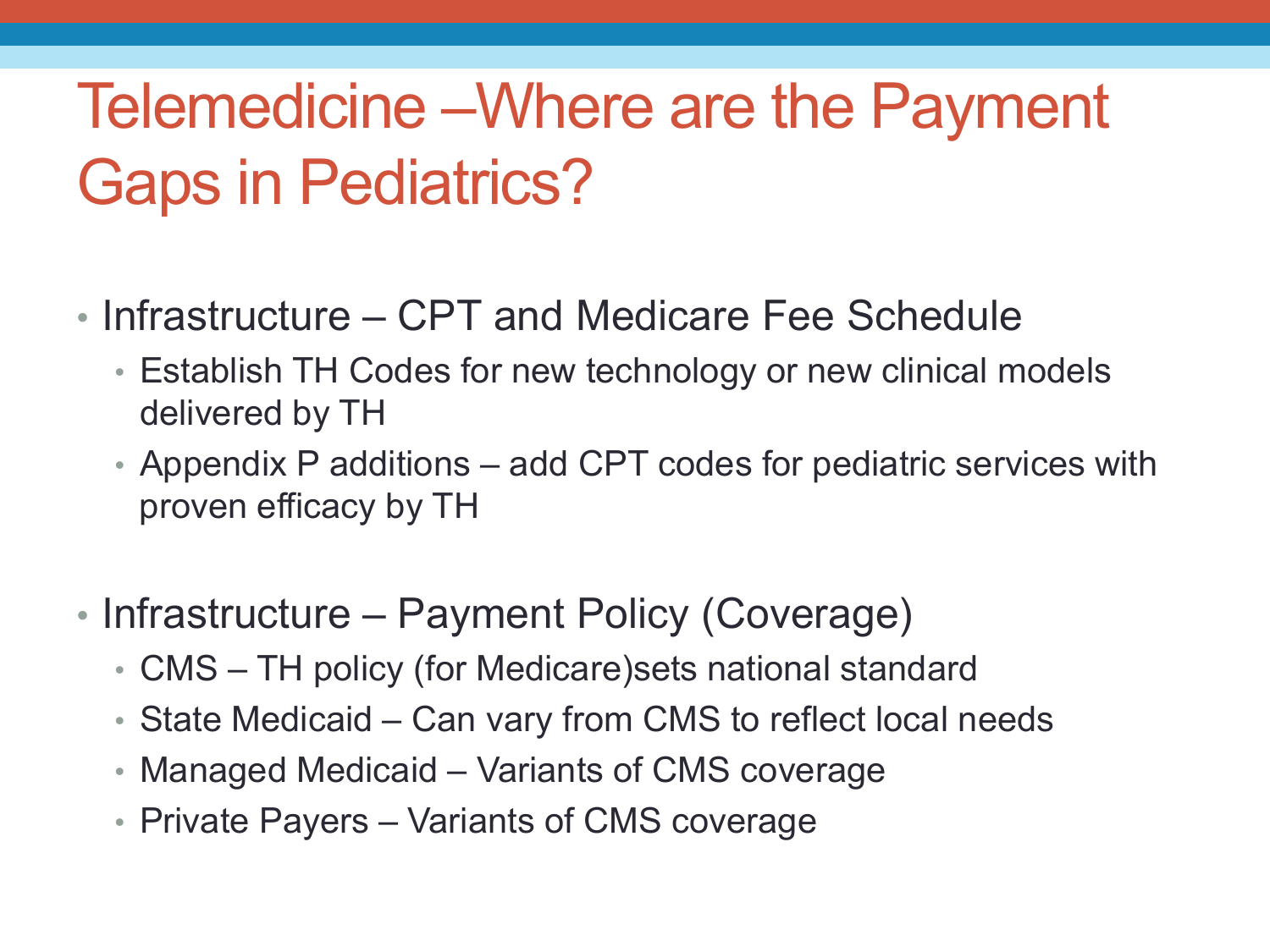# Telemedicine –Where are the Payment Gaps in Pediatrics?

- Infrastructure – CPT and Medicare Fee Schedule
  - Establish TH Codes for new technology or new clinical models delivered by TH
  - Appendix P additions – add CPT codes for pediatric services with proven efficacy by TH

- Infrastructure – Payment Policy (Coverage)
  - CMS – TH policy (for Medicare)sets national standard
  - State Medicaid – Can vary from CMS to reflect local needs
  - Managed Medicaid – Variants of CMS coverage
  - Private Payers – Variants of CMS coverage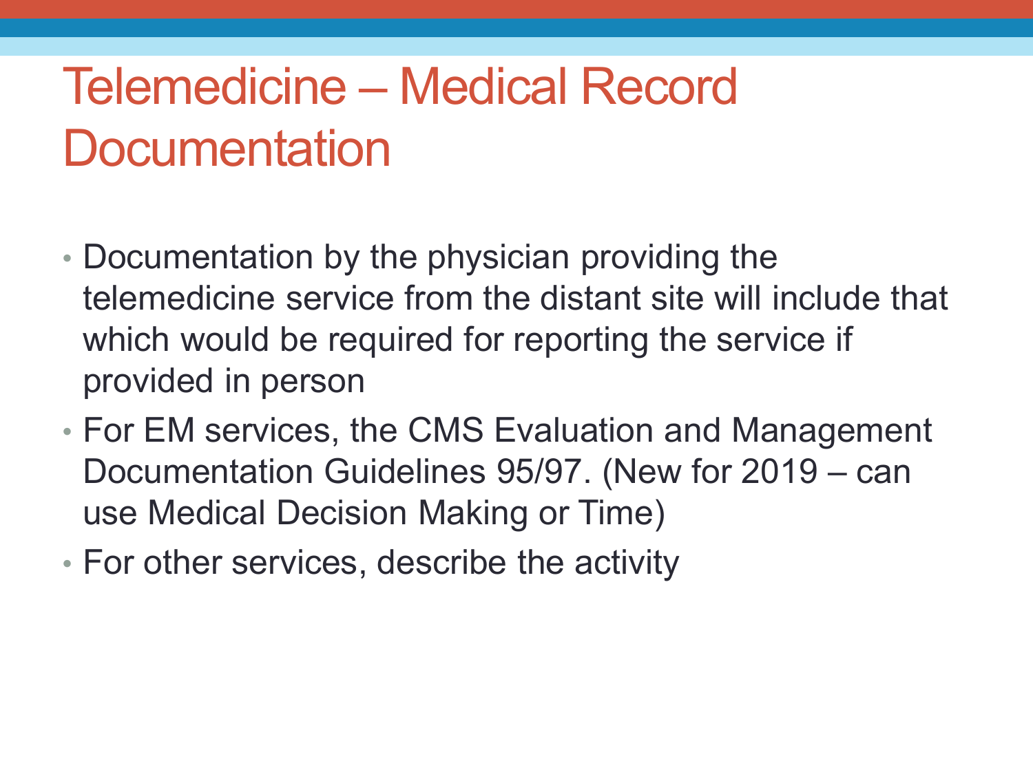# Telemedicine – Medical Record Documentation

- Documentation by the physician providing the telemedicine service from the distant site will include that which would be required for reporting the service if provided in person
- For EM services, the CMS Evaluation and Management Documentation Guidelines 95/97. (New for 2019 – can use Medical Decision Making or Time)
- For other services, describe the activity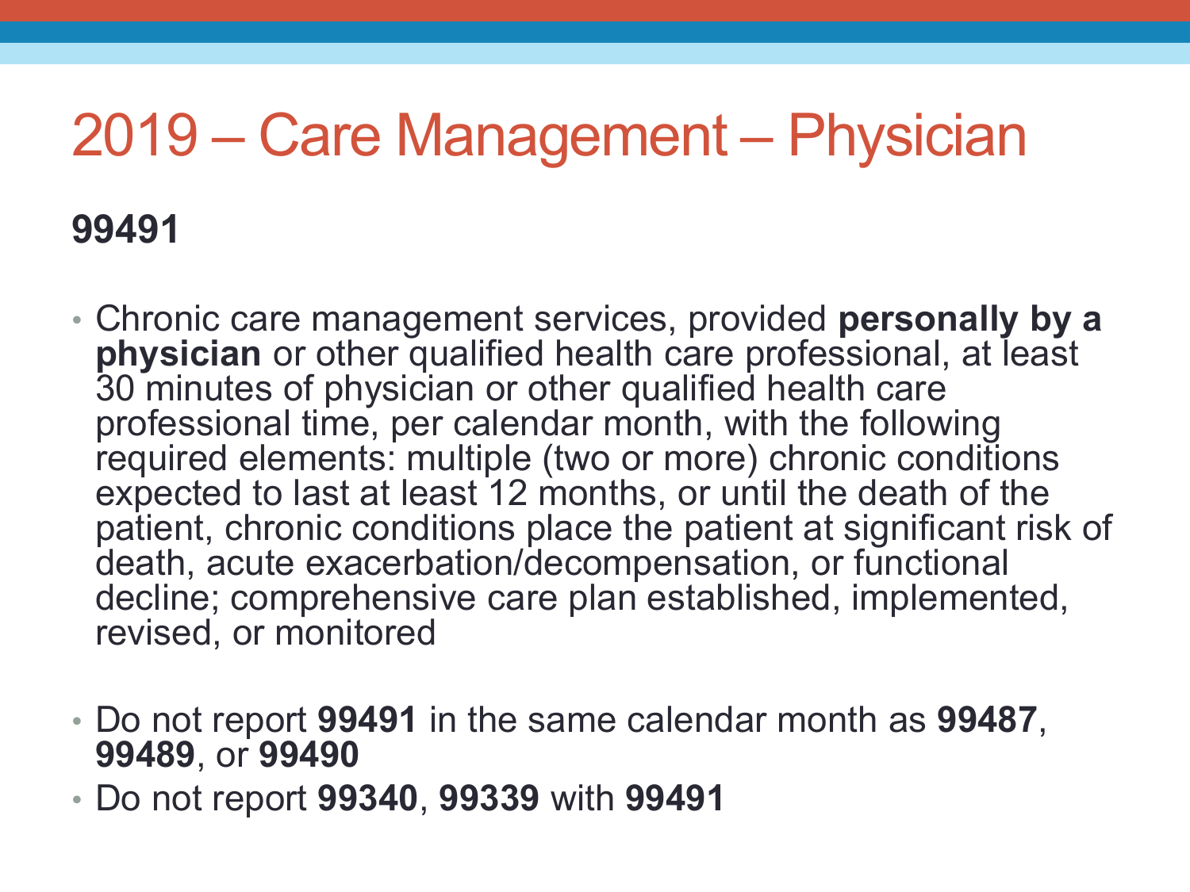# 2019 – Care Management – Physician

**99491**

- Chronic care management services, provided **personally by a physician** or other qualified health care professional, at least 30 minutes of physician or other qualified health care professional time, per calendar month, with the following required elements: multiple (two or more) chronic conditions expected to last at least 12 months, or until the death of the patient, chronic conditions place the patient at significant risk of death, acute exacerbation/decompensation, or functional decline; comprehensive care plan established, implemented, revised, or monitored

- Do not report **99491** in the same calendar month as **99487**, **99489**, or **99490**
- Do not report **99340**, **99339** with **99491**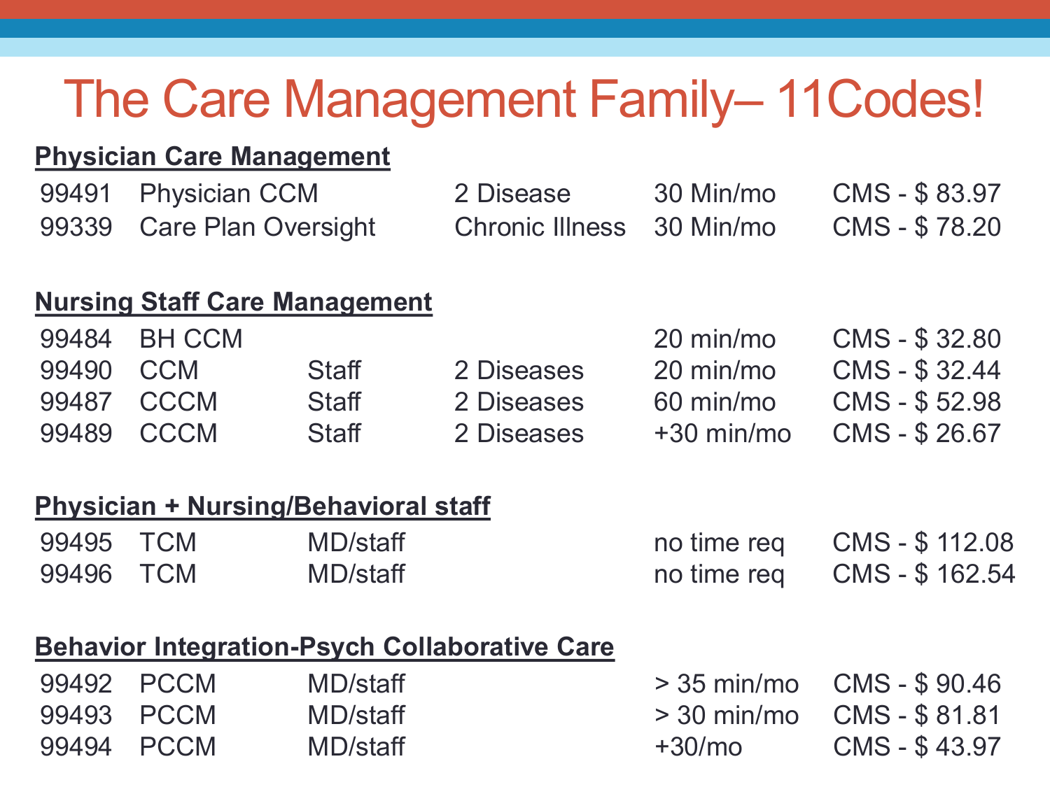# The Care Management Family– 11Codes!

**Physician Care Management**

| | | | | | |
|---|---|---|---|---|---|
| 99491 | Physician CCM | | 2 Disease | 30 Min/mo | CMS - $ 83.97 |
| 99339 | Care Plan Oversight | | Chronic Illness | 30 Min/mo | CMS - $ 78.20 |

**Nursing Staff Care Management**

| | | | | | |
|---|---|---|---|---|---|
| 99484 | BH CCM | | | 20 min/mo | CMS - $ 32.80 |
| 99490 | CCM | Staff | 2 Diseases | 20 min/mo | CMS - $ 32.44 |
| 99487 | CCCM | Staff | 2 Diseases | 60 min/mo | CMS - $ 52.98 |
| 99489 | CCCM | Staff | 2 Diseases | +30 min/mo | CMS - $ 26.67 |

**Physician + Nursing/Behavioral staff**

| | | | | | |
|---|---|---|---|---|---|
| 99495 | TCM | MD/staff | | no time req | CMS - $ 112.08 |
| 99496 | TCM | MD/staff | | no time req | CMS - $ 162.54 |

**Behavior Integration-Psych Collaborative Care**

| | | | | | |
|---|---|---|---|---|---|
| 99492 | PCCM | MD/staff | | > 35 min/mo | CMS - $ 90.46 |
| 99493 | PCCM | MD/staff | | > 30 min/mo | CMS - $ 81.81 |
| 99494 | PCCM | MD/staff | | +30/mo | CMS - $ 43.97 |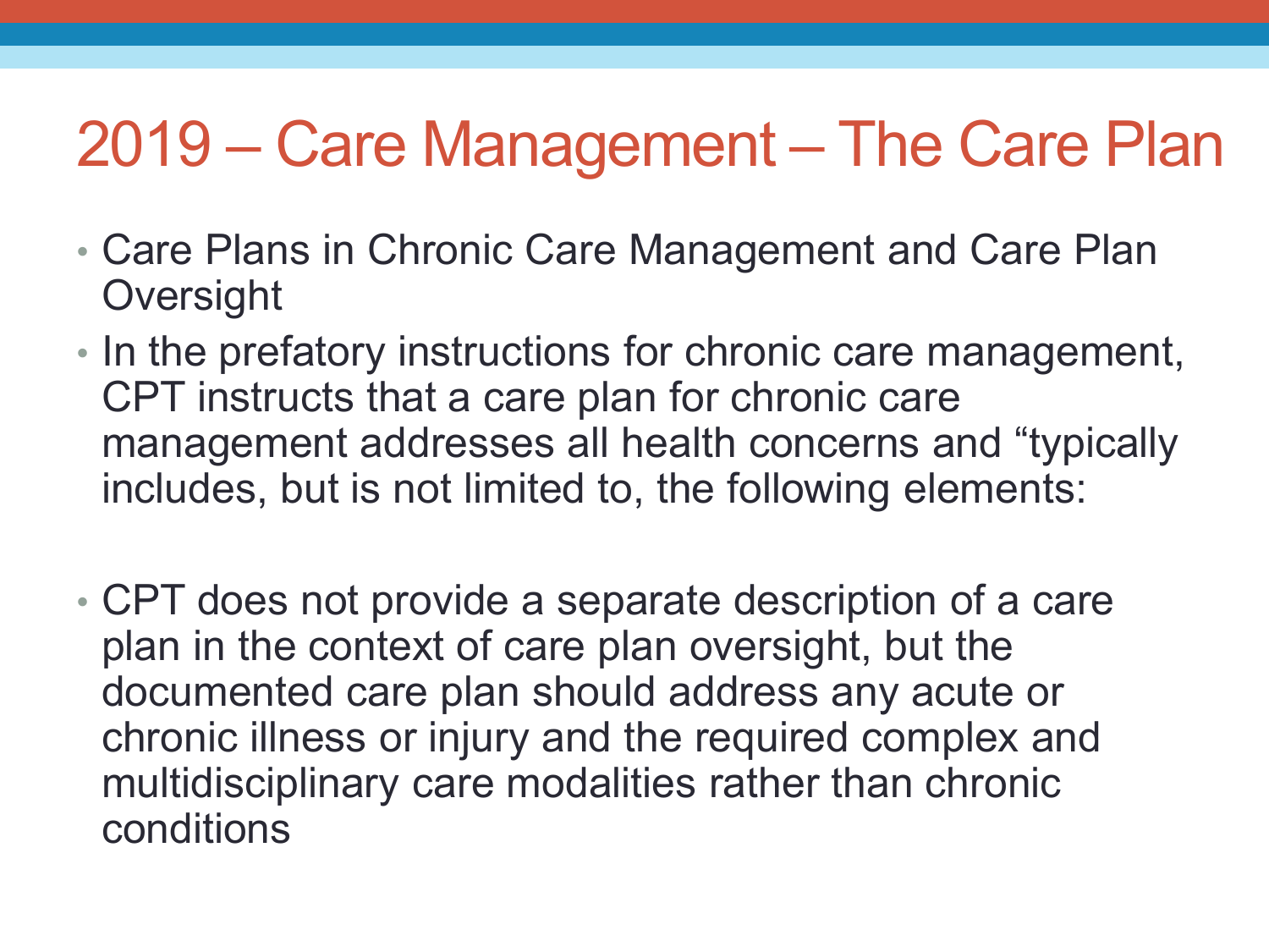# 2019 – Care Management – The Care Plan

- Care Plans in Chronic Care Management and Care Plan Oversight
- In the prefatory instructions for chronic care management, CPT instructs that a care plan for chronic care management addresses all health concerns and “typically includes, but is not limited to, the following elements:
- CPT does not provide a separate description of a care plan in the context of care plan oversight, but the documented care plan should address any acute or chronic illness or injury and the required complex and multidisciplinary care modalities rather than chronic conditions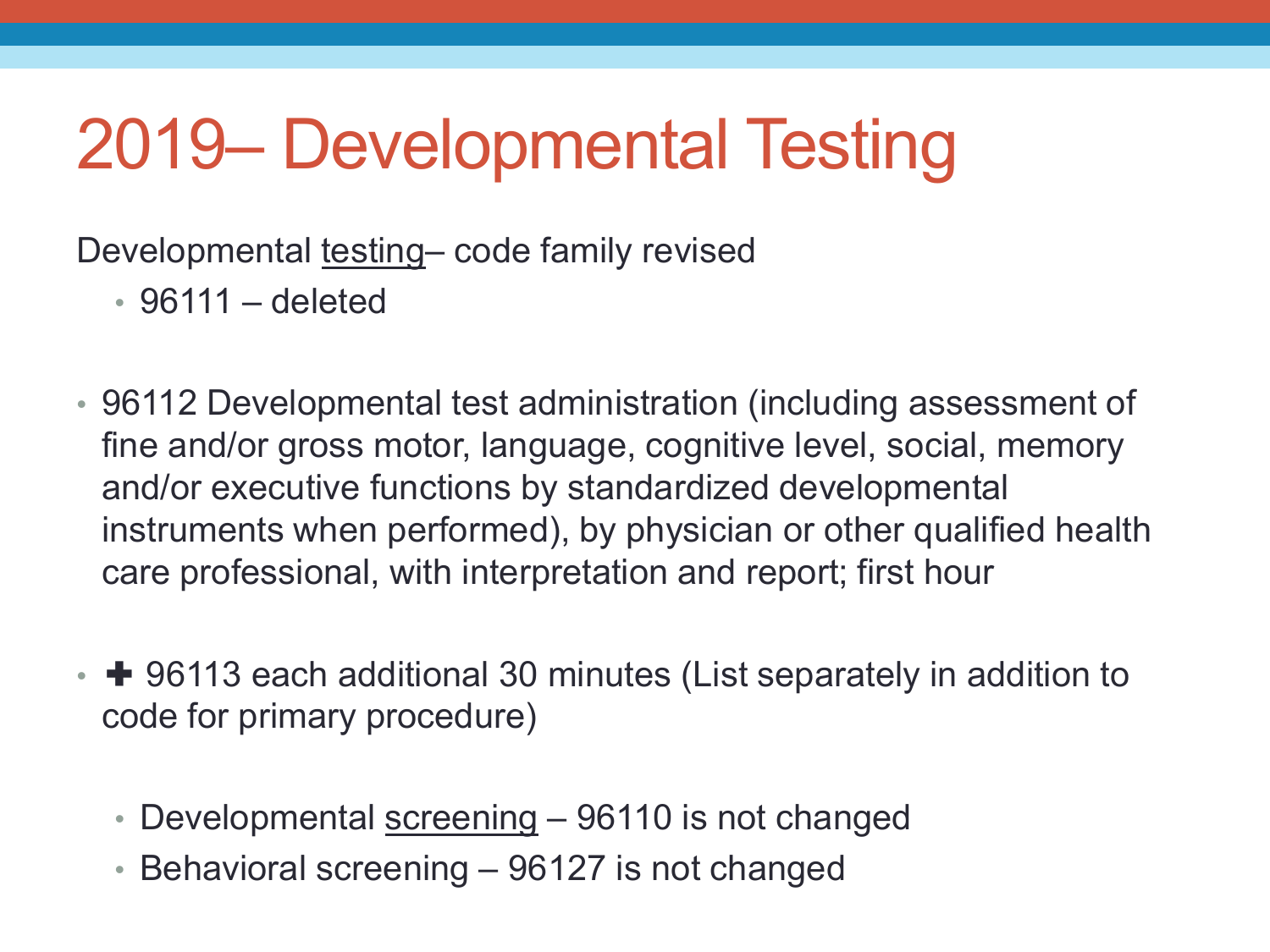# 2019– Developmental Testing

Developmental testing– code family revised

- 96111 – deleted

- 96112 Developmental test administration (including assessment of fine and/or gross motor, language, cognitive level, social, memory and/or executive functions by standardized developmental instruments when performed), by physician or other qualified health care professional, with interpretation and report; first hour

- ✚ 96113 each additional 30 minutes (List separately in addition to code for primary procedure)

  - Developmental screening – 96110 is not changed
  - Behavioral screening – 96127 is not changed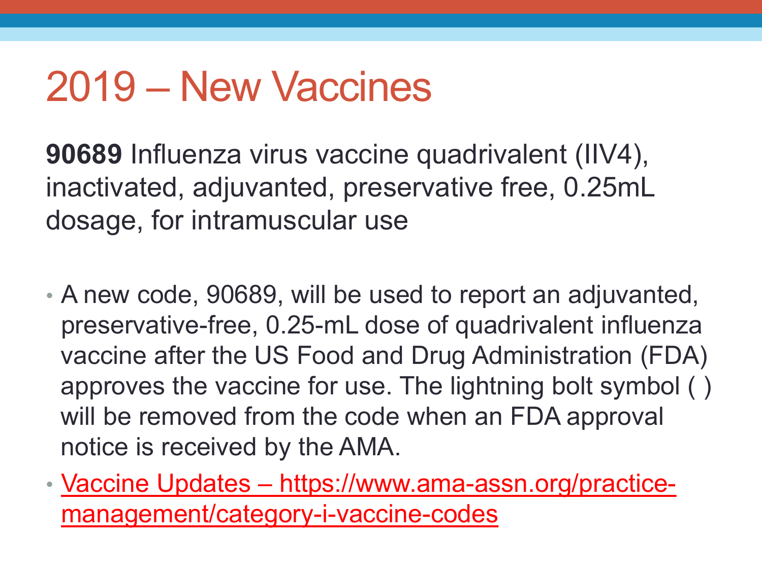# 2019 – New Vaccines

**90689** Influenza virus vaccine quadrivalent (IIV4), inactivated, adjuvanted, preservative free, 0.25mL dosage, for intramuscular use

- A new code, 90689, will be used to report an adjuvanted, preservative-free, 0.25-mL dose of quadrivalent influenza vaccine after the US Food and Drug Administration (FDA) approves the vaccine for use. The lightning bolt symbol ( ) will be removed from the code when an FDA approval notice is received by the AMA.
- [Vaccine Updates – https://www.ama-assn.org/practice-management/category-i-vaccine-codes](https://www.ama-assn.org/practice-management/category-i-vaccine-codes)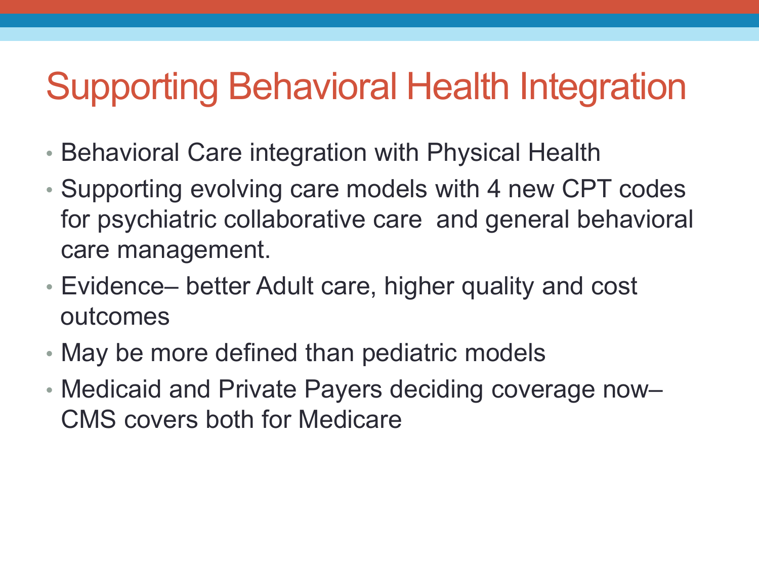# Supporting Behavioral Health Integration

- Behavioral Care integration with Physical Health
- Supporting evolving care models with 4 new CPT codes for psychiatric collaborative care and general behavioral care management.
- Evidence– better Adult care, higher quality and cost outcomes
- May be more defined than pediatric models
- Medicaid and Private Payers deciding coverage now– CMS covers both for Medicare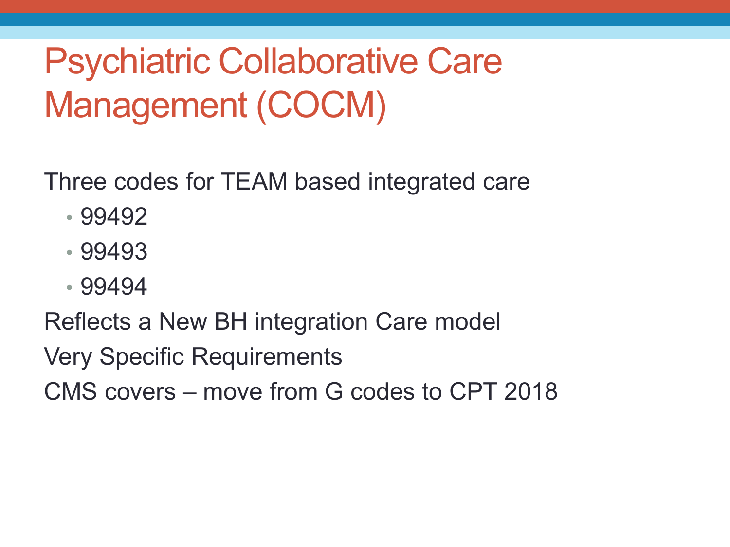# Psychiatric Collaborative Care Management (COCM)

Three codes for TEAM based integrated care

- 99492
- 99493
- 99494

Reflects a New BH integration Care model

Very Specific Requirements

CMS covers – move from G codes to CPT 2018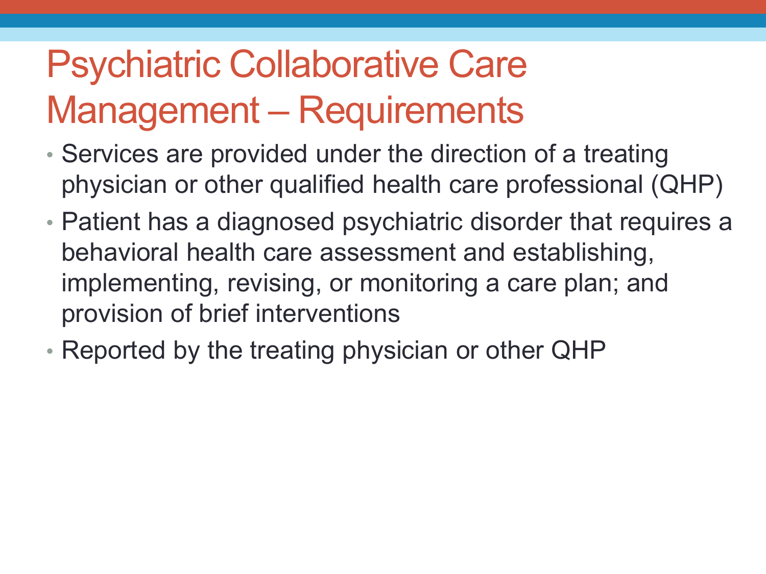# Psychiatric Collaborative Care Management – Requirements

- Services are provided under the direction of a treating physician or other qualified health care professional (QHP)
- Patient has a diagnosed psychiatric disorder that requires a behavioral health care assessment and establishing, implementing, revising, or monitoring a care plan; and provision of brief interventions
- Reported by the treating physician or other QHP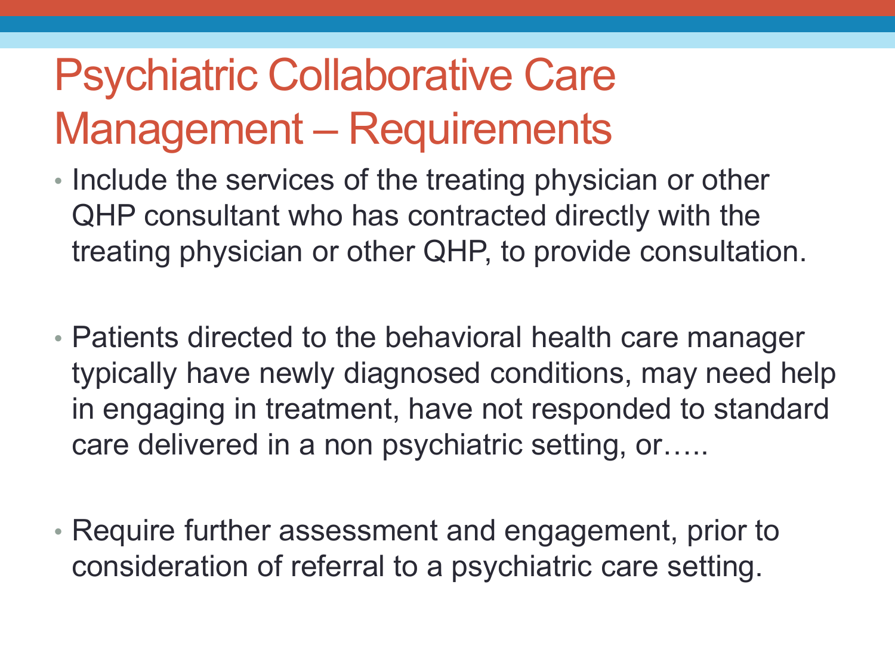# Psychiatric Collaborative Care Management – Requirements

- Include the services of the treating physician or other QHP consultant who has contracted directly with the treating physician or other QHP, to provide consultation.

- Patients directed to the behavioral health care manager typically have newly diagnosed conditions, may need help in engaging in treatment, have not responded to standard care delivered in a non psychiatric setting, or…..

- Require further assessment and engagement, prior to consideration of referral to a psychiatric care setting.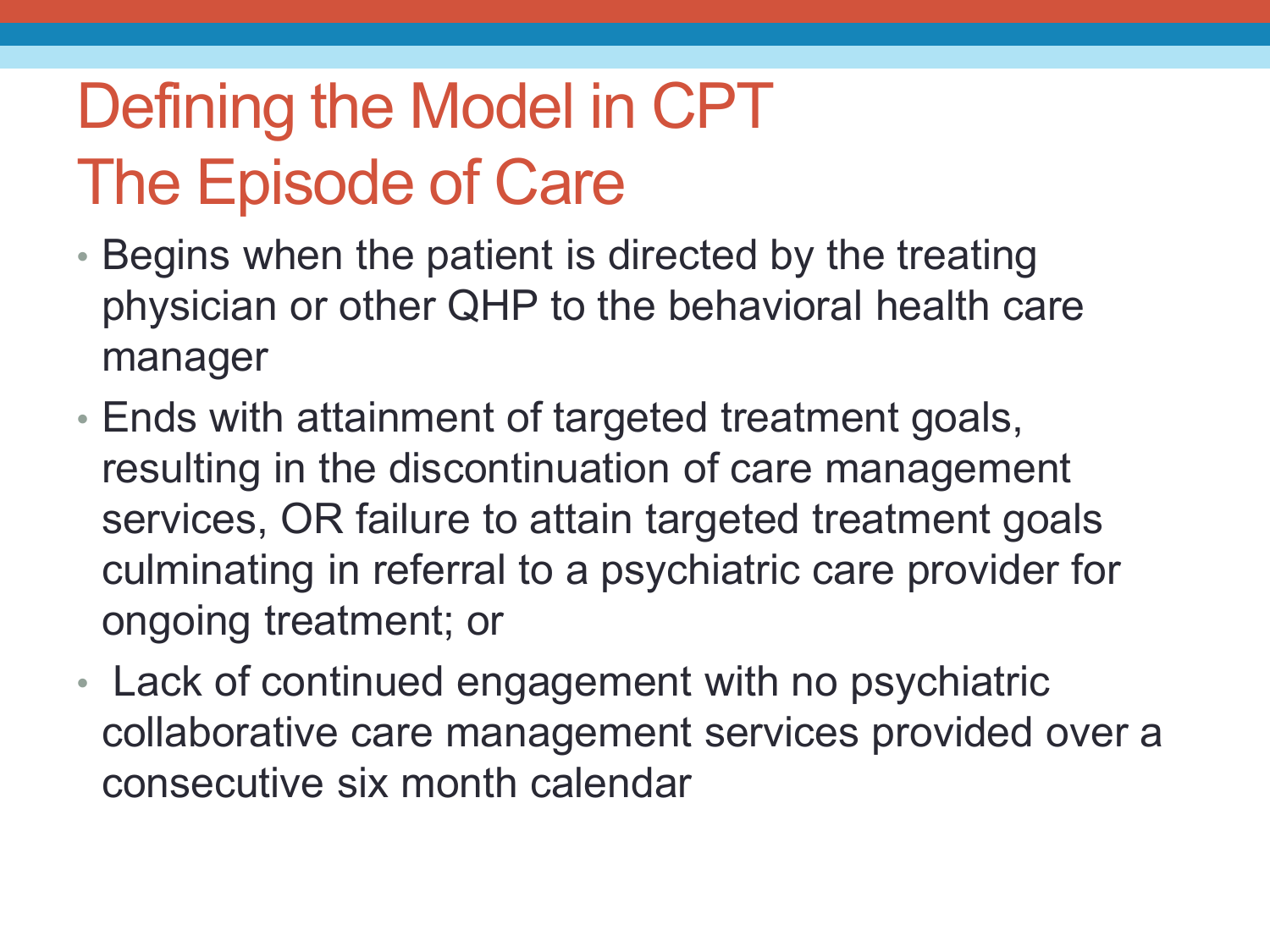# Defining the Model in CPT
# The Episode of Care

- Begins when the patient is directed by the treating physician or other QHP to the behavioral health care manager
- Ends with attainment of targeted treatment goals, resulting in the discontinuation of care management services, OR failure to attain targeted treatment goals culminating in referral to a psychiatric care provider for ongoing treatment; or
- Lack of continued engagement with no psychiatric collaborative care management services provided over a consecutive six month calendar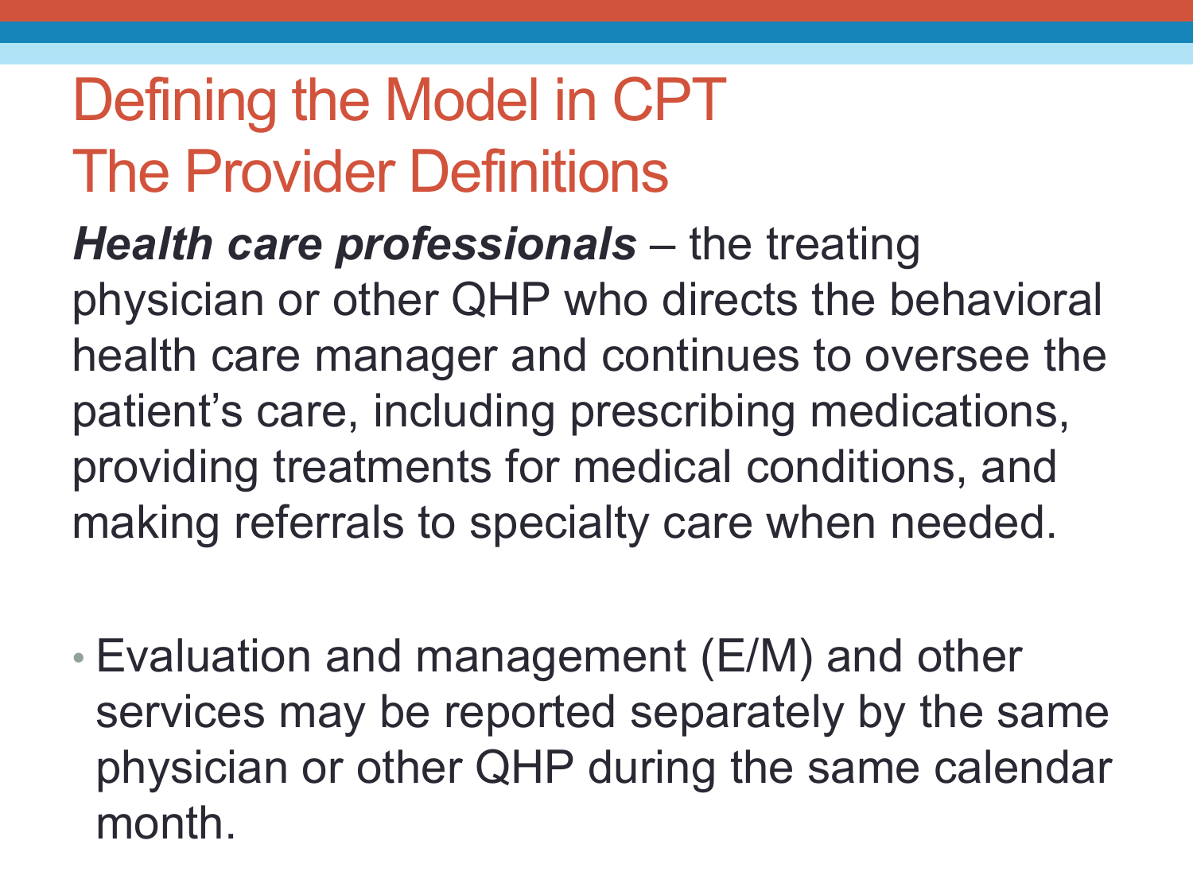# Defining the Model in CPT
# The Provider Definitions

***Health care professionals*** – the treating physician or other QHP who directs the behavioral health care manager and continues to oversee the patient's care, including prescribing medications, providing treatments for medical conditions, and making referrals to specialty care when needed.

- Evaluation and management (E/M) and other services may be reported separately by the same physician or other QHP during the same calendar month.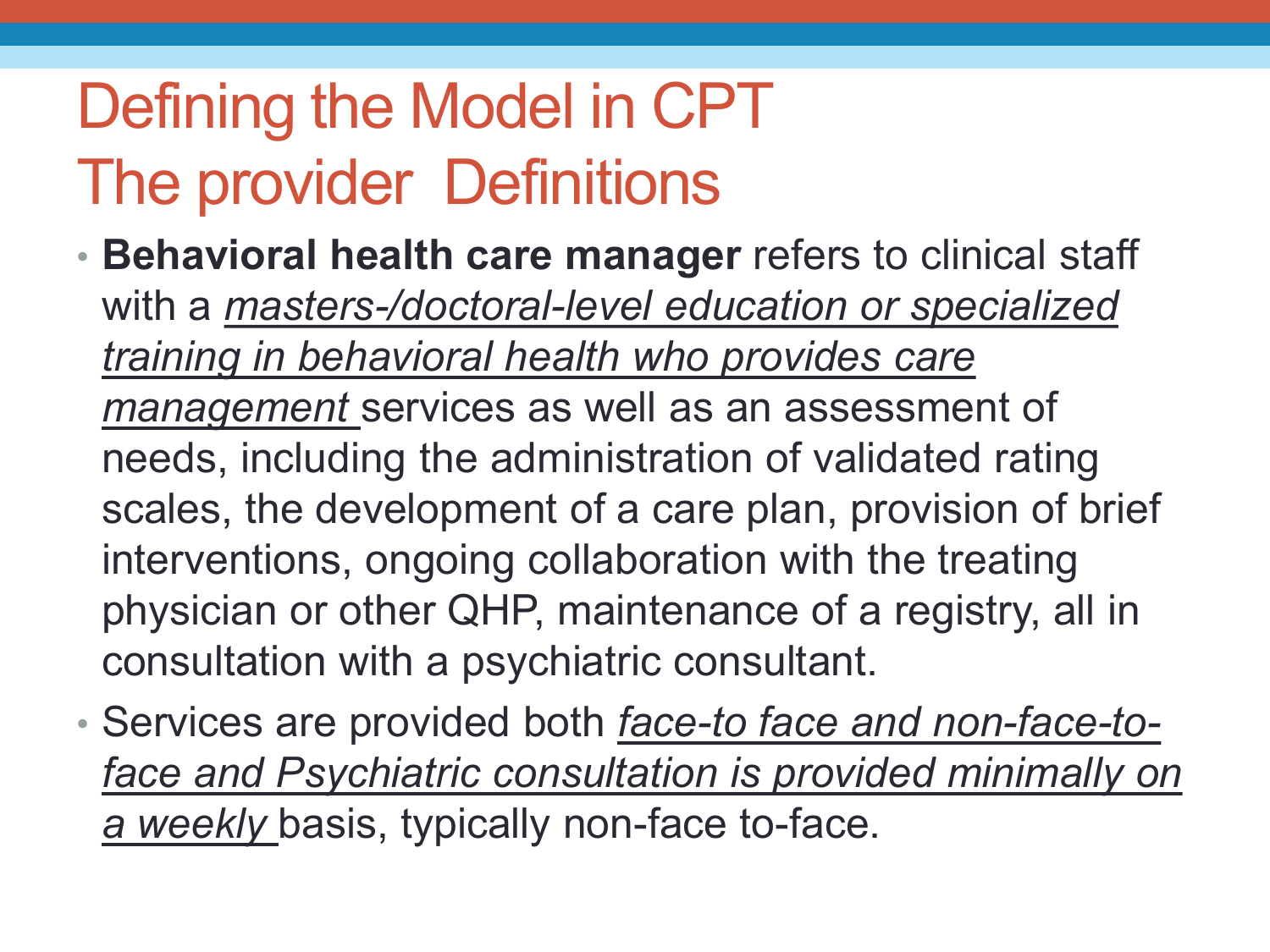# Defining the Model in CPT
# The provider Definitions

- **Behavioral health care manager** refers to clinical staff with a *masters-/doctoral-level education or specialized training in behavioral health who provides care management* services as well as an assessment of needs, including the administration of validated rating scales, the development of a care plan, provision of brief interventions, ongoing collaboration with the treating physician or other QHP, maintenance of a registry, all in consultation with a psychiatric consultant.
- Services are provided both *face-to face and non-face-to-face and Psychiatric consultation is provided minimally on a weekly* basis, typically non-face to-face.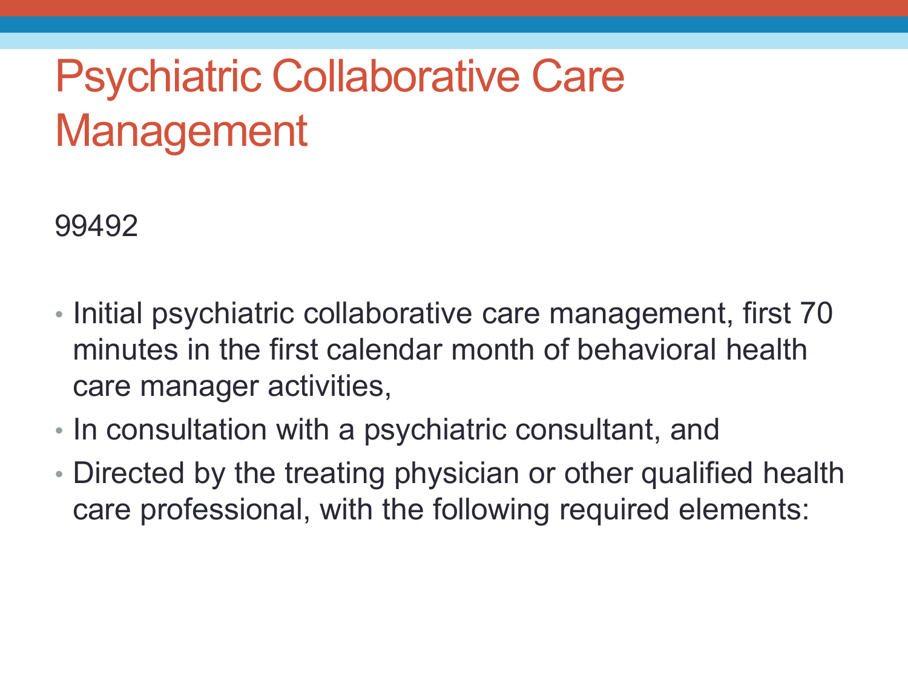# Psychiatric Collaborative Care Management

99492

- Initial psychiatric collaborative care management, first 70 minutes in the first calendar month of behavioral health care manager activities,
- In consultation with a psychiatric consultant, and
- Directed by the treating physician or other qualified health care professional, with the following required elements: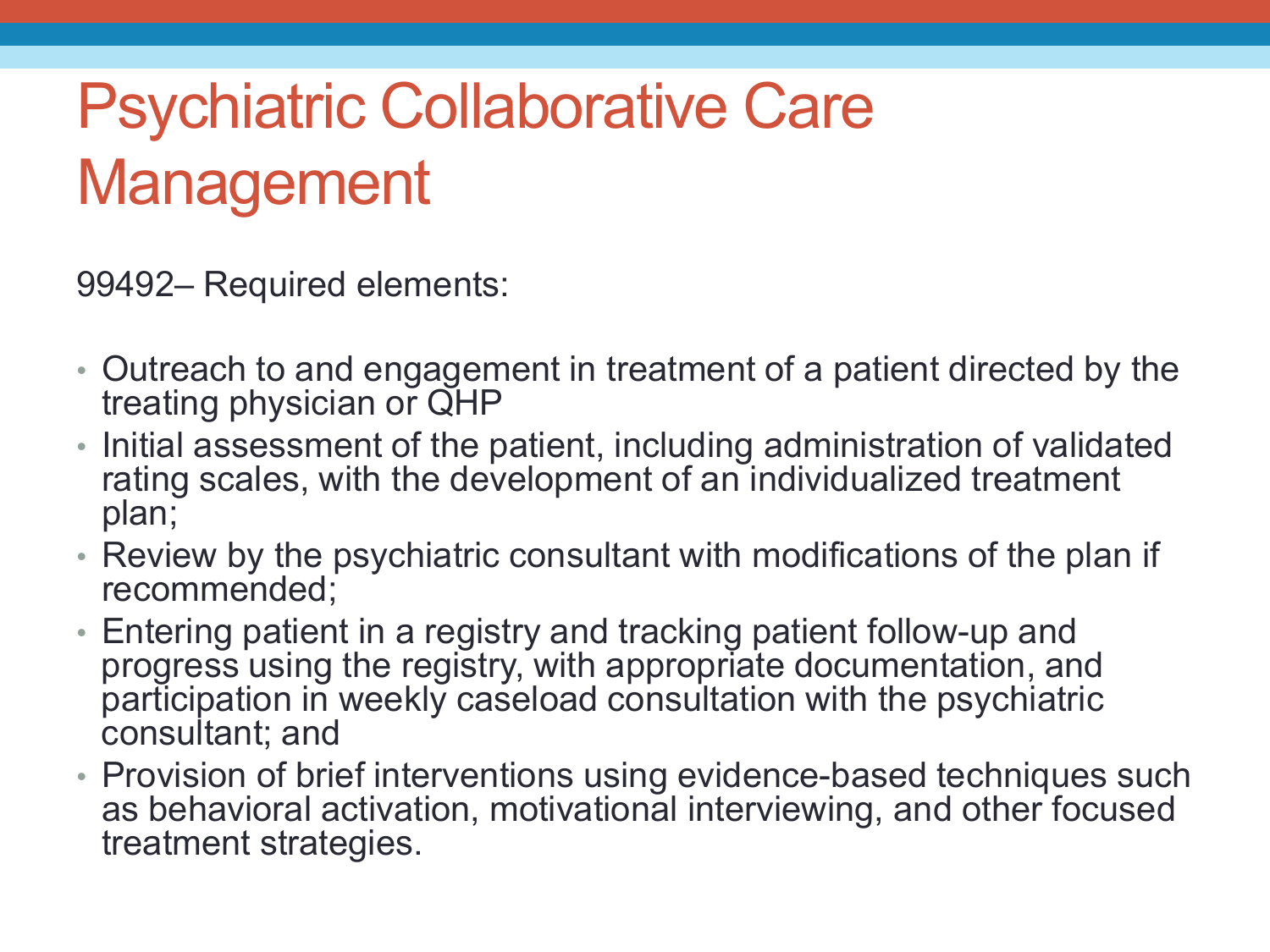# Psychiatric Collaborative Care Management

99492– Required elements:

- Outreach to and engagement in treatment of a patient directed by the treating physician or QHP
- Initial assessment of the patient, including administration of validated rating scales, with the development of an individualized treatment plan;
- Review by the psychiatric consultant with modifications of the plan if recommended;
- Entering patient in a registry and tracking patient follow-up and progress using the registry, with appropriate documentation, and participation in weekly caseload consultation with the psychiatric consultant; and
- Provision of brief interventions using evidence-based techniques such as behavioral activation, motivational interviewing, and other focused treatment strategies.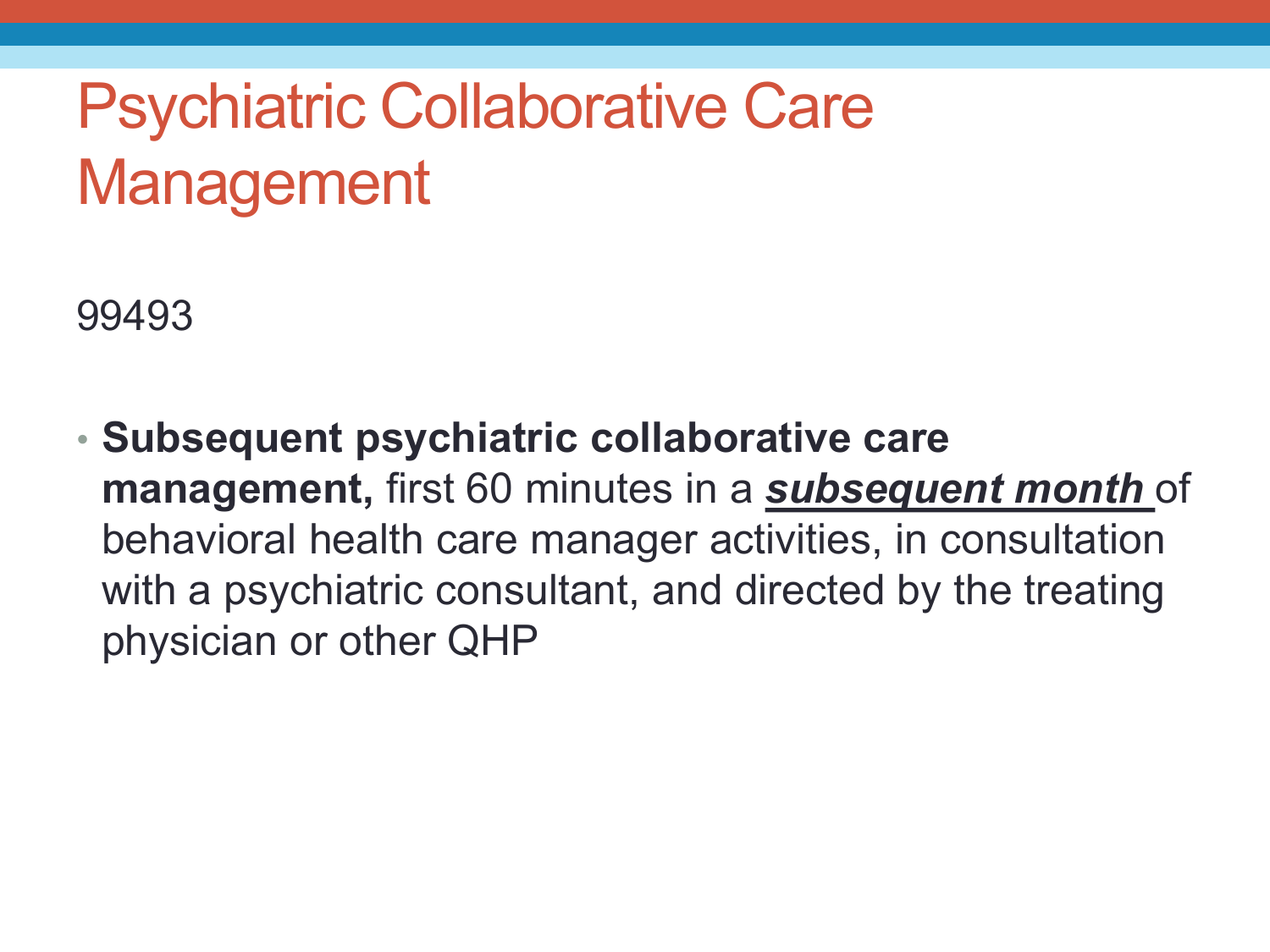# Psychiatric Collaborative Care Management

99493

- **Subsequent psychiatric collaborative care management,** first 60 minutes in a ***<u>subsequent month</u>*** of behavioral health care manager activities, in consultation with a psychiatric consultant, and directed by the treating physician or other QHP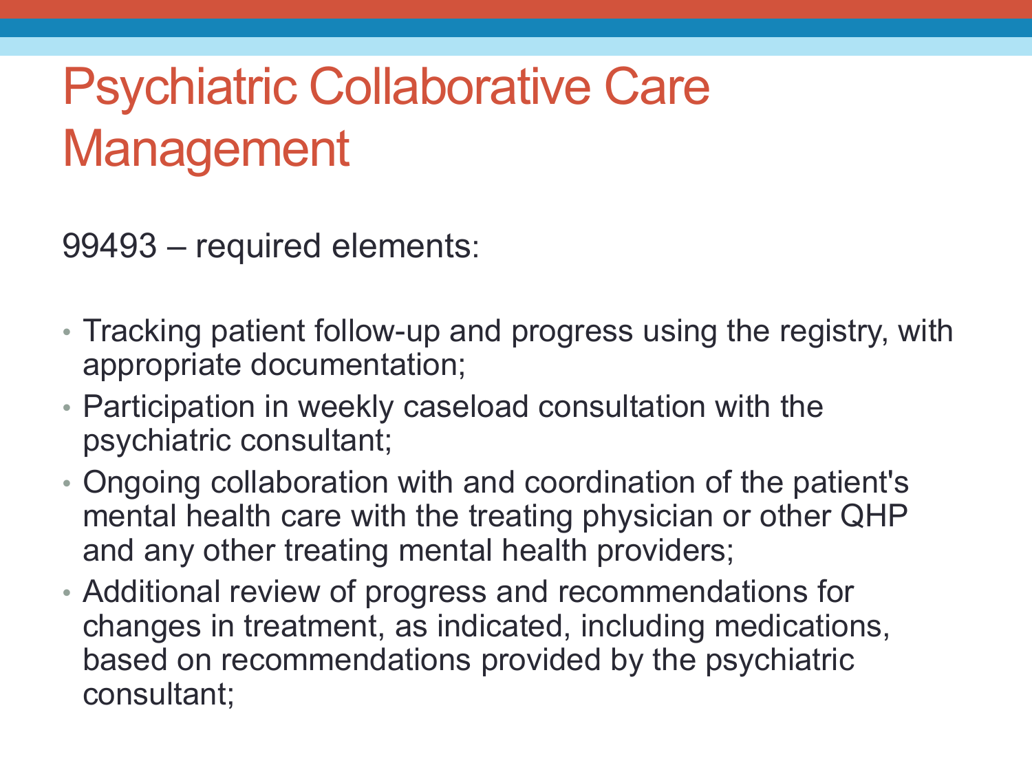# Psychiatric Collaborative Care Management

99493 – required elements:

- Tracking patient follow-up and progress using the registry, with appropriate documentation;
- Participation in weekly caseload consultation with the psychiatric consultant;
- Ongoing collaboration with and coordination of the patient's mental health care with the treating physician or other QHP and any other treating mental health providers;
- Additional review of progress and recommendations for changes in treatment, as indicated, including medications, based on recommendations provided by the psychiatric consultant;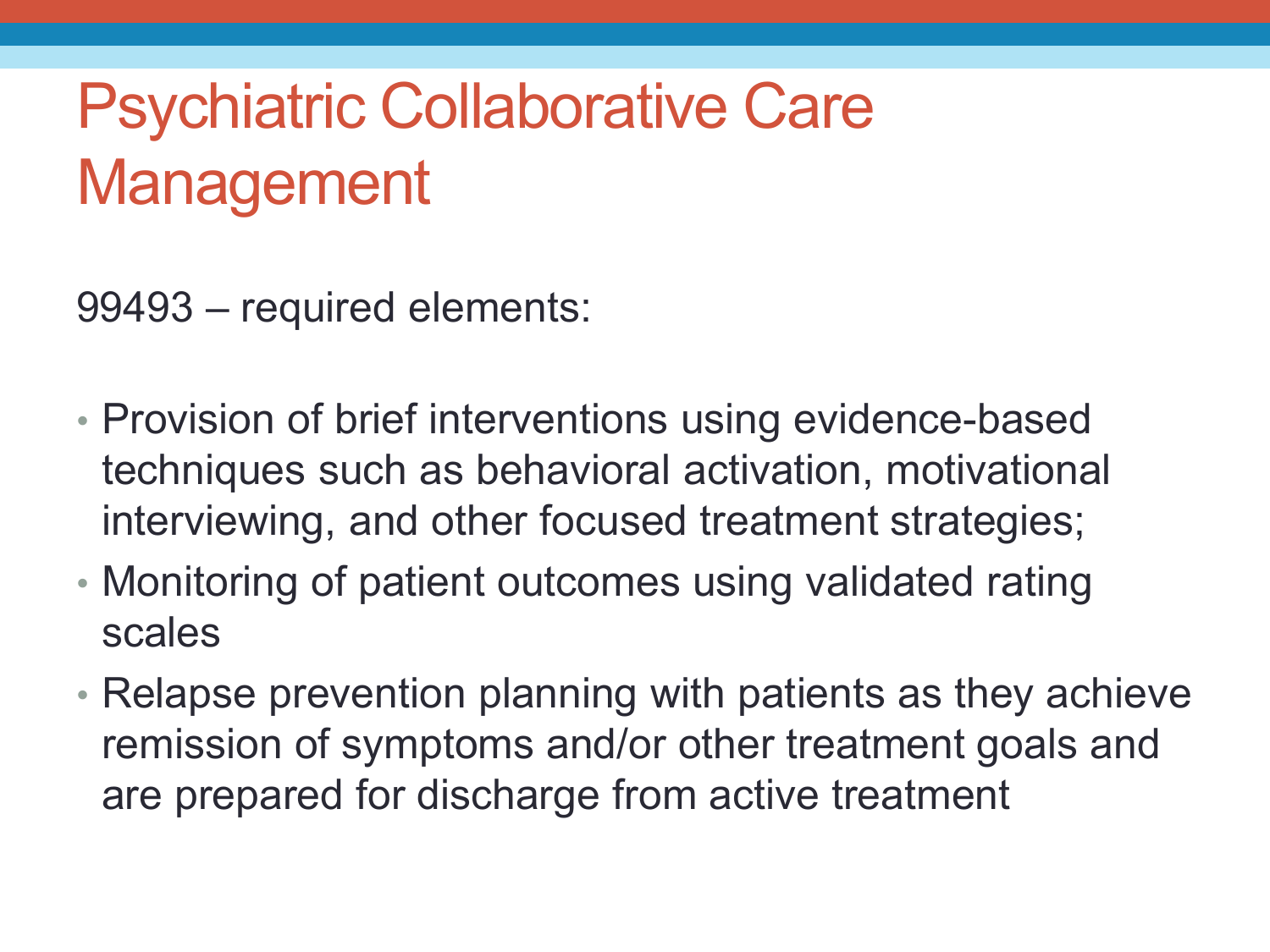# Psychiatric Collaborative Care Management

99493 – required elements:

- Provision of brief interventions using evidence-based techniques such as behavioral activation, motivational interviewing, and other focused treatment strategies;
- Monitoring of patient outcomes using validated rating scales
- Relapse prevention planning with patients as they achieve remission of symptoms and/or other treatment goals and are prepared for discharge from active treatment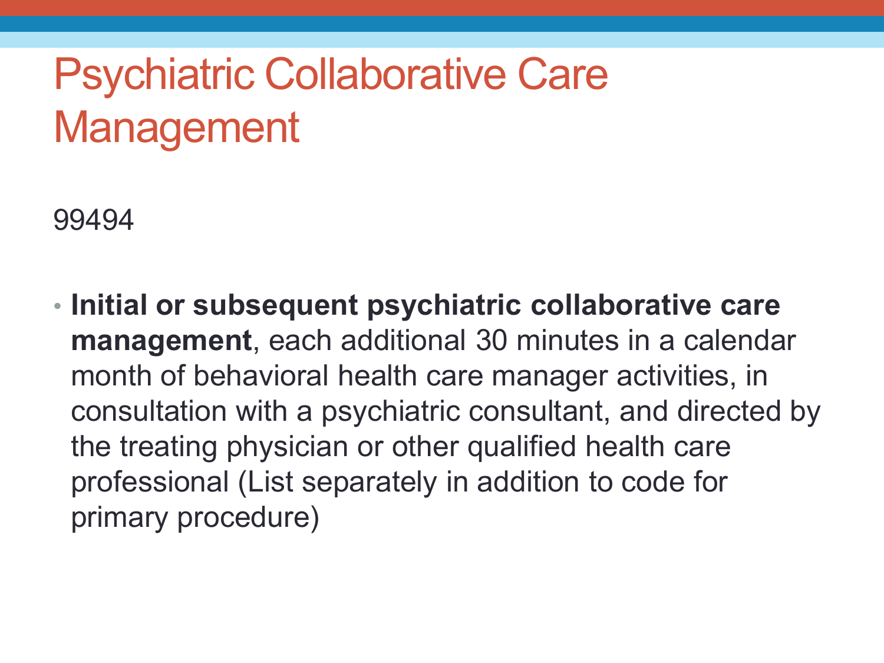# Psychiatric Collaborative Care Management

99494

- **Initial or subsequent psychiatric collaborative care management**, each additional 30 minutes in a calendar month of behavioral health care manager activities, in consultation with a psychiatric consultant, and directed by the treating physician or other qualified health care professional (List separately in addition to code for primary procedure)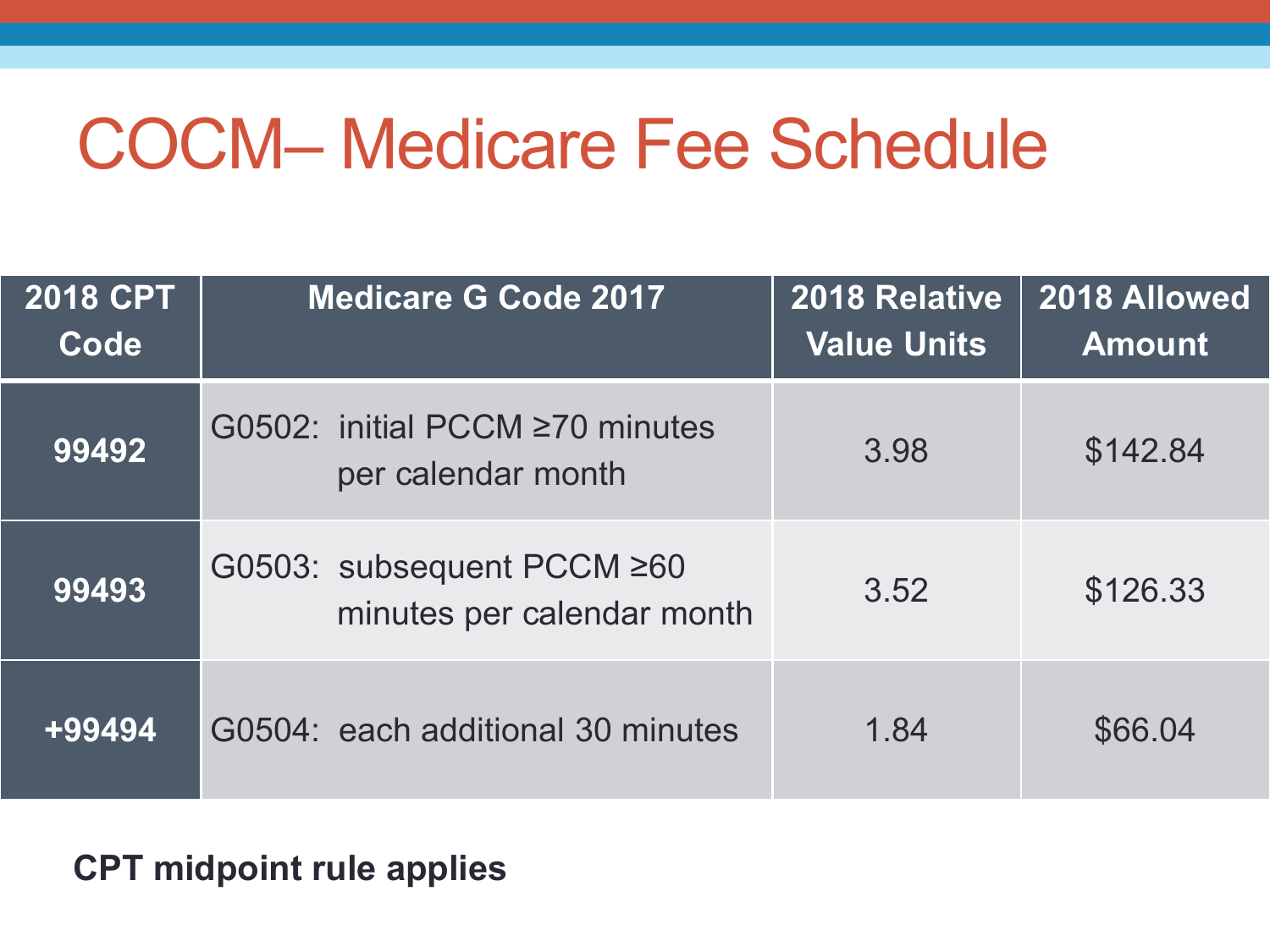# COCM– Medicare Fee Schedule

| 2018 CPT Code | Medicare G Code 2017 | 2018 Relative Value Units | 2018 Allowed Amount |
|---|---|---|---|
| 99492 | G0502: initial PCCM ≥70 minutes per calendar month | 3.98 | $142.84 |
| 99493 | G0503: subsequent PCCM ≥60 minutes per calendar month | 3.52 | $126.33 |
| +99494 | G0504: each additional 30 minutes | 1.84 | $66.04 |

**CPT midpoint rule applies**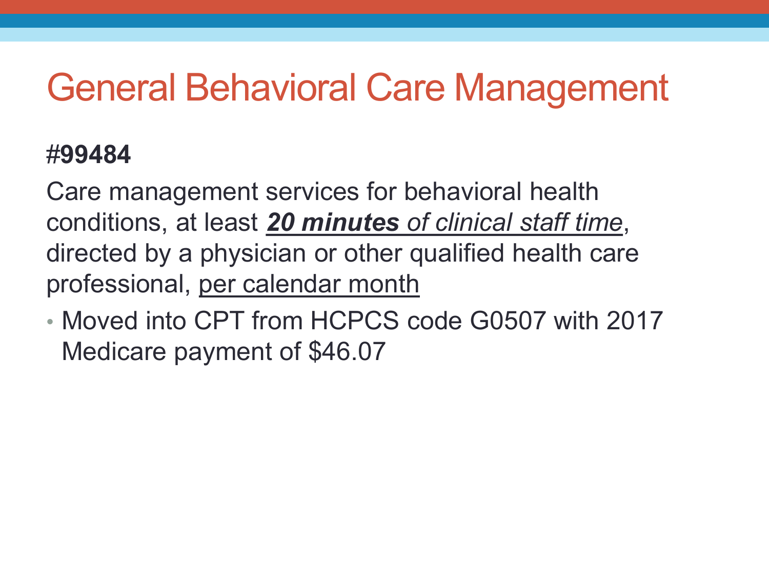# General Behavioral Care Management

**#99484**

Care management services for behavioral health conditions, at least ***20 minutes*** *of clinical staff time*, directed by a physician or other qualified health care professional, per calendar month

- Moved into CPT from HCPCS code G0507 with 2017 Medicare payment of $46.07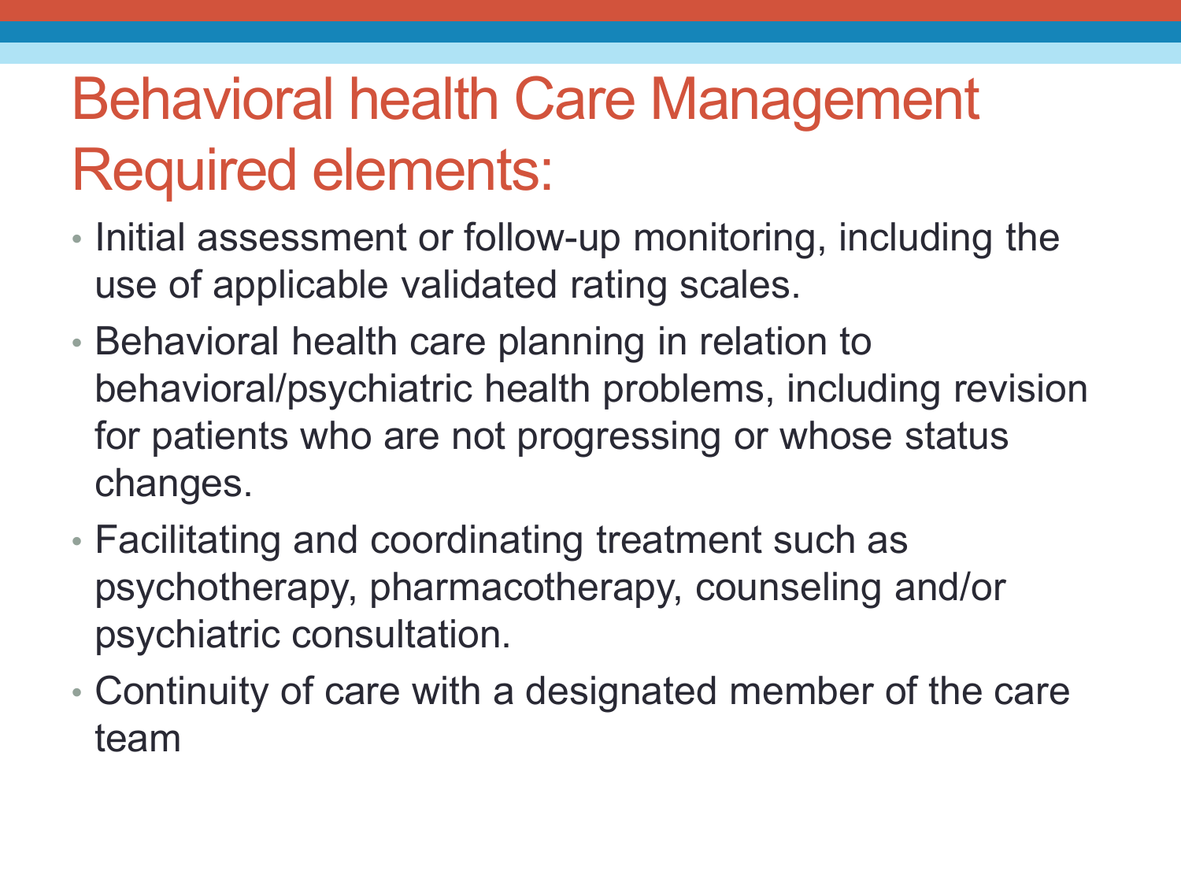# Behavioral health Care Management Required elements:

- Initial assessment or follow-up monitoring, including the use of applicable validated rating scales.
- Behavioral health care planning in relation to behavioral/psychiatric health problems, including revision for patients who are not progressing or whose status changes.
- Facilitating and coordinating treatment such as psychotherapy, pharmacotherapy, counseling and/or psychiatric consultation.
- Continuity of care with a designated member of the care team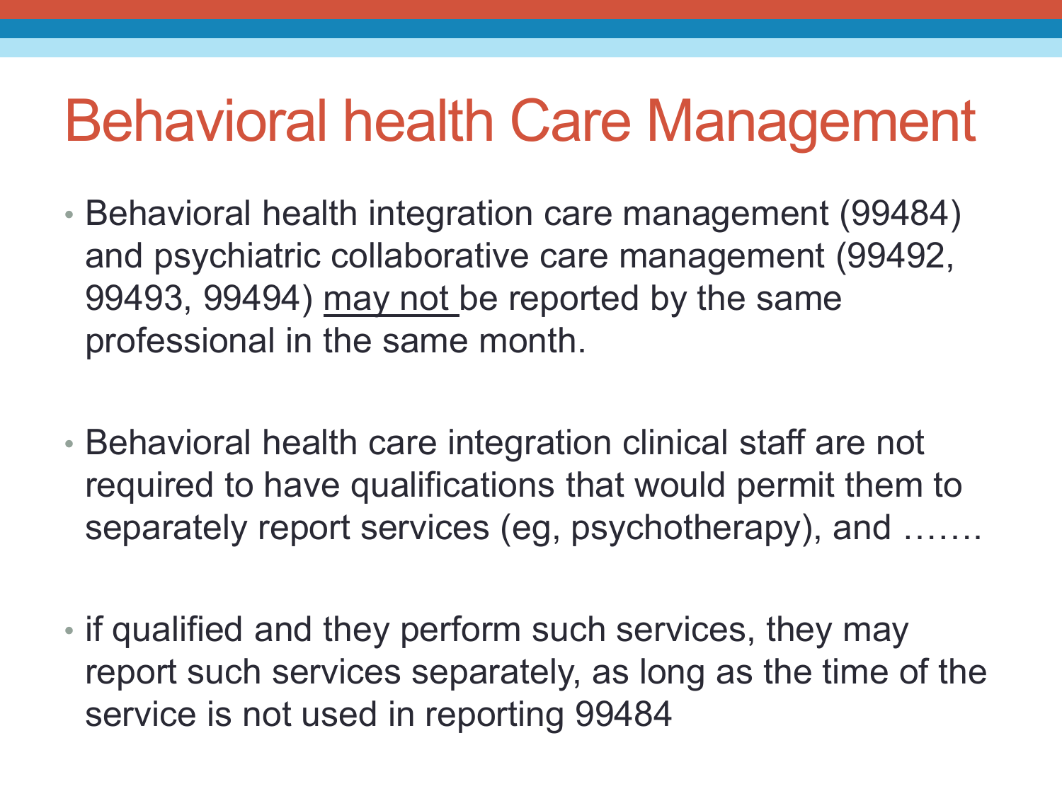# Behavioral health Care Management

- Behavioral health integration care management (99484) and psychiatric collaborative care management (99492, 99493, 99494) <u>may not</u> be reported by the same professional in the same month.

- Behavioral health care integration clinical staff are not required to have qualifications that would permit them to separately report services (eg, psychotherapy), and …….

- if qualified and they perform such services, they may report such services separately, as long as the time of the service is not used in reporting 99484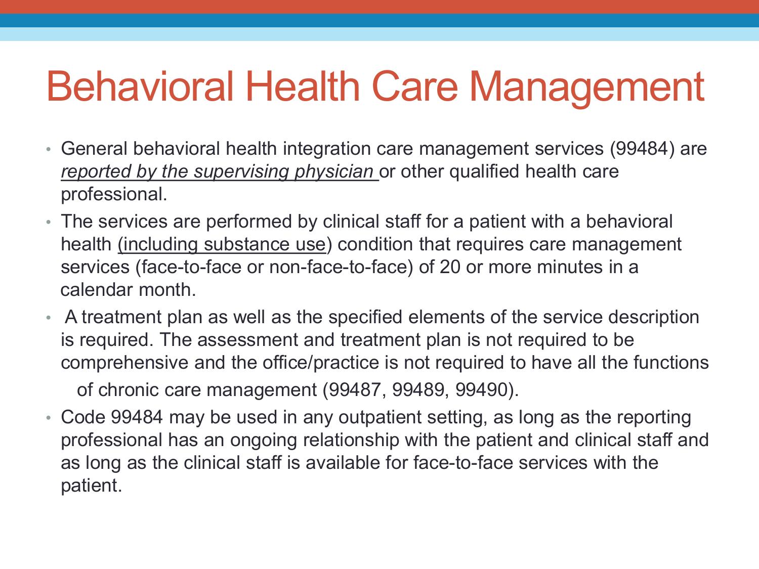# Behavioral Health Care Management

- General behavioral health integration care management services (99484) are *reported by the supervising physician* or other qualified health care professional.
- The services are performed by clinical staff for a patient with a behavioral health (including substance use) condition that requires care management services (face-to-face or non-face-to-face) of 20 or more minutes in a calendar month.
- A treatment plan as well as the specified elements of the service description is required. The assessment and treatment plan is not required to be comprehensive and the office/practice is not required to have all the functions of chronic care management (99487, 99489, 99490).
- Code 99484 may be used in any outpatient setting, as long as the reporting professional has an ongoing relationship with the patient and clinical staff and as long as the clinical staff is available for face-to-face services with the patient.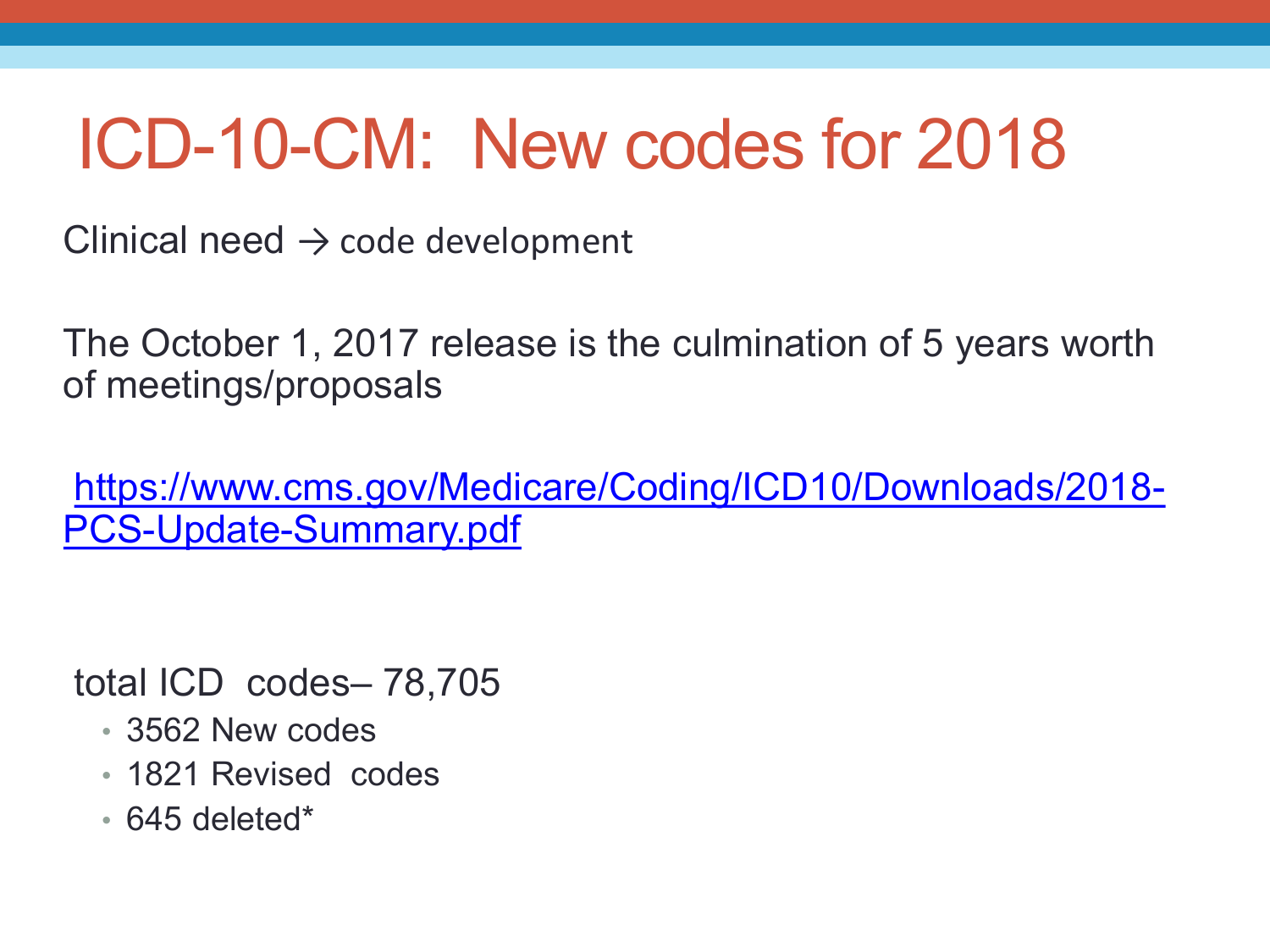# ICD-10-CM: New codes for 2018

Clinical need → code development

The October 1, 2017 release is the culmination of 5 years worth of meetings/proposals

https://www.cms.gov/Medicare/Coding/ICD10/Downloads/2018-PCS-Update-Summary.pdf

total ICD codes– 78,705

- 3562 New codes
- 1821 Revised codes
- 645 deleted*